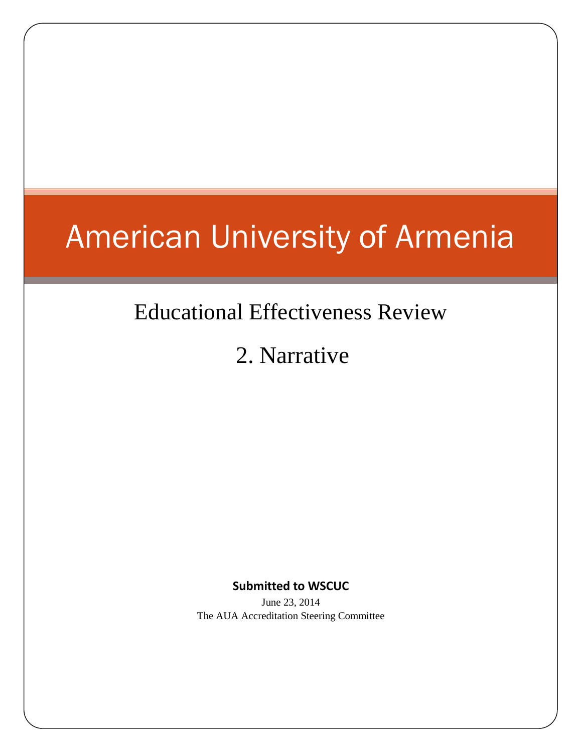# American University of Armenia

## Educational Effectiveness Review

## 2. Narrative

**Submitted to WSCUC**

June 23, 2014

The AUA Accreditation Steering Committee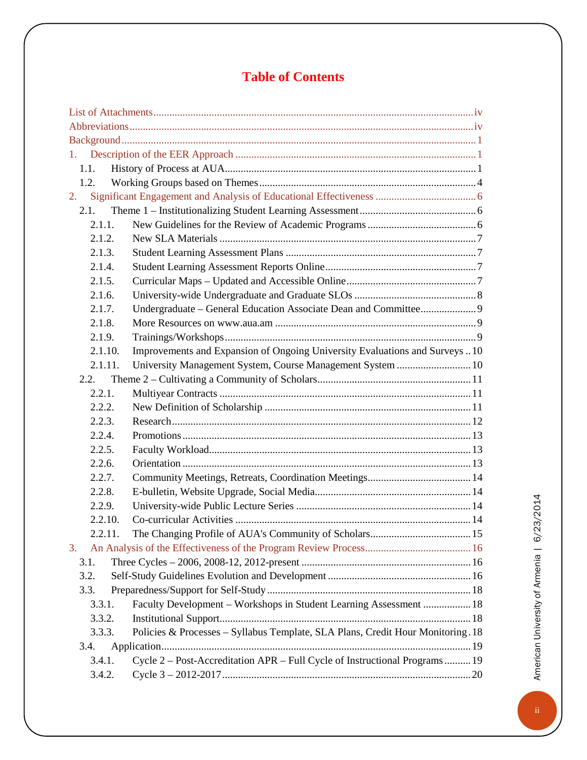# Table of Contents

List of Attachments ....................................................................................................................... iv
Abbreviations ................................................................................................................................ iv
Background ..................................................................................................................................... 1
1. Description of the EER Approach ........................................................................................... 1
   1.1. History of Process at AUA.................................................................................................. 1
   1.2. Working Groups based on Themes ...................................................................................... 4
2. Significant Engagement and Analysis of Educational Effectiveness ..................................... 6
   2.1. Theme 1 – Institutionalizing Student Learning Assessment ............................................... 6
      2.1.1. New Guidelines for the Review of Academic Programs ............................................ 6
      2.1.2. New SLA Materials .................................................................................................... 7
      2.1.3. Student Learning Assessment Plans ........................................................................... 7
      2.1.4. Student Learning Assessment Reports Online ........................................................... 7
      2.1.5. Curricular Maps – Updated and Accessible Online .................................................... 7
      2.1.6. University-wide Undergraduate and Graduate SLOs .................................................. 8
      2.1.7. Undergraduate – General Education Associate Dean and Committee ........................ 9
      2.1.8. More Resources on www.aua.am ............................................................................... 9
      2.1.9. Trainings/Workshops .................................................................................................. 9
      2.1.10. Improvements and Expansion of Ongoing University Evaluations and Surveys .. 10
      2.1.11. University Management System, Course Management System ............................ 10
   2.2. Theme 2 – Cultivating a Community of Scholars ............................................................ 11
      2.2.1. Multiyear Contracts .................................................................................................. 11
      2.2.2. New Definition of Scholarship ................................................................................. 11
      2.2.3. Research .................................................................................................................... 12
      2.2.4. Promotions ................................................................................................................ 13
      2.2.5. Faculty Workload ...................................................................................................... 13
      2.2.6. Orientation ................................................................................................................ 13
      2.2.7. Community Meetings, Retreats, Coordination Meetings .......................................... 14
      2.2.8. E-bulletin, Website Upgrade, Social Media .............................................................. 14
      2.2.9. University-wide Public Lecture Series ..................................................................... 14
      2.2.10. Co-curricular Activities .......................................................................................... 14
      2.2.11. The Changing Profile of AUA's Community of Scholars ....................................... 15
3. An Analysis of the Effectiveness of the Program Review Process ........................................ 16
   3.1. Three Cycles – 2006, 2008-12, 2012-present ................................................................... 16
   3.2. Self-Study Guidelines Evolution and Development ......................................................... 16
   3.3. Preparedness/Support for Self-Study ............................................................................... 18
      3.3.1. Faculty Development – Workshops in Student Learning Assessment ...................... 18
      3.3.2. Institutional Support .................................................................................................. 18
      3.3.3. Policies & Processes – Syllabus Template, SLA Plans, Credit Hour Monitoring . 18
   3.4. Application ....................................................................................................................... 19
      3.4.1. Cycle 2 – Post-Accreditation APR – Full Cycle of Instructional Programs .......... 19
      3.4.2. Cycle 3 – 2012-2017 ................................................................................................. 20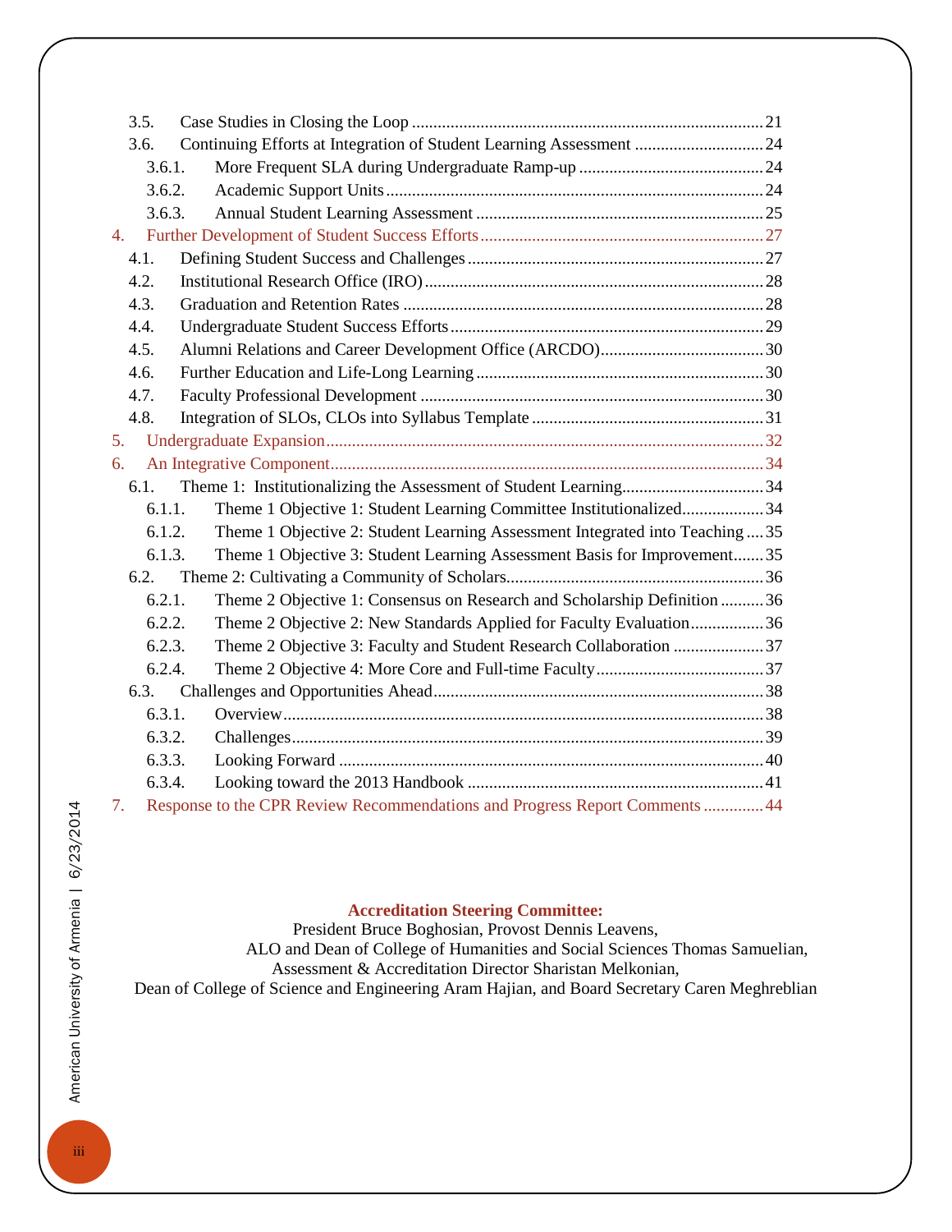- 3.5. Case Studies in Closing the Loop ............ 21
- 3.6. Continuing Efforts at Integration of Student Learning Assessment ............ 24
  - 3.6.1. More Frequent SLA during Undergraduate Ramp-up ............ 24
  - 3.6.2. Academic Support Units ............ 24
  - 3.6.3. Annual Student Learning Assessment ............ 25

4. Further Development of Student Success Efforts ............ 27
   - 4.1. Defining Student Success and Challenges ............ 27
   - 4.2. Institutional Research Office (IRO) ............ 28
   - 4.3. Graduation and Retention Rates ............ 28
   - 4.4. Undergraduate Student Success Efforts ............ 29
   - 4.5. Alumni Relations and Career Development Office (ARCDO) ............ 30
   - 4.6. Further Education and Life-Long Learning ............ 30
   - 4.7. Faculty Professional Development ............ 30
   - 4.8. Integration of SLOs, CLOs into Syllabus Template ............ 31
5. Undergraduate Expansion ............ 32
6. An Integrative Component ............ 34
   - 6.1. Theme 1: Institutionalizing the Assessment of Student Learning ............ 34
     - 6.1.1. Theme 1 Objective 1: Student Learning Committee Institutionalized ............ 34
     - 6.1.2. Theme 1 Objective 2: Student Learning Assessment Integrated into Teaching ............ 35
     - 6.1.3. Theme 1 Objective 3: Student Learning Assessment Basis for Improvement ............ 35
   - 6.2. Theme 2: Cultivating a Community of Scholars ............ 36
     - 6.2.1. Theme 2 Objective 1: Consensus on Research and Scholarship Definition ............ 36
     - 6.2.2. Theme 2 Objective 2: New Standards Applied for Faculty Evaluation ............ 36
     - 6.2.3. Theme 2 Objective 3: Faculty and Student Research Collaboration ............ 37
     - 6.2.4. Theme 2 Objective 4: More Core and Full-time Faculty ............ 37
   - 6.3. Challenges and Opportunities Ahead ............ 38
     - 6.3.1. Overview ............ 38
     - 6.3.2. Challenges ............ 39
     - 6.3.3. Looking Forward ............ 40
     - 6.3.4. Looking toward the 2013 Handbook ............ 41
7. Response to the CPR Review Recommendations and Progress Report Comments ............ 44

**Accreditation Steering Committee:**

President Bruce Boghosian, Provost Dennis Leavens,
ALO and Dean of College of Humanities and Social Sciences Thomas Samuelian,
Assessment & Accreditation Director Sharistan Melkonian,
Dean of College of Science and Engineering Aram Hajian, and Board Secretary Caren Meghreblian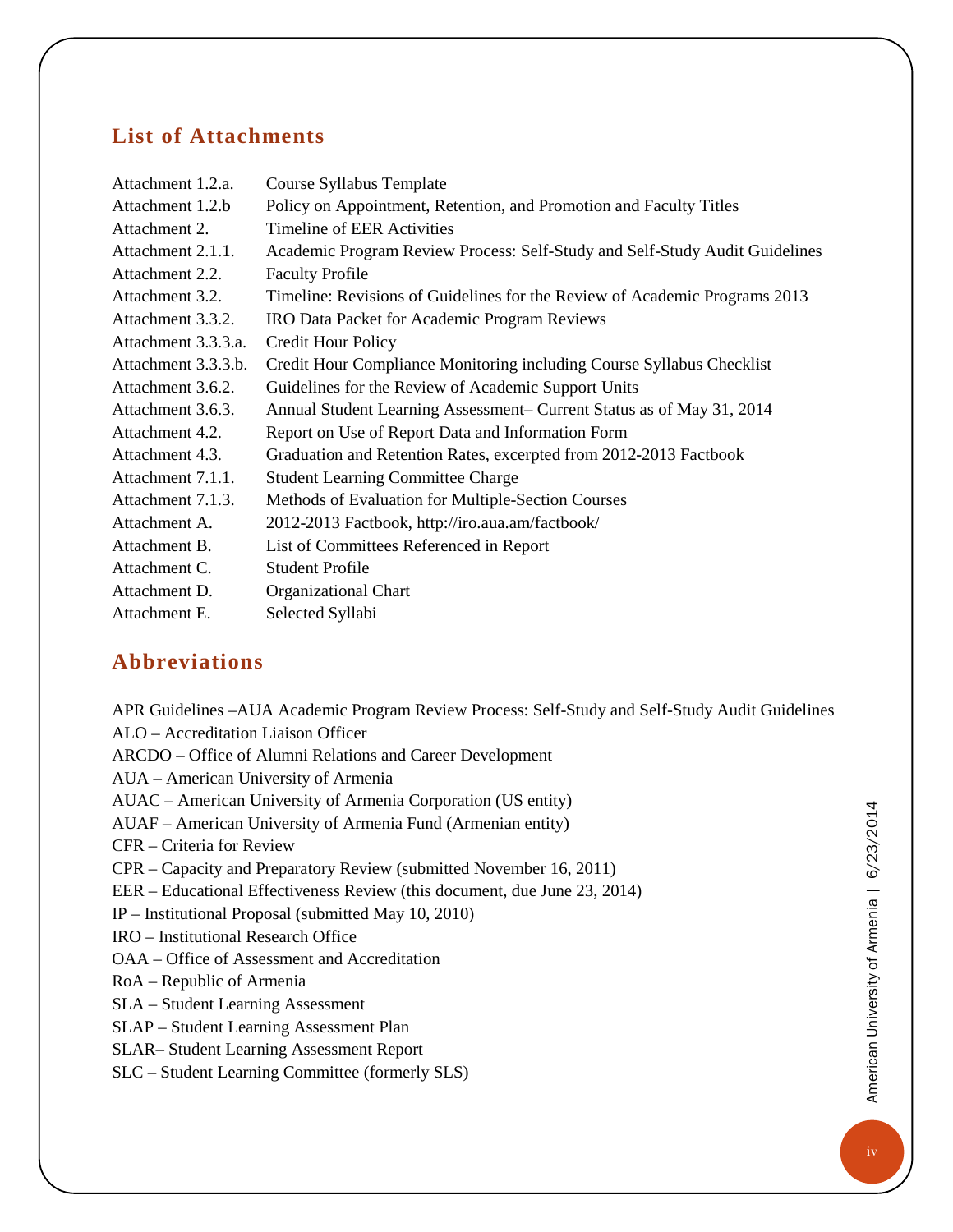## List of Attachments

| | |
|---|---|
| Attachment 1.2.a. | Course Syllabus Template |
| Attachment 1.2.b | Policy on Appointment, Retention, and Promotion and Faculty Titles |
| Attachment 2. | Timeline of EER Activities |
| Attachment 2.1.1. | Academic Program Review Process: Self-Study and Self-Study Audit Guidelines |
| Attachment 2.2. | Faculty Profile |
| Attachment 3.2. | Timeline: Revisions of Guidelines for the Review of Academic Programs 2013 |
| Attachment 3.3.2. | IRO Data Packet for Academic Program Reviews |
| Attachment 3.3.3.a. | Credit Hour Policy |
| Attachment 3.3.3.b. | Credit Hour Compliance Monitoring including Course Syllabus Checklist |
| Attachment 3.6.2. | Guidelines for the Review of Academic Support Units |
| Attachment 3.6.3. | Annual Student Learning Assessment– Current Status as of May 31, 2014 |
| Attachment 4.2. | Report on Use of Report Data and Information Form |
| Attachment 4.3. | Graduation and Retention Rates, excerpted from 2012-2013 Factbook |
| Attachment 7.1.1. | Student Learning Committee Charge |
| Attachment 7.1.3. | Methods of Evaluation for Multiple-Section Courses |
| Attachment A. | 2012-2013 Factbook, http://iro.aua.am/factbook/ |
| Attachment B. | List of Committees Referenced in Report |
| Attachment C. | Student Profile |
| Attachment D. | Organizational Chart |
| Attachment E. | Selected Syllabi |

## Abbreviations

APR Guidelines –AUA Academic Program Review Process: Self-Study and Self-Study Audit Guidelines
ALO – Accreditation Liaison Officer
ARCDO – Office of Alumni Relations and Career Development
AUA – American University of Armenia
AUAC – American University of Armenia Corporation (US entity)
AUAF – American University of Armenia Fund (Armenian entity)
CFR – Criteria for Review
CPR – Capacity and Preparatory Review (submitted November 16, 2011)
EER – Educational Effectiveness Review (this document, due June 23, 2014)
IP – Institutional Proposal (submitted May 10, 2010)
IRO – Institutional Research Office
OAA – Office of Assessment and Accreditation
RoA – Republic of Armenia
SLA – Student Learning Assessment
SLAP – Student Learning Assessment Plan
SLAR– Student Learning Assessment Report
SLC – Student Learning Committee (formerly SLS)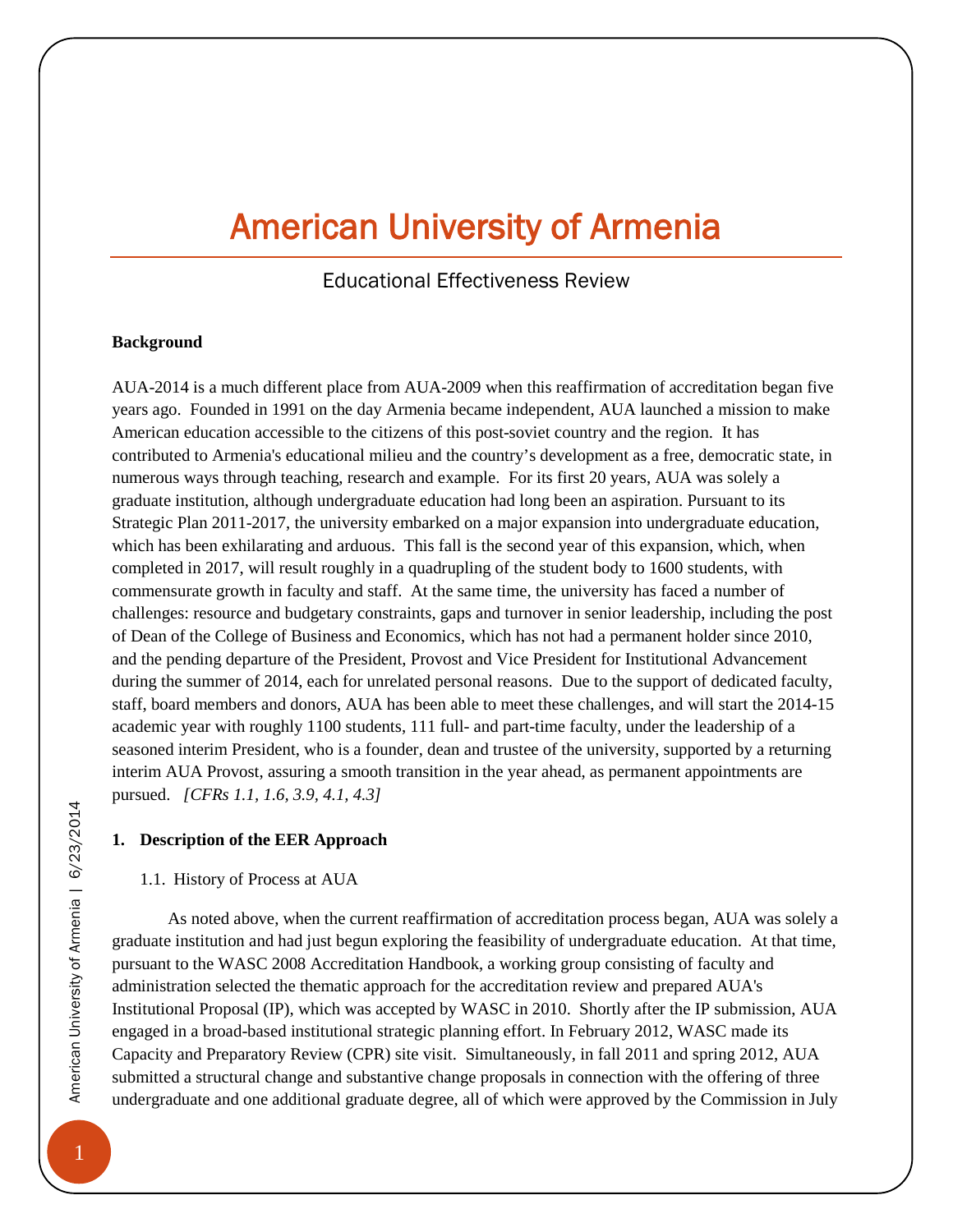# American University of Armenia

## Educational Effectiveness Review

**Background**

AUA-2014 is a much different place from AUA-2009 when this reaffirmation of accreditation began five years ago. Founded in 1991 on the day Armenia became independent, AUA launched a mission to make American education accessible to the citizens of this post-soviet country and the region. It has contributed to Armenia's educational milieu and the country's development as a free, democratic state, in numerous ways through teaching, research and example. For its first 20 years, AUA was solely a graduate institution, although undergraduate education had long been an aspiration. Pursuant to its Strategic Plan 2011-2017, the university embarked on a major expansion into undergraduate education, which has been exhilarating and arduous. This fall is the second year of this expansion, which, when completed in 2017, will result roughly in a quadrupling of the student body to 1600 students, with commensurate growth in faculty and staff. At the same time, the university has faced a number of challenges: resource and budgetary constraints, gaps and turnover in senior leadership, including the post of Dean of the College of Business and Economics, which has not had a permanent holder since 2010, and the pending departure of the President, Provost and Vice President for Institutional Advancement during the summer of 2014, each for unrelated personal reasons. Due to the support of dedicated faculty, staff, board members and donors, AUA has been able to meet these challenges, and will start the 2014-15 academic year with roughly 1100 students, 111 full- and part-time faculty, under the leadership of a seasoned interim President, who is a founder, dean and trustee of the university, supported by a returning interim AUA Provost, assuring a smooth transition in the year ahead, as permanent appointments are pursued. *[CFRs 1.1, 1.6, 3.9, 4.1, 4.3]*

**1. Description of the EER Approach**

1.1. History of Process at AUA

As noted above, when the current reaffirmation of accreditation process began, AUA was solely a graduate institution and had just begun exploring the feasibility of undergraduate education. At that time, pursuant to the WASC 2008 Accreditation Handbook, a working group consisting of faculty and administration selected the thematic approach for the accreditation review and prepared AUA's Institutional Proposal (IP), which was accepted by WASC in 2010. Shortly after the IP submission, AUA engaged in a broad-based institutional strategic planning effort. In February 2012, WASC made its Capacity and Preparatory Review (CPR) site visit. Simultaneously, in fall 2011 and spring 2012, AUA submitted a structural change and substantive change proposals in connection with the offering of three undergraduate and one additional graduate degree, all of which were approved by the Commission in July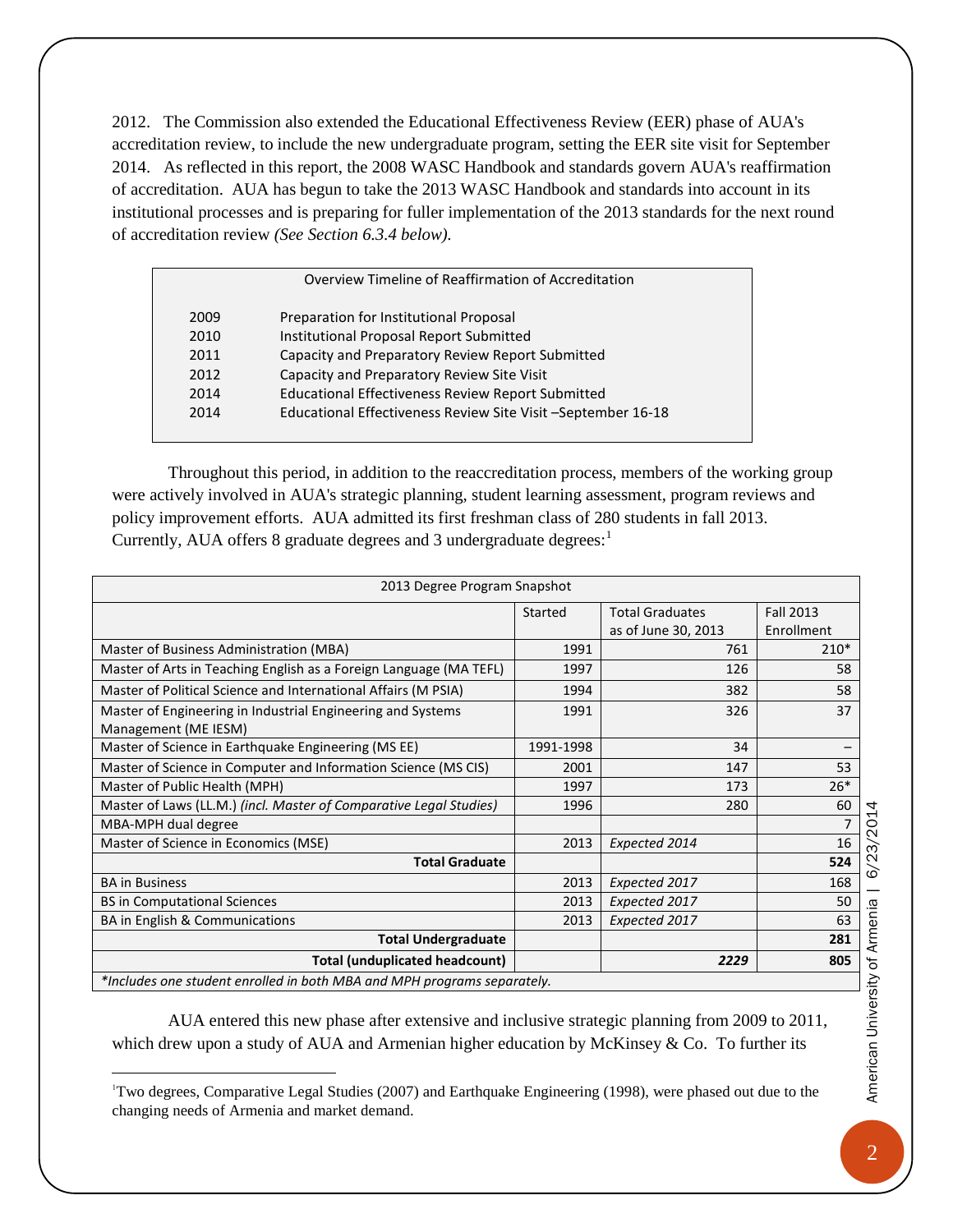2012. The Commission also extended the Educational Effectiveness Review (EER) phase of AUA's accreditation review, to include the new undergraduate program, setting the EER site visit for September 2014. As reflected in this report, the 2008 WASC Handbook and standards govern AUA's reaffirmation of accreditation. AUA has begun to take the 2013 WASC Handbook and standards into account in its institutional processes and is preparing for fuller implementation of the 2013 standards for the next round of accreditation review *(See Section 6.3.4 below).*

| Overview Timeline of Reaffirmation of Accreditation | |
|---|---|
| 2009 | Preparation for Institutional Proposal |
| 2010 | Institutional Proposal Report Submitted |
| 2011 | Capacity and Preparatory Review Report Submitted |
| 2012 | Capacity and Preparatory Review Site Visit |
| 2014 | Educational Effectiveness Review Report Submitted |
| 2014 | Educational Effectiveness Review Site Visit –September 16-18 |

Throughout this period, in addition to the reaccreditation process, members of the working group were actively involved in AUA's strategic planning, student learning assessment, program reviews and policy improvement efforts. AUA admitted its first freshman class of 280 students in fall 2013. Currently, AUA offers 8 graduate degrees and 3 undergraduate degrees:[1]

| 2013 Degree Program Snapshot | | | |
|---|---|---|---|
| | Started | Total Graduates as of June 30, 2013 | Fall 2013 Enrollment |
| Master of Business Administration (MBA) | 1991 | 761 | 210* |
| Master of Arts in Teaching English as a Foreign Language (MA TEFL) | 1997 | 126 | 58 |
| Master of Political Science and International Affairs (M PSIA) | 1994 | 382 | 58 |
| Master of Engineering in Industrial Engineering and Systems Management (ME IESM) | 1991 | 326 | 37 |
| Master of Science in Earthquake Engineering (MS EE) | 1991-1998 | 34 | – |
| Master of Science in Computer and Information Science (MS CIS) | 2001 | 147 | 53 |
| Master of Public Health (MPH) | 1997 | 173 | 26* |
| Master of Laws (LL.M.) *(incl. Master of Comparative Legal Studies)* | 1996 | 280 | 60 |
| MBA-MPH dual degree | | | 7 |
| Master of Science in Economics (MSE) | 2013 | *Expected 2014* | 16 |
| **Total Graduate** | | | **524** |
| BA in Business | 2013 | *Expected 2017* | 168 |
| BS in Computational Sciences | 2013 | *Expected 2017* | 50 |
| BA in English & Communications | 2013 | *Expected 2017* | 63 |
| **Total Undergraduate** | | | **281** |
| **Total (unduplicated headcount)** | | ***2229*** | **805** |
| *\*Includes one student enrolled in both MBA and MPH programs separately.* | | | |

AUA entered this new phase after extensive and inclusive strategic planning from 2009 to 2011, which drew upon a study of AUA and Armenian higher education by McKinsey & Co. To further its

[1] Two degrees, Comparative Legal Studies (2007) and Earthquake Engineering (1998), were phased out due to the changing needs of Armenia and market demand.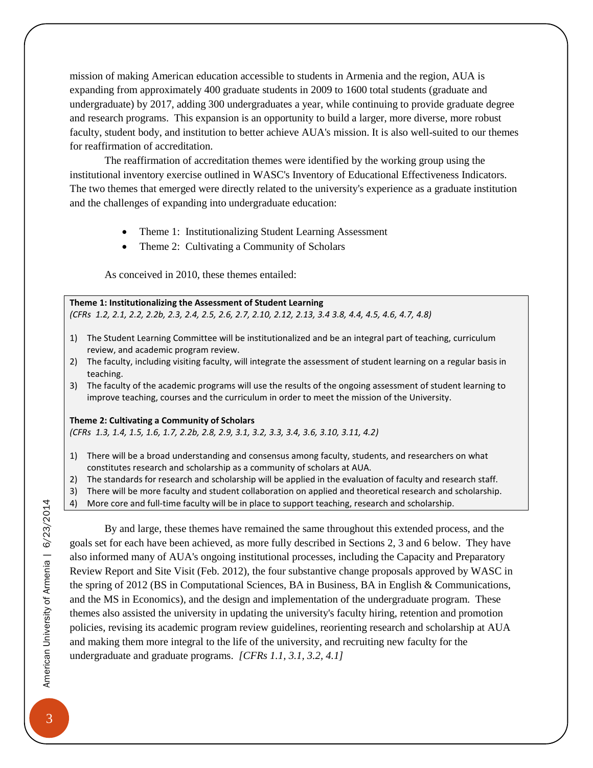mission of making American education accessible to students in Armenia and the region, AUA is expanding from approximately 400 graduate students in 2009 to 1600 total students (graduate and undergraduate) by 2017, adding 300 undergraduates a year, while continuing to provide graduate degree and research programs. This expansion is an opportunity to build a larger, more diverse, more robust faculty, student body, and institution to better achieve AUA's mission. It is also well-suited to our themes for reaffirmation of accreditation.

The reaffirmation of accreditation themes were identified by the working group using the institutional inventory exercise outlined in WASC's Inventory of Educational Effectiveness Indicators. The two themes that emerged were directly related to the university's experience as a graduate institution and the challenges of expanding into undergraduate education:

- Theme 1: Institutionalizing Student Learning Assessment
- Theme 2: Cultivating a Community of Scholars

As conceived in 2010, these themes entailed:

**Theme 1: Institutionalizing the Assessment of Student Learning**
*(CFRs 1.2, 2.1, 2.2, 2.2b, 2.3, 2.4, 2.5, 2.6, 2.7, 2.10, 2.12, 2.13, 3.4 3.8, 4.4, 4.5, 4.6, 4.7, 4.8)*

1) The Student Learning Committee will be institutionalized and be an integral part of teaching, curriculum review, and academic program review.
2) The faculty, including visiting faculty, will integrate the assessment of student learning on a regular basis in teaching.
3) The faculty of the academic programs will use the results of the ongoing assessment of student learning to improve teaching, courses and the curriculum in order to meet the mission of the University.

**Theme 2: Cultivating a Community of Scholars**
*(CFRs 1.3, 1.4, 1.5, 1.6, 1.7, 2.2b, 2.8, 2.9, 3.1, 3.2, 3.3, 3.4, 3.6, 3.10, 3.11, 4.2)*

1) There will be a broad understanding and consensus among faculty, students, and researchers on what constitutes research and scholarship as a community of scholars at AUA.
2) The standards for research and scholarship will be applied in the evaluation of faculty and research staff.
3) There will be more faculty and student collaboration on applied and theoretical research and scholarship.
4) More core and full-time faculty will be in place to support teaching, research and scholarship.

By and large, these themes have remained the same throughout this extended process, and the goals set for each have been achieved, as more fully described in Sections 2, 3 and 6 below. They have also informed many of AUA's ongoing institutional processes, including the Capacity and Preparatory Review Report and Site Visit (Feb. 2012), the four substantive change proposals approved by WASC in the spring of 2012 (BS in Computational Sciences, BA in Business, BA in English & Communications, and the MS in Economics), and the design and implementation of the undergraduate program. These themes also assisted the university in updating the university's faculty hiring, retention and promotion policies, revising its academic program review guidelines, reorienting research and scholarship at AUA and making them more integral to the life of the university, and recruiting new faculty for the undergraduate and graduate programs. *[CFRs 1.1, 3.1, 3.2, 4.1]*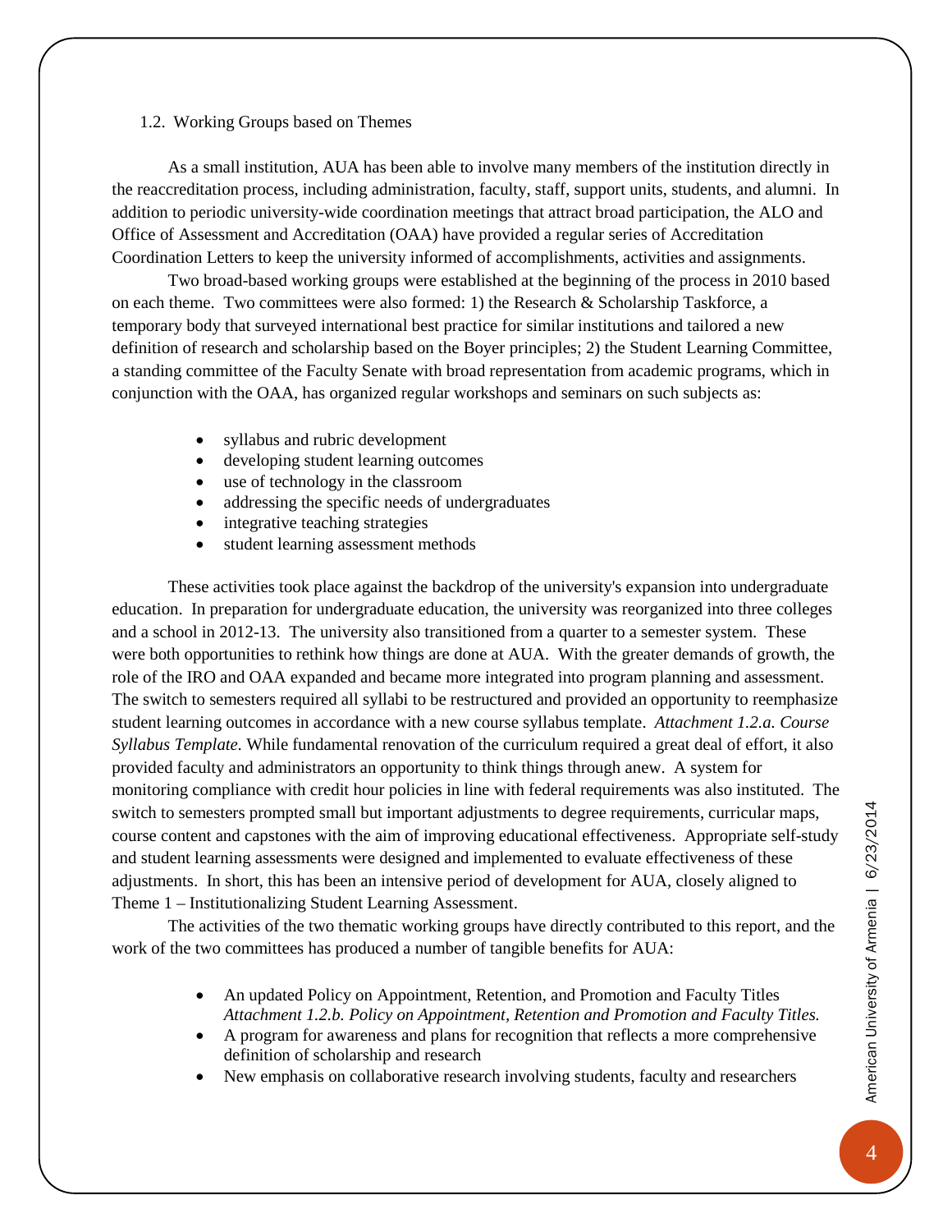### 1.2. Working Groups based on Themes

As a small institution, AUA has been able to involve many members of the institution directly in the reaccreditation process, including administration, faculty, staff, support units, students, and alumni. In addition to periodic university-wide coordination meetings that attract broad participation, the ALO and Office of Assessment and Accreditation (OAA) have provided a regular series of Accreditation Coordination Letters to keep the university informed of accomplishments, activities and assignments.

Two broad-based working groups were established at the beginning of the process in 2010 based on each theme. Two committees were also formed: 1) the Research & Scholarship Taskforce, a temporary body that surveyed international best practice for similar institutions and tailored a new definition of research and scholarship based on the Boyer principles; 2) the Student Learning Committee, a standing committee of the Faculty Senate with broad representation from academic programs, which in conjunction with the OAA, has organized regular workshops and seminars on such subjects as:

- syllabus and rubric development
- developing student learning outcomes
- use of technology in the classroom
- addressing the specific needs of undergraduates
- integrative teaching strategies
- student learning assessment methods

These activities took place against the backdrop of the university's expansion into undergraduate education. In preparation for undergraduate education, the university was reorganized into three colleges and a school in 2012-13. The university also transitioned from a quarter to a semester system. These were both opportunities to rethink how things are done at AUA. With the greater demands of growth, the role of the IRO and OAA expanded and became more integrated into program planning and assessment. The switch to semesters required all syllabi to be restructured and provided an opportunity to reemphasize student learning outcomes in accordance with a new course syllabus template. *Attachment 1.2.a. Course Syllabus Template.* While fundamental renovation of the curriculum required a great deal of effort, it also provided faculty and administrators an opportunity to think things through anew. A system for monitoring compliance with credit hour policies in line with federal requirements was also instituted. The switch to semesters prompted small but important adjustments to degree requirements, curricular maps, course content and capstones with the aim of improving educational effectiveness. Appropriate self-study and student learning assessments were designed and implemented to evaluate effectiveness of these adjustments. In short, this has been an intensive period of development for AUA, closely aligned to Theme 1 – Institutionalizing Student Learning Assessment.

The activities of the two thematic working groups have directly contributed to this report, and the work of the two committees has produced a number of tangible benefits for AUA:

- An updated Policy on Appointment, Retention, and Promotion and Faculty Titles *Attachment 1.2.b. Policy on Appointment, Retention and Promotion and Faculty Titles.*
- A program for awareness and plans for recognition that reflects a more comprehensive definition of scholarship and research
- New emphasis on collaborative research involving students, faculty and researchers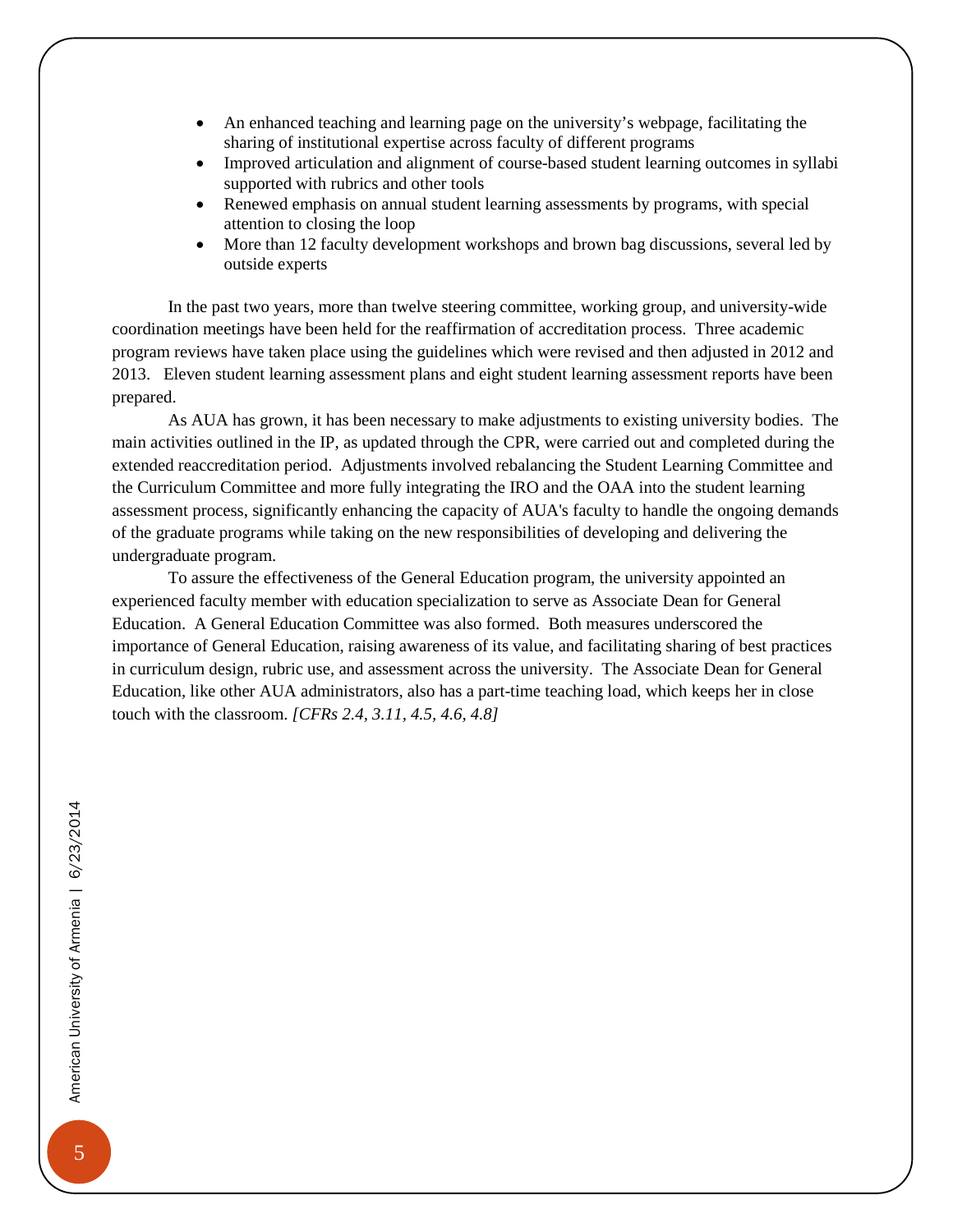- An enhanced teaching and learning page on the university's webpage, facilitating the sharing of institutional expertise across faculty of different programs
- Improved articulation and alignment of course-based student learning outcomes in syllabi supported with rubrics and other tools
- Renewed emphasis on annual student learning assessments by programs, with special attention to closing the loop
- More than 12 faculty development workshops and brown bag discussions, several led by outside experts

In the past two years, more than twelve steering committee, working group, and university-wide coordination meetings have been held for the reaffirmation of accreditation process. Three academic program reviews have taken place using the guidelines which were revised and then adjusted in 2012 and 2013. Eleven student learning assessment plans and eight student learning assessment reports have been prepared.

As AUA has grown, it has been necessary to make adjustments to existing university bodies. The main activities outlined in the IP, as updated through the CPR, were carried out and completed during the extended reaccreditation period. Adjustments involved rebalancing the Student Learning Committee and the Curriculum Committee and more fully integrating the IRO and the OAA into the student learning assessment process, significantly enhancing the capacity of AUA's faculty to handle the ongoing demands of the graduate programs while taking on the new responsibilities of developing and delivering the undergraduate program.

To assure the effectiveness of the General Education program, the university appointed an experienced faculty member with education specialization to serve as Associate Dean for General Education. A General Education Committee was also formed. Both measures underscored the importance of General Education, raising awareness of its value, and facilitating sharing of best practices in curriculum design, rubric use, and assessment across the university. The Associate Dean for General Education, like other AUA administrators, also has a part-time teaching load, which keeps her in close touch with the classroom. *[CFRs 2.4, 3.11, 4.5, 4.6, 4.8]*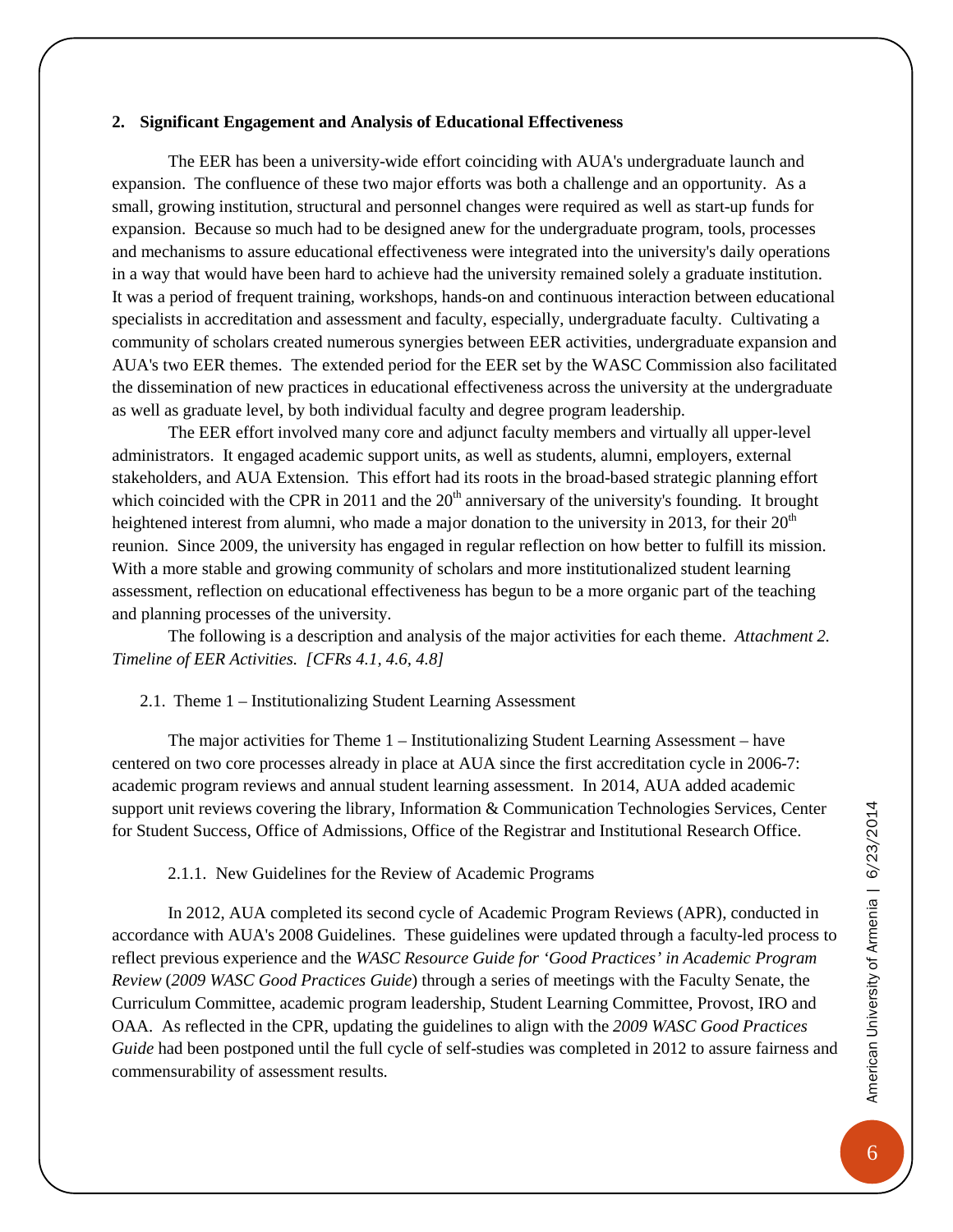**2. Significant Engagement and Analysis of Educational Effectiveness**

The EER has been a university-wide effort coinciding with AUA's undergraduate launch and expansion. The confluence of these two major efforts was both a challenge and an opportunity. As a small, growing institution, structural and personnel changes were required as well as start-up funds for expansion. Because so much had to be designed anew for the undergraduate program, tools, processes and mechanisms to assure educational effectiveness were integrated into the university's daily operations in a way that would have been hard to achieve had the university remained solely a graduate institution. It was a period of frequent training, workshops, hands-on and continuous interaction between educational specialists in accreditation and assessment and faculty, especially, undergraduate faculty. Cultivating a community of scholars created numerous synergies between EER activities, undergraduate expansion and AUA's two EER themes. The extended period for the EER set by the WASC Commission also facilitated the dissemination of new practices in educational effectiveness across the university at the undergraduate as well as graduate level, by both individual faculty and degree program leadership.

The EER effort involved many core and adjunct faculty members and virtually all upper-level administrators. It engaged academic support units, as well as students, alumni, employers, external stakeholders, and AUA Extension. This effort had its roots in the broad-based strategic planning effort which coincided with the CPR in 2011 and the 20th anniversary of the university's founding. It brought heightened interest from alumni, who made a major donation to the university in 2013, for their 20th reunion. Since 2009, the university has engaged in regular reflection on how better to fulfill its mission. With a more stable and growing community of scholars and more institutionalized student learning assessment, reflection on educational effectiveness has begun to be a more organic part of the teaching and planning processes of the university.

The following is a description and analysis of the major activities for each theme. *Attachment 2. Timeline of EER Activities. [CFRs 4.1, 4.6, 4.8]*

2.1. Theme 1 – Institutionalizing Student Learning Assessment

The major activities for Theme 1 – Institutionalizing Student Learning Assessment – have centered on two core processes already in place at AUA since the first accreditation cycle in 2006-7: academic program reviews and annual student learning assessment. In 2014, AUA added academic support unit reviews covering the library, Information & Communication Technologies Services, Center for Student Success, Office of Admissions, Office of the Registrar and Institutional Research Office.

2.1.1. New Guidelines for the Review of Academic Programs

In 2012, AUA completed its second cycle of Academic Program Reviews (APR), conducted in accordance with AUA's 2008 Guidelines. These guidelines were updated through a faculty-led process to reflect previous experience and the *WASC Resource Guide for 'Good Practices' in Academic Program Review* (*2009 WASC Good Practices Guide*) through a series of meetings with the Faculty Senate, the Curriculum Committee, academic program leadership, Student Learning Committee, Provost, IRO and OAA. As reflected in the CPR, updating the guidelines to align with the *2009 WASC Good Practices Guide* had been postponed until the full cycle of self-studies was completed in 2012 to assure fairness and commensurability of assessment results.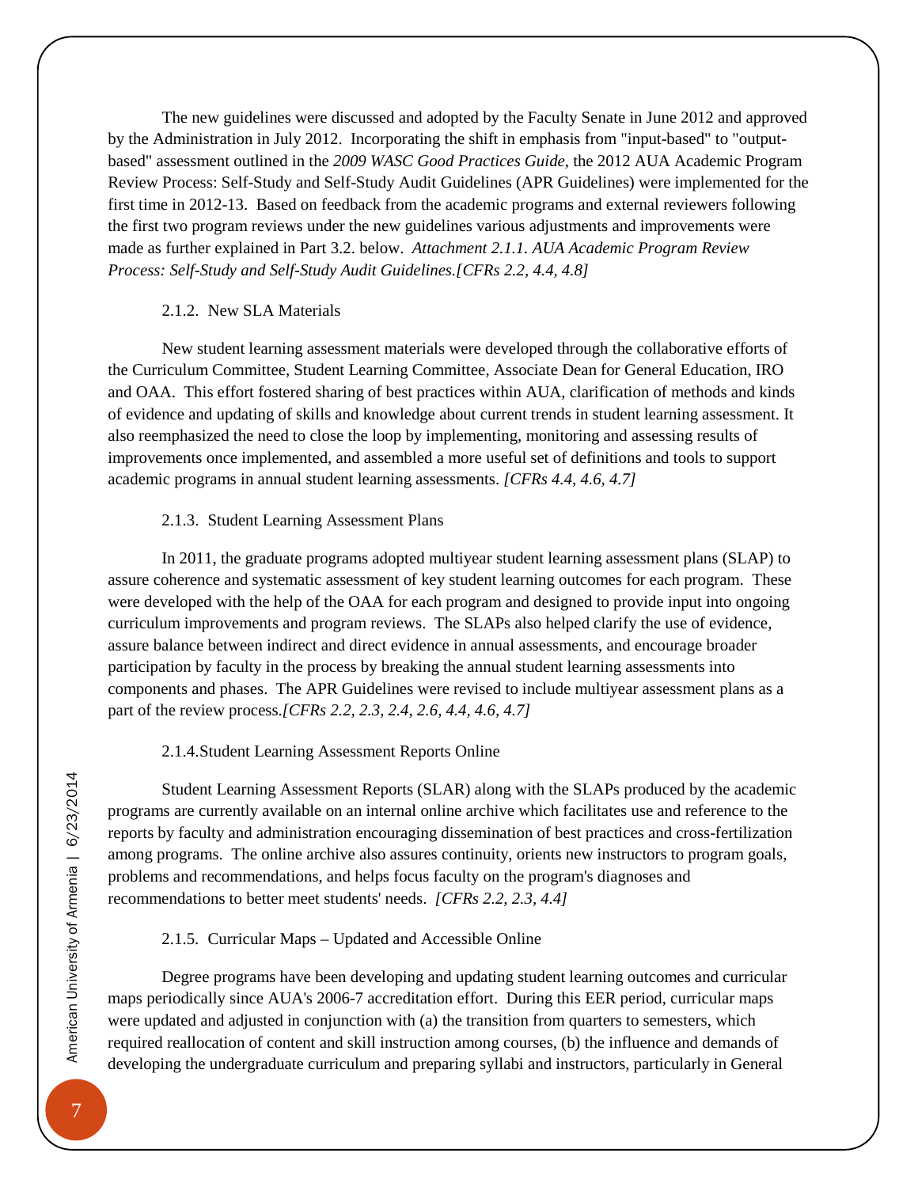The new guidelines were discussed and adopted by the Faculty Senate in June 2012 and approved by the Administration in July 2012. Incorporating the shift in emphasis from "input-based" to "output-based" assessment outlined in the *2009 WASC Good Practices Guide*, the 2012 AUA Academic Program Review Process: Self-Study and Self-Study Audit Guidelines (APR Guidelines) were implemented for the first time in 2012-13. Based on feedback from the academic programs and external reviewers following the first two program reviews under the new guidelines various adjustments and improvements were made as further explained in Part 3.2. below. *Attachment 2.1.1. AUA Academic Program Review Process: Self-Study and Self-Study Audit Guidelines.[CFRs 2.2, 4.4, 4.8]*

#### 2.1.2. New SLA Materials

New student learning assessment materials were developed through the collaborative efforts of the Curriculum Committee, Student Learning Committee, Associate Dean for General Education, IRO and OAA. This effort fostered sharing of best practices within AUA, clarification of methods and kinds of evidence and updating of skills and knowledge about current trends in student learning assessment. It also reemphasized the need to close the loop by implementing, monitoring and assessing results of improvements once implemented, and assembled a more useful set of definitions and tools to support academic programs in annual student learning assessments. *[CFRs 4.4, 4.6, 4.7]*

#### 2.1.3. Student Learning Assessment Plans

In 2011, the graduate programs adopted multiyear student learning assessment plans (SLAP) to assure coherence and systematic assessment of key student learning outcomes for each program. These were developed with the help of the OAA for each program and designed to provide input into ongoing curriculum improvements and program reviews. The SLAPs also helped clarify the use of evidence, assure balance between indirect and direct evidence in annual assessments, and encourage broader participation by faculty in the process by breaking the annual student learning assessments into components and phases. The APR Guidelines were revised to include multiyear assessment plans as a part of the review process.*[CFRs 2.2, 2.3, 2.4, 2.6, 4.4, 4.6, 4.7]*

#### 2.1.4.Student Learning Assessment Reports Online

Student Learning Assessment Reports (SLAR) along with the SLAPs produced by the academic programs are currently available on an internal online archive which facilitates use and reference to the reports by faculty and administration encouraging dissemination of best practices and cross-fertilization among programs. The online archive also assures continuity, orients new instructors to program goals, problems and recommendations, and helps focus faculty on the program's diagnoses and recommendations to better meet students' needs. *[CFRs 2.2, 2.3, 4.4]*

#### 2.1.5. Curricular Maps – Updated and Accessible Online

Degree programs have been developing and updating student learning outcomes and curricular maps periodically since AUA's 2006-7 accreditation effort. During this EER period, curricular maps were updated and adjusted in conjunction with (a) the transition from quarters to semesters, which required reallocation of content and skill instruction among courses, (b) the influence and demands of developing the undergraduate curriculum and preparing syllabi and instructors, particularly in General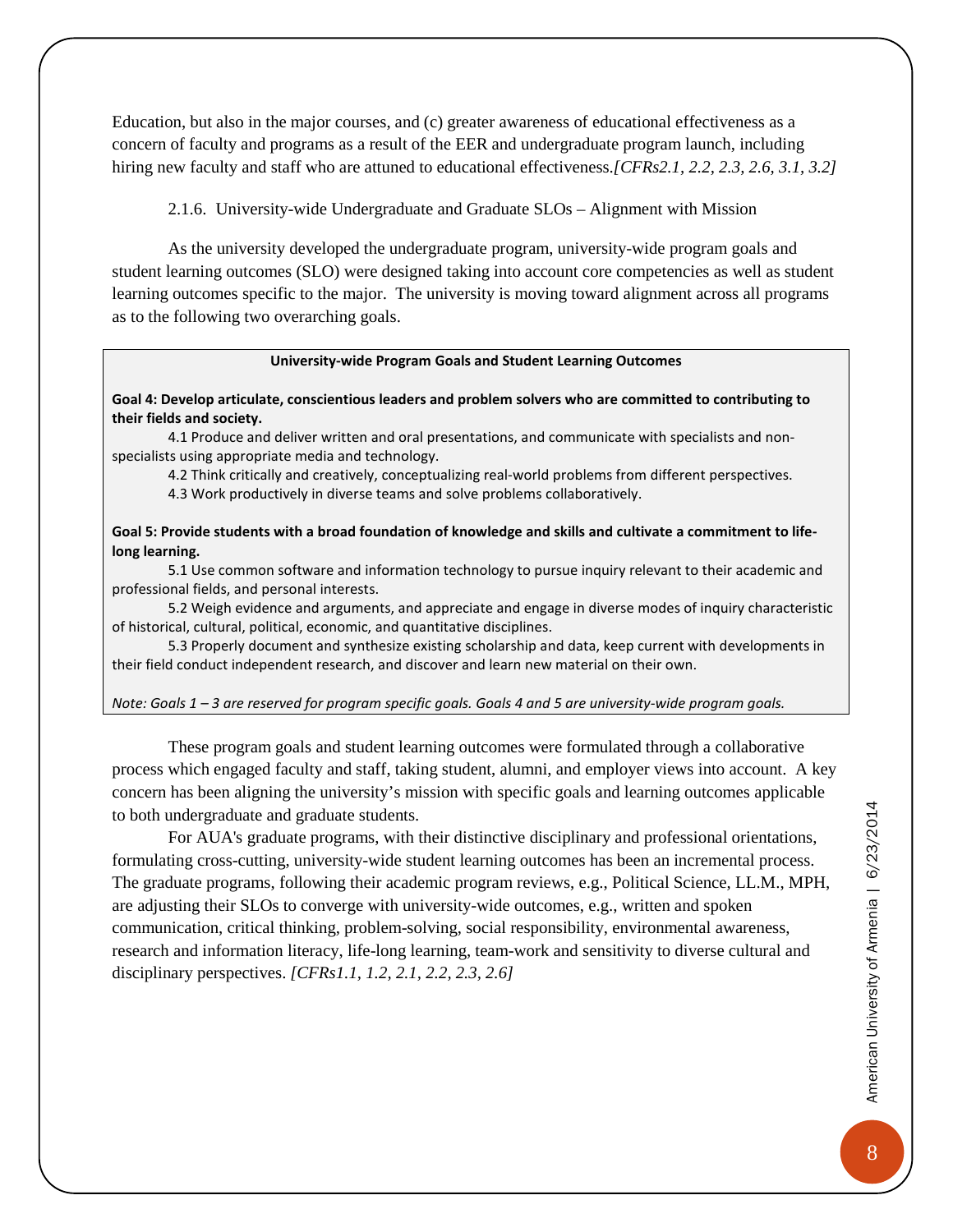Education, but also in the major courses, and (c) greater awareness of educational effectiveness as a concern of faculty and programs as a result of the EER and undergraduate program launch, including hiring new faculty and staff who are attuned to educational effectiveness.*[CFRs2.1, 2.2, 2.3, 2.6, 3.1, 3.2]*

### 2.1.6. University-wide Undergraduate and Graduate SLOs – Alignment with Mission

As the university developed the undergraduate program, university-wide program goals and student learning outcomes (SLO) were designed taking into account core competencies as well as student learning outcomes specific to the major. The university is moving toward alignment across all programs as to the following two overarching goals.

**University-wide Program Goals and Student Learning Outcomes**

**Goal 4: Develop articulate, conscientious leaders and problem solvers who are committed to contributing to their fields and society.**

4.1 Produce and deliver written and oral presentations, and communicate with specialists and non-specialists using appropriate media and technology.

4.2 Think critically and creatively, conceptualizing real-world problems from different perspectives.

4.3 Work productively in diverse teams and solve problems collaboratively.

**Goal 5: Provide students with a broad foundation of knowledge and skills and cultivate a commitment to life-long learning.**

5.1 Use common software and information technology to pursue inquiry relevant to their academic and professional fields, and personal interests.

5.2 Weigh evidence and arguments, and appreciate and engage in diverse modes of inquiry characteristic of historical, cultural, political, economic, and quantitative disciplines.

5.3 Properly document and synthesize existing scholarship and data, keep current with developments in their field conduct independent research, and discover and learn new material on their own.

*Note: Goals 1 – 3 are reserved for program specific goals. Goals 4 and 5 are university-wide program goals.*

These program goals and student learning outcomes were formulated through a collaborative process which engaged faculty and staff, taking student, alumni, and employer views into account. A key concern has been aligning the university's mission with specific goals and learning outcomes applicable to both undergraduate and graduate students.

For AUA's graduate programs, with their distinctive disciplinary and professional orientations, formulating cross-cutting, university-wide student learning outcomes has been an incremental process. The graduate programs, following their academic program reviews, e.g., Political Science, LL.M., MPH, are adjusting their SLOs to converge with university-wide outcomes, e.g., written and spoken communication, critical thinking, problem-solving, social responsibility, environmental awareness, research and information literacy, life-long learning, team-work and sensitivity to diverse cultural and disciplinary perspectives. *[CFRs1.1, 1.2, 2.1, 2.2, 2.3, 2.6]*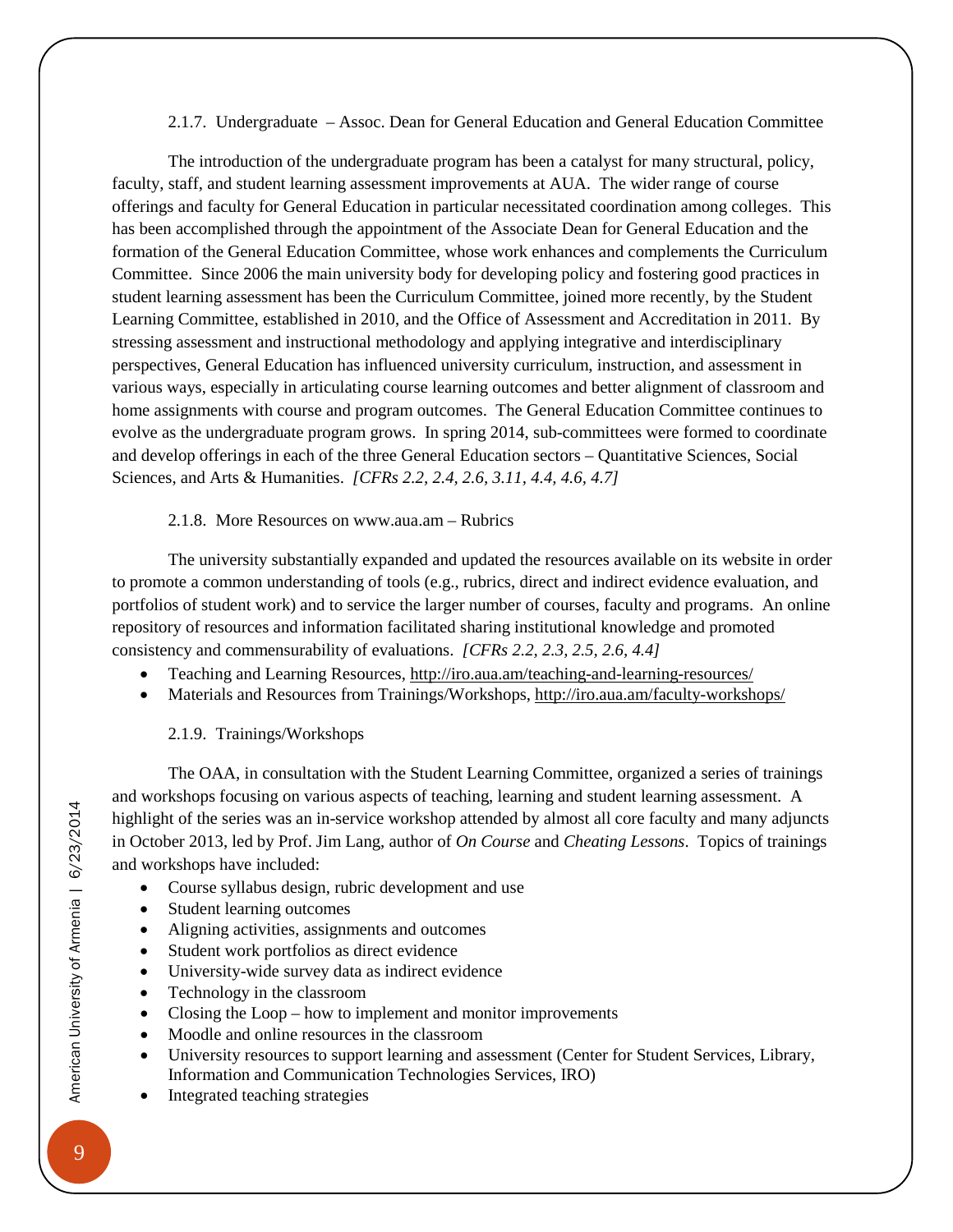#### 2.1.7. Undergraduate – Assoc. Dean for General Education and General Education Committee

The introduction of the undergraduate program has been a catalyst for many structural, policy, faculty, staff, and student learning assessment improvements at AUA. The wider range of course offerings and faculty for General Education in particular necessitated coordination among colleges. This has been accomplished through the appointment of the Associate Dean for General Education and the formation of the General Education Committee, whose work enhances and complements the Curriculum Committee. Since 2006 the main university body for developing policy and fostering good practices in student learning assessment has been the Curriculum Committee, joined more recently, by the Student Learning Committee, established in 2010, and the Office of Assessment and Accreditation in 2011. By stressing assessment and instructional methodology and applying integrative and interdisciplinary perspectives, General Education has influenced university curriculum, instruction, and assessment in various ways, especially in articulating course learning outcomes and better alignment of classroom and home assignments with course and program outcomes. The General Education Committee continues to evolve as the undergraduate program grows. In spring 2014, sub-committees were formed to coordinate and develop offerings in each of the three General Education sectors – Quantitative Sciences, Social Sciences, and Arts & Humanities. *[CFRs 2.2, 2.4, 2.6, 3.11, 4.4, 4.6, 4.7]*

#### 2.1.8. More Resources on www.aua.am – Rubrics

The university substantially expanded and updated the resources available on its website in order to promote a common understanding of tools (e.g., rubrics, direct and indirect evidence evaluation, and portfolios of student work) and to service the larger number of courses, faculty and programs. An online repository of resources and information facilitated sharing institutional knowledge and promoted consistency and commensurability of evaluations. *[CFRs 2.2, 2.3, 2.5, 2.6, 4.4]*

- Teaching and Learning Resources, http://iro.aua.am/teaching-and-learning-resources/
- Materials and Resources from Trainings/Workshops, http://iro.aua.am/faculty-workshops/

#### 2.1.9. Trainings/Workshops

The OAA, in consultation with the Student Learning Committee, organized a series of trainings and workshops focusing on various aspects of teaching, learning and student learning assessment. A highlight of the series was an in-service workshop attended by almost all core faculty and many adjuncts in October 2013, led by Prof. Jim Lang, author of *On Course* and *Cheating Lessons*. Topics of trainings and workshops have included:

- Course syllabus design, rubric development and use
- Student learning outcomes
- Aligning activities, assignments and outcomes
- Student work portfolios as direct evidence
- University-wide survey data as indirect evidence
- Technology in the classroom
- Closing the Loop – how to implement and monitor improvements
- Moodle and online resources in the classroom
- University resources to support learning and assessment (Center for Student Services, Library, Information and Communication Technologies Services, IRO)
- Integrated teaching strategies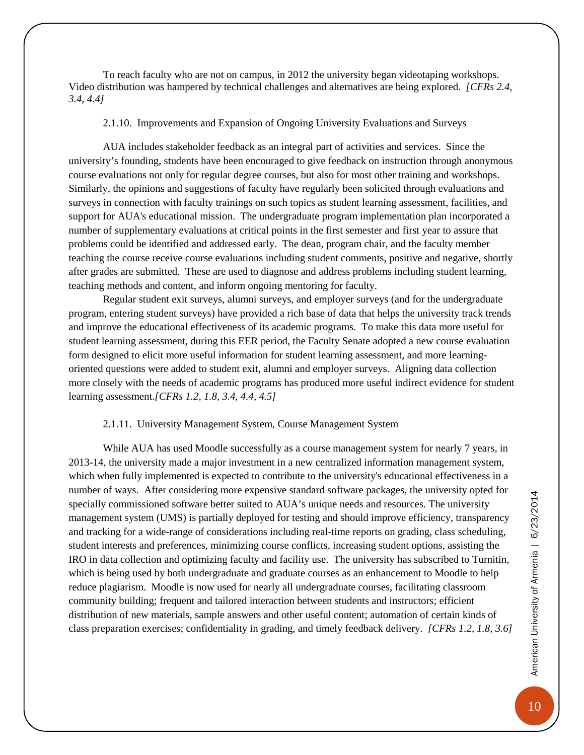To reach faculty who are not on campus, in 2012 the university began videotaping workshops. Video distribution was hampered by technical challenges and alternatives are being explored. *[CFRs 2.4, 3.4, 4.4]*

2.1.10. Improvements and Expansion of Ongoing University Evaluations and Surveys

AUA includes stakeholder feedback as an integral part of activities and services. Since the university's founding, students have been encouraged to give feedback on instruction through anonymous course evaluations not only for regular degree courses, but also for most other training and workshops. Similarly, the opinions and suggestions of faculty have regularly been solicited through evaluations and surveys in connection with faculty trainings on such topics as student learning assessment, facilities, and support for AUA's educational mission. The undergraduate program implementation plan incorporated a number of supplementary evaluations at critical points in the first semester and first year to assure that problems could be identified and addressed early. The dean, program chair, and the faculty member teaching the course receive course evaluations including student comments, positive and negative, shortly after grades are submitted. These are used to diagnose and address problems including student learning, teaching methods and content, and inform ongoing mentoring for faculty.

Regular student exit surveys, alumni surveys, and employer surveys (and for the undergraduate program, entering student surveys) have provided a rich base of data that helps the university track trends and improve the educational effectiveness of its academic programs. To make this data more useful for student learning assessment, during this EER period, the Faculty Senate adopted a new course evaluation form designed to elicit more useful information for student learning assessment, and more learning-oriented questions were added to student exit, alumni and employer surveys. Aligning data collection more closely with the needs of academic programs has produced more useful indirect evidence for student learning assessment.*[CFRs 1.2, 1.8, 3.4, 4.4, 4.5]*

2.1.11. University Management System, Course Management System

While AUA has used Moodle successfully as a course management system for nearly 7 years, in 2013-14, the university made a major investment in a new centralized information management system, which when fully implemented is expected to contribute to the university's educational effectiveness in a number of ways. After considering more expensive standard software packages, the university opted for specially commissioned software better suited to AUA's unique needs and resources. The university management system (UMS) is partially deployed for testing and should improve efficiency, transparency and tracking for a wide-range of considerations including real-time reports on grading, class scheduling, student interests and preferences, minimizing course conflicts, increasing student options, assisting the IRO in data collection and optimizing faculty and facility use. The university has subscribed to Turnitin, which is being used by both undergraduate and graduate courses as an enhancement to Moodle to help reduce plagiarism. Moodle is now used for nearly all undergraduate courses, facilitating classroom community building; frequent and tailored interaction between students and instructors; efficient distribution of new materials, sample answers and other useful content; automation of certain kinds of class preparation exercises; confidentiality in grading, and timely feedback delivery. *[CFRs 1.2, 1.8, 3.6]*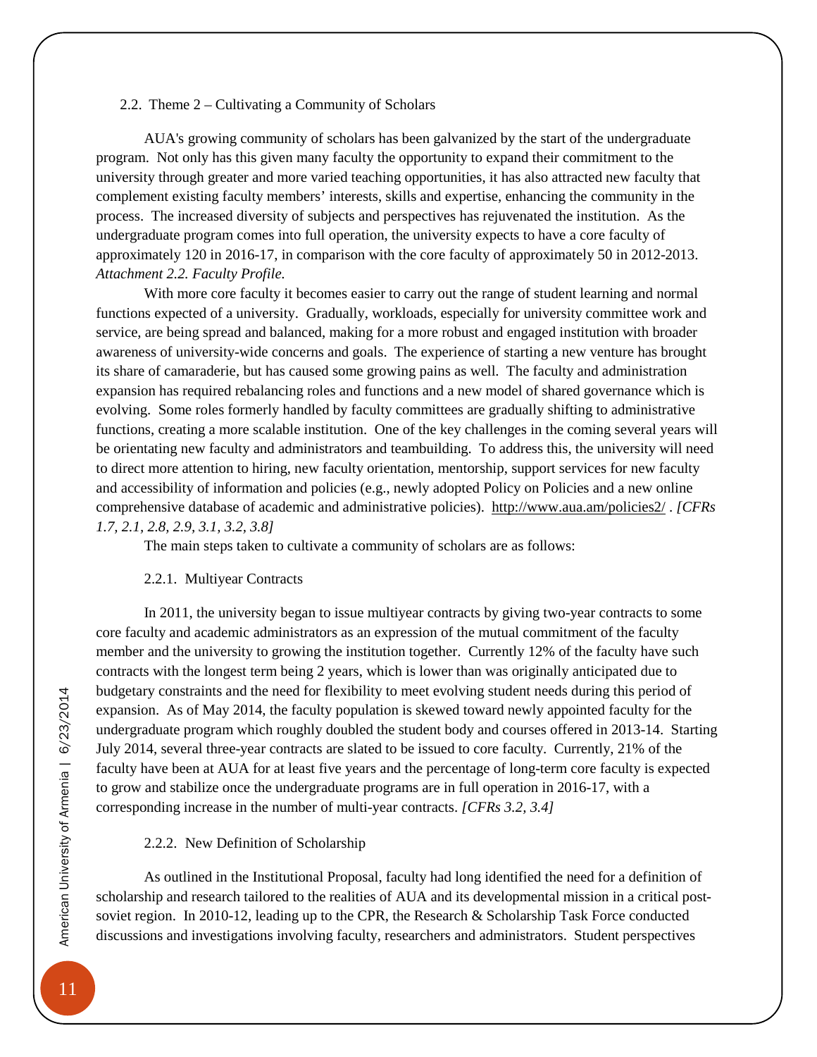## 2.2. Theme 2 – Cultivating a Community of Scholars

AUA's growing community of scholars has been galvanized by the start of the undergraduate program. Not only has this given many faculty the opportunity to expand their commitment to the university through greater and more varied teaching opportunities, it has also attracted new faculty that complement existing faculty members' interests, skills and expertise, enhancing the community in the process. The increased diversity of subjects and perspectives has rejuvenated the institution. As the undergraduate program comes into full operation, the university expects to have a core faculty of approximately 120 in 2016-17, in comparison with the core faculty of approximately 50 in 2012-2013. *Attachment 2.2. Faculty Profile.*

With more core faculty it becomes easier to carry out the range of student learning and normal functions expected of a university. Gradually, workloads, especially for university committee work and service, are being spread and balanced, making for a more robust and engaged institution with broader awareness of university-wide concerns and goals. The experience of starting a new venture has brought its share of camaraderie, but has caused some growing pains as well. The faculty and administration expansion has required rebalancing roles and functions and a new model of shared governance which is evolving. Some roles formerly handled by faculty committees are gradually shifting to administrative functions, creating a more scalable institution. One of the key challenges in the coming several years will be orientating new faculty and administrators and teambuilding. To address this, the university will need to direct more attention to hiring, new faculty orientation, mentorship, support services for new faculty and accessibility of information and policies (e.g., newly adopted Policy on Policies and a new online comprehensive database of academic and administrative policies). http://www.aua.am/policies2/ . *[CFRs 1.7, 2.1, 2.8, 2.9, 3.1, 3.2, 3.8]*

The main steps taken to cultivate a community of scholars are as follows:

### 2.2.1. Multiyear Contracts

In 2011, the university began to issue multiyear contracts by giving two-year contracts to some core faculty and academic administrators as an expression of the mutual commitment of the faculty member and the university to growing the institution together. Currently 12% of the faculty have such contracts with the longest term being 2 years, which is lower than was originally anticipated due to budgetary constraints and the need for flexibility to meet evolving student needs during this period of expansion. As of May 2014, the faculty population is skewed toward newly appointed faculty for the undergraduate program which roughly doubled the student body and courses offered in 2013-14. Starting July 2014, several three-year contracts are slated to be issued to core faculty. Currently, 21% of the faculty have been at AUA for at least five years and the percentage of long-term core faculty is expected to grow and stabilize once the undergraduate programs are in full operation in 2016-17, with a corresponding increase in the number of multi-year contracts. *[CFRs 3.2, 3.4]*

### 2.2.2. New Definition of Scholarship

As outlined in the Institutional Proposal, faculty had long identified the need for a definition of scholarship and research tailored to the realities of AUA and its developmental mission in a critical post-soviet region. In 2010-12, leading up to the CPR, the Research & Scholarship Task Force conducted discussions and investigations involving faculty, researchers and administrators. Student perspectives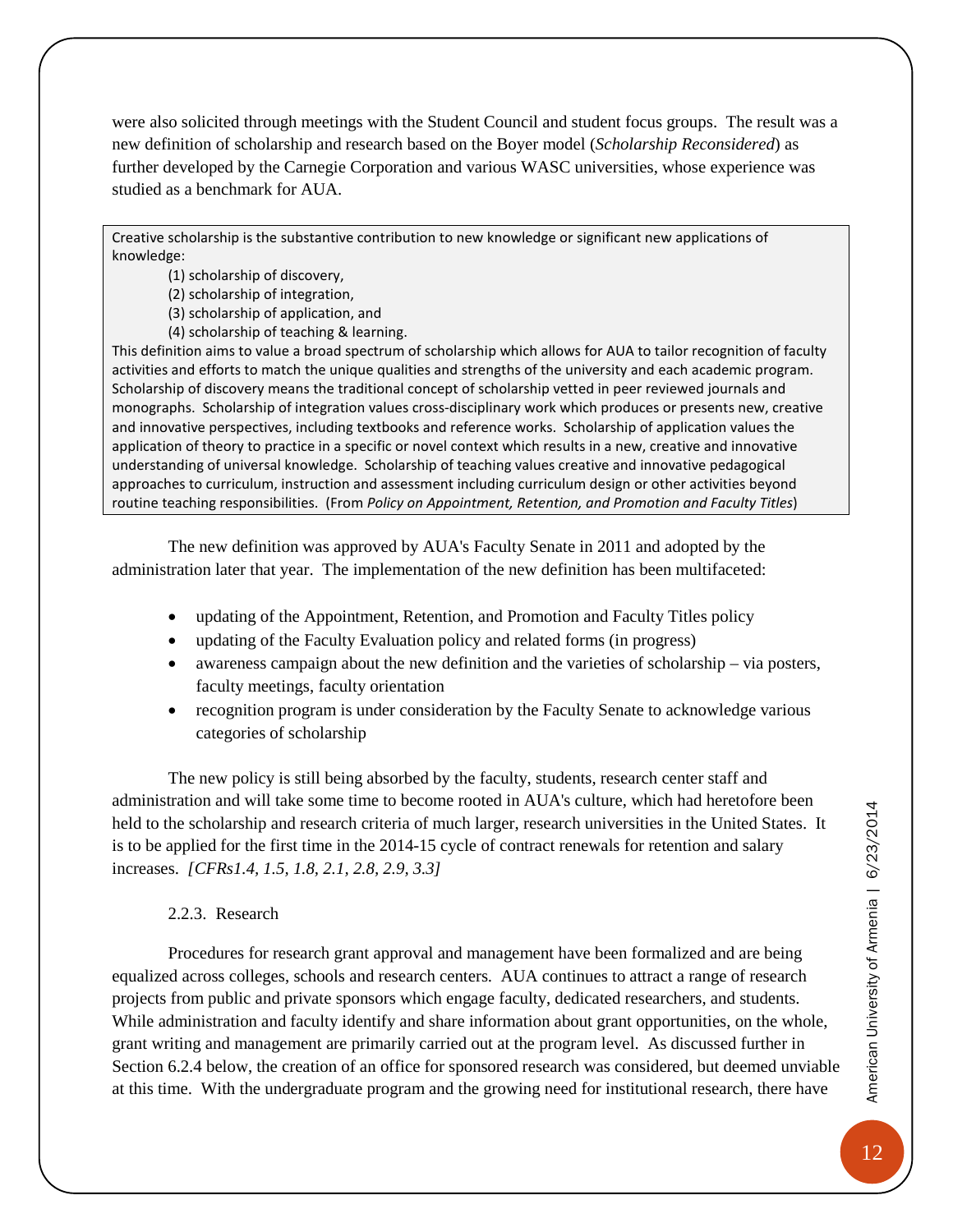were also solicited through meetings with the Student Council and student focus groups. The result was a new definition of scholarship and research based on the Boyer model (*Scholarship Reconsidered*) as further developed by the Carnegie Corporation and various WASC universities, whose experience was studied as a benchmark for AUA.

> Creative scholarship is the substantive contribution to new knowledge or significant new applications of knowledge:
>
> (1) scholarship of discovery,
> (2) scholarship of integration,
> (3) scholarship of application, and
> (4) scholarship of teaching & learning.
>
> This definition aims to value a broad spectrum of scholarship which allows for AUA to tailor recognition of faculty activities and efforts to match the unique qualities and strengths of the university and each academic program. Scholarship of discovery means the traditional concept of scholarship vetted in peer reviewed journals and monographs. Scholarship of integration values cross-disciplinary work which produces or presents new, creative and innovative perspectives, including textbooks and reference works. Scholarship of application values the application of theory to practice in a specific or novel context which results in a new, creative and innovative understanding of universal knowledge. Scholarship of teaching values creative and innovative pedagogical approaches to curriculum, instruction and assessment including curriculum design or other activities beyond routine teaching responsibilities. (From *Policy on Appointment, Retention, and Promotion and Faculty Titles*)

The new definition was approved by AUA's Faculty Senate in 2011 and adopted by the administration later that year. The implementation of the new definition has been multifaceted:

- updating of the Appointment, Retention, and Promotion and Faculty Titles policy
- updating of the Faculty Evaluation policy and related forms (in progress)
- awareness campaign about the new definition and the varieties of scholarship – via posters, faculty meetings, faculty orientation
- recognition program is under consideration by the Faculty Senate to acknowledge various categories of scholarship

The new policy is still being absorbed by the faculty, students, research center staff and administration and will take some time to become rooted in AUA's culture, which had heretofore been held to the scholarship and research criteria of much larger, research universities in the United States. It is to be applied for the first time in the 2014-15 cycle of contract renewals for retention and salary increases. *[CFRs1.4, 1.5, 1.8, 2.1, 2.8, 2.9, 3.3]*

### 2.2.3. Research

Procedures for research grant approval and management have been formalized and are being equalized across colleges, schools and research centers. AUA continues to attract a range of research projects from public and private sponsors which engage faculty, dedicated researchers, and students. While administration and faculty identify and share information about grant opportunities, on the whole, grant writing and management are primarily carried out at the program level. As discussed further in Section 6.2.4 below, the creation of an office for sponsored research was considered, but deemed unviable at this time. With the undergraduate program and the growing need for institutional research, there have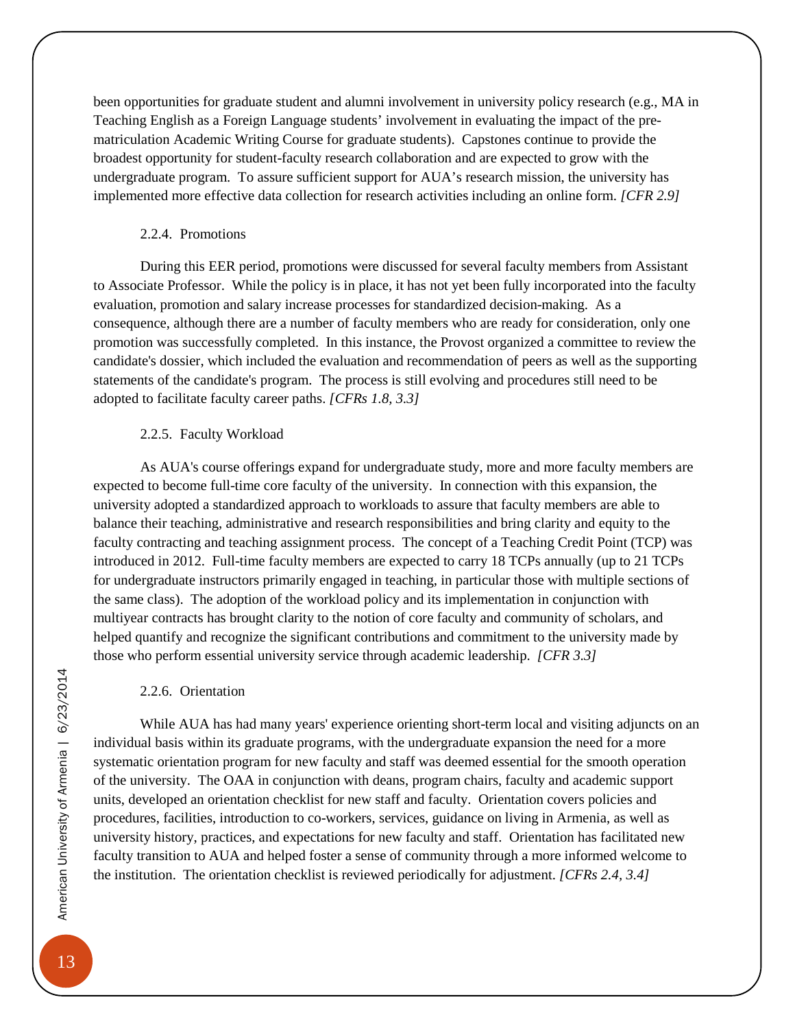been opportunities for graduate student and alumni involvement in university policy research (e.g., MA in Teaching English as a Foreign Language students' involvement in evaluating the impact of the pre-matriculation Academic Writing Course for graduate students). Capstones continue to provide the broadest opportunity for student-faculty research collaboration and are expected to grow with the undergraduate program. To assure sufficient support for AUA's research mission, the university has implemented more effective data collection for research activities including an online form. *[CFR 2.9]*

#### 2.2.4. Promotions

During this EER period, promotions were discussed for several faculty members from Assistant to Associate Professor. While the policy is in place, it has not yet been fully incorporated into the faculty evaluation, promotion and salary increase processes for standardized decision-making. As a consequence, although there are a number of faculty members who are ready for consideration, only one promotion was successfully completed. In this instance, the Provost organized a committee to review the candidate's dossier, which included the evaluation and recommendation of peers as well as the supporting statements of the candidate's program. The process is still evolving and procedures still need to be adopted to facilitate faculty career paths. *[CFRs 1.8, 3.3]*

#### 2.2.5. Faculty Workload

As AUA's course offerings expand for undergraduate study, more and more faculty members are expected to become full-time core faculty of the university. In connection with this expansion, the university adopted a standardized approach to workloads to assure that faculty members are able to balance their teaching, administrative and research responsibilities and bring clarity and equity to the faculty contracting and teaching assignment process. The concept of a Teaching Credit Point (TCP) was introduced in 2012. Full-time faculty members are expected to carry 18 TCPs annually (up to 21 TCPs for undergraduate instructors primarily engaged in teaching, in particular those with multiple sections of the same class). The adoption of the workload policy and its implementation in conjunction with multiyear contracts has brought clarity to the notion of core faculty and community of scholars, and helped quantify and recognize the significant contributions and commitment to the university made by those who perform essential university service through academic leadership. *[CFR 3.3]*

#### 2.2.6. Orientation

While AUA has had many years' experience orienting short-term local and visiting adjuncts on an individual basis within its graduate programs, with the undergraduate expansion the need for a more systematic orientation program for new faculty and staff was deemed essential for the smooth operation of the university. The OAA in conjunction with deans, program chairs, faculty and academic support units, developed an orientation checklist for new staff and faculty. Orientation covers policies and procedures, facilities, introduction to co-workers, services, guidance on living in Armenia, as well as university history, practices, and expectations for new faculty and staff. Orientation has facilitated new faculty transition to AUA and helped foster a sense of community through a more informed welcome to the institution. The orientation checklist is reviewed periodically for adjustment. *[CFRs 2.4, 3.4]*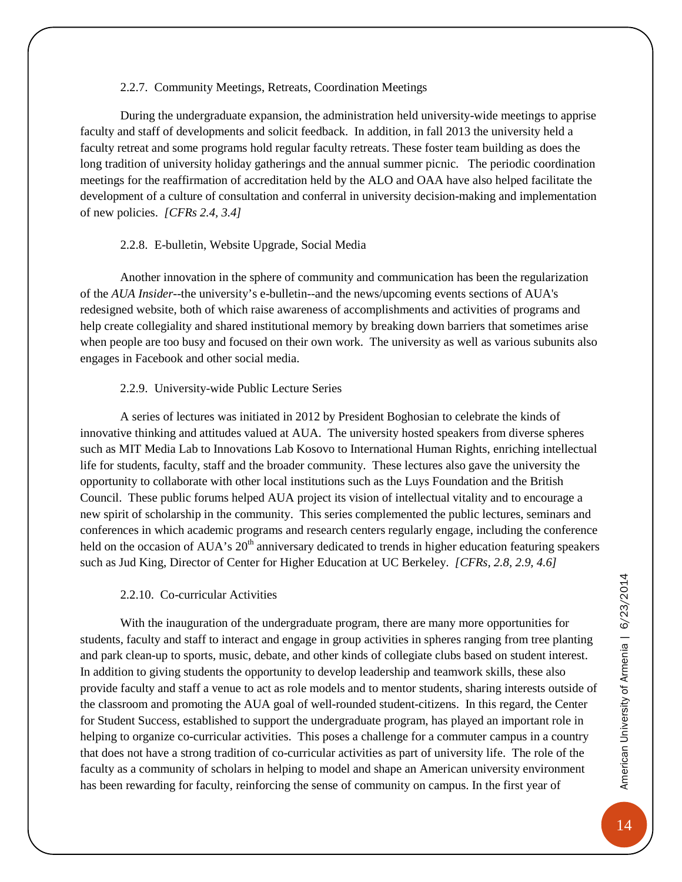### 2.2.7. Community Meetings, Retreats, Coordination Meetings

During the undergraduate expansion, the administration held university-wide meetings to apprise faculty and staff of developments and solicit feedback. In addition, in fall 2013 the university held a faculty retreat and some programs hold regular faculty retreats. These foster team building as does the long tradition of university holiday gatherings and the annual summer picnic. The periodic coordination meetings for the reaffirmation of accreditation held by the ALO and OAA have also helped facilitate the development of a culture of consultation and conferral in university decision-making and implementation of new policies. *[CFRs 2.4, 3.4]*

### 2.2.8. E-bulletin, Website Upgrade, Social Media

Another innovation in the sphere of community and communication has been the regularization of the *AUA Insider*--the university's e-bulletin--and the news/upcoming events sections of AUA's redesigned website, both of which raise awareness of accomplishments and activities of programs and help create collegiality and shared institutional memory by breaking down barriers that sometimes arise when people are too busy and focused on their own work. The university as well as various subunits also engages in Facebook and other social media.

### 2.2.9. University-wide Public Lecture Series

A series of lectures was initiated in 2012 by President Boghosian to celebrate the kinds of innovative thinking and attitudes valued at AUA. The university hosted speakers from diverse spheres such as MIT Media Lab to Innovations Lab Kosovo to International Human Rights, enriching intellectual life for students, faculty, staff and the broader community. These lectures also gave the university the opportunity to collaborate with other local institutions such as the Luys Foundation and the British Council. These public forums helped AUA project its vision of intellectual vitality and to encourage a new spirit of scholarship in the community. This series complemented the public lectures, seminars and conferences in which academic programs and research centers regularly engage, including the conference held on the occasion of AUA's 20th anniversary dedicated to trends in higher education featuring speakers such as Jud King, Director of Center for Higher Education at UC Berkeley. *[CFRs, 2.8, 2.9, 4.6]*

### 2.2.10. Co-curricular Activities

With the inauguration of the undergraduate program, there are many more opportunities for students, faculty and staff to interact and engage in group activities in spheres ranging from tree planting and park clean-up to sports, music, debate, and other kinds of collegiate clubs based on student interest. In addition to giving students the opportunity to develop leadership and teamwork skills, these also provide faculty and staff a venue to act as role models and to mentor students, sharing interests outside of the classroom and promoting the AUA goal of well-rounded student-citizens. In this regard, the Center for Student Success, established to support the undergraduate program, has played an important role in helping to organize co-curricular activities. This poses a challenge for a commuter campus in a country that does not have a strong tradition of co-curricular activities as part of university life. The role of the faculty as a community of scholars in helping to model and shape an American university environment has been rewarding for faculty, reinforcing the sense of community on campus. In the first year of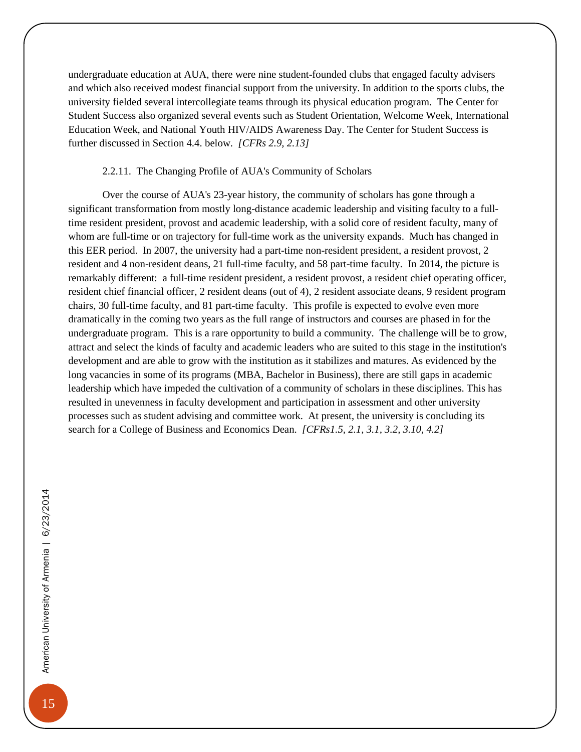undergraduate education at AUA, there were nine student-founded clubs that engaged faculty advisers and which also received modest financial support from the university. In addition to the sports clubs, the university fielded several intercollegiate teams through its physical education program. The Center for Student Success also organized several events such as Student Orientation, Welcome Week, International Education Week, and National Youth HIV/AIDS Awareness Day. The Center for Student Success is further discussed in Section 4.4. below. *[CFRs 2.9, 2.13]*

### 2.2.11. The Changing Profile of AUA's Community of Scholars

Over the course of AUA's 23-year history, the community of scholars has gone through a significant transformation from mostly long-distance academic leadership and visiting faculty to a full-time resident president, provost and academic leadership, with a solid core of resident faculty, many of whom are full-time or on trajectory for full-time work as the university expands. Much has changed in this EER period. In 2007, the university had a part-time non-resident president, a resident provost, 2 resident and 4 non-resident deans, 21 full-time faculty, and 58 part-time faculty. In 2014, the picture is remarkably different: a full-time resident president, a resident provost, a resident chief operating officer, resident chief financial officer, 2 resident deans (out of 4), 2 resident associate deans, 9 resident program chairs, 30 full-time faculty, and 81 part-time faculty. This profile is expected to evolve even more dramatically in the coming two years as the full range of instructors and courses are phased in for the undergraduate program. This is a rare opportunity to build a community. The challenge will be to grow, attract and select the kinds of faculty and academic leaders who are suited to this stage in the institution's development and are able to grow with the institution as it stabilizes and matures. As evidenced by the long vacancies in some of its programs (MBA, Bachelor in Business), there are still gaps in academic leadership which have impeded the cultivation of a community of scholars in these disciplines. This has resulted in unevenness in faculty development and participation in assessment and other university processes such as student advising and committee work. At present, the university is concluding its search for a College of Business and Economics Dean. *[CFRs1.5, 2.1, 3.1, 3.2, 3.10, 4.2]*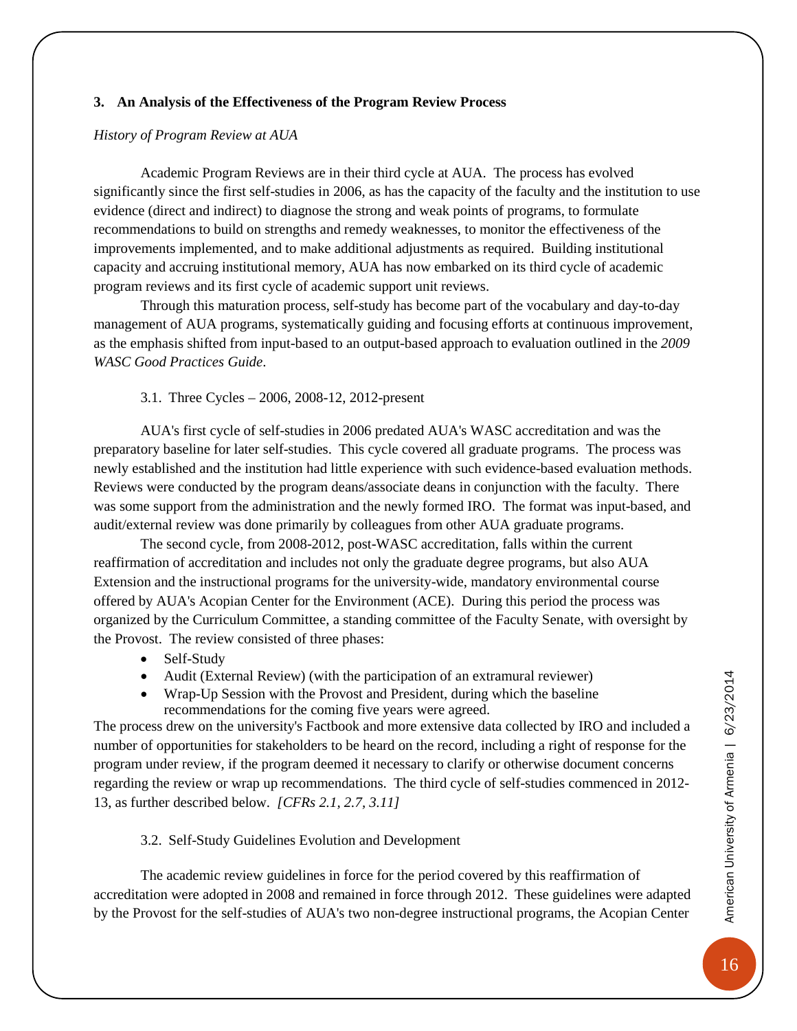## 3. An Analysis of the Effectiveness of the Program Review Process

*History of Program Review at AUA*

Academic Program Reviews are in their third cycle at AUA. The process has evolved significantly since the first self-studies in 2006, as has the capacity of the faculty and the institution to use evidence (direct and indirect) to diagnose the strong and weak points of programs, to formulate recommendations to build on strengths and remedy weaknesses, to monitor the effectiveness of the improvements implemented, and to make additional adjustments as required. Building institutional capacity and accruing institutional memory, AUA has now embarked on its third cycle of academic program reviews and its first cycle of academic support unit reviews.

Through this maturation process, self-study has become part of the vocabulary and day-to-day management of AUA programs, systematically guiding and focusing efforts at continuous improvement, as the emphasis shifted from input-based to an output-based approach to evaluation outlined in the *2009 WASC Good Practices Guide*.

### 3.1. Three Cycles – 2006, 2008-12, 2012-present

AUA's first cycle of self-studies in 2006 predated AUA's WASC accreditation and was the preparatory baseline for later self-studies. This cycle covered all graduate programs. The process was newly established and the institution had little experience with such evidence-based evaluation methods. Reviews were conducted by the program deans/associate deans in conjunction with the faculty. There was some support from the administration and the newly formed IRO. The format was input-based, and audit/external review was done primarily by colleagues from other AUA graduate programs.

The second cycle, from 2008-2012, post-WASC accreditation, falls within the current reaffirmation of accreditation and includes not only the graduate degree programs, but also AUA Extension and the instructional programs for the university-wide, mandatory environmental course offered by AUA's Acopian Center for the Environment (ACE). During this period the process was organized by the Curriculum Committee, a standing committee of the Faculty Senate, with oversight by the Provost. The review consisted of three phases:

- Self-Study
- Audit (External Review) (with the participation of an extramural reviewer)
- Wrap-Up Session with the Provost and President, during which the baseline recommendations for the coming five years were agreed.

The process drew on the university's Factbook and more extensive data collected by IRO and included a number of opportunities for stakeholders to be heard on the record, including a right of response for the program under review, if the program deemed it necessary to clarify or otherwise document concerns regarding the review or wrap up recommendations. The third cycle of self-studies commenced in 2012-13, as further described below. *[CFRs 2.1, 2.7, 3.11]*

### 3.2. Self-Study Guidelines Evolution and Development

The academic review guidelines in force for the period covered by this reaffirmation of accreditation were adopted in 2008 and remained in force through 2012. These guidelines were adapted by the Provost for the self-studies of AUA's two non-degree instructional programs, the Acopian Center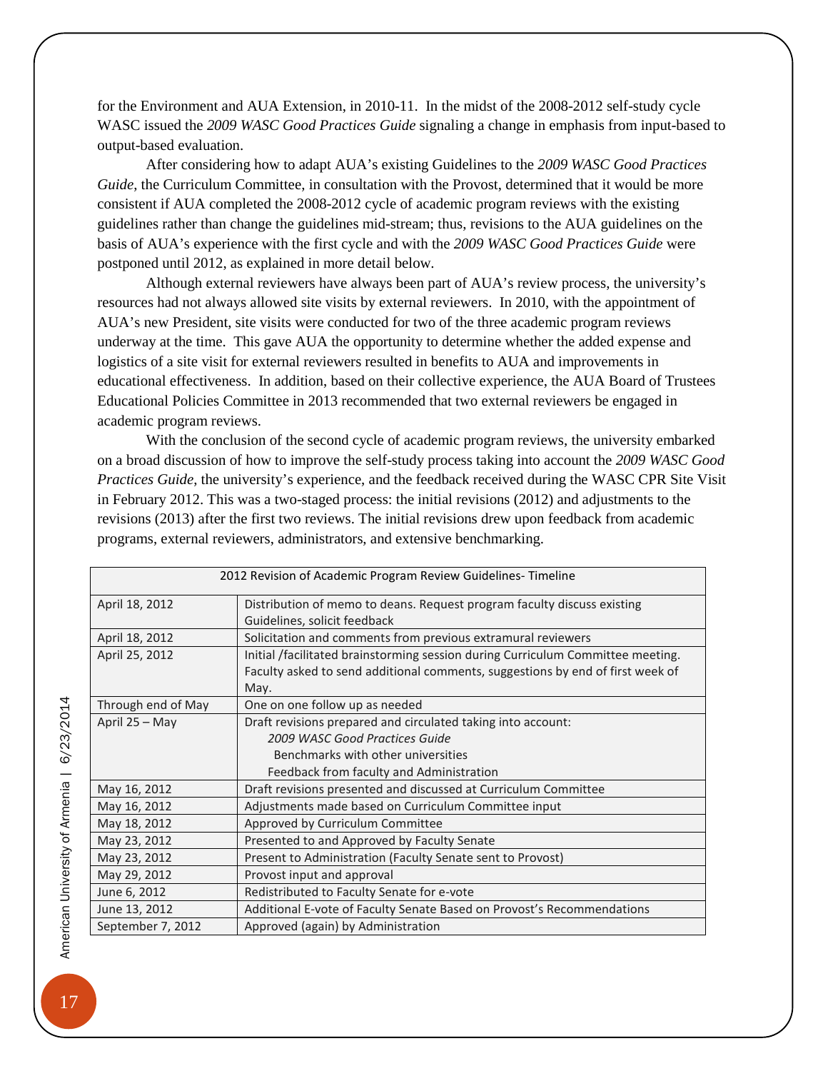for the Environment and AUA Extension, in 2010-11. In the midst of the 2008-2012 self-study cycle WASC issued the *2009 WASC Good Practices Guide* signaling a change in emphasis from input-based to output-based evaluation.

After considering how to adapt AUA's existing Guidelines to the *2009 WASC Good Practices Guide*, the Curriculum Committee, in consultation with the Provost, determined that it would be more consistent if AUA completed the 2008-2012 cycle of academic program reviews with the existing guidelines rather than change the guidelines mid-stream; thus, revisions to the AUA guidelines on the basis of AUA's experience with the first cycle and with the *2009 WASC Good Practices Guide* were postponed until 2012, as explained in more detail below.

Although external reviewers have always been part of AUA's review process, the university's resources had not always allowed site visits by external reviewers. In 2010, with the appointment of AUA's new President, site visits were conducted for two of the three academic program reviews underway at the time. This gave AUA the opportunity to determine whether the added expense and logistics of a site visit for external reviewers resulted in benefits to AUA and improvements in educational effectiveness. In addition, based on their collective experience, the AUA Board of Trustees Educational Policies Committee in 2013 recommended that two external reviewers be engaged in academic program reviews.

With the conclusion of the second cycle of academic program reviews, the university embarked on a broad discussion of how to improve the self-study process taking into account the *2009 WASC Good Practices Guide*, the university's experience, and the feedback received during the WASC CPR Site Visit in February 2012. This was a two-staged process: the initial revisions (2012) and adjustments to the revisions (2013) after the first two reviews. The initial revisions drew upon feedback from academic programs, external reviewers, administrators, and extensive benchmarking.

| 2012 Revision of Academic Program Review Guidelines- Timeline | |
|---|---|
| April 18, 2012 | Distribution of memo to deans. Request program faculty discuss existing Guidelines, solicit feedback |
| April 18, 2012 | Solicitation and comments from previous extramural reviewers |
| April 25, 2012 | Initial /facilitated brainstorming session during Curriculum Committee meeting. Faculty asked to send additional comments, suggestions by end of first week of May. |
| Through end of May | One on one follow up as needed |
| April 25 – May | Draft revisions prepared and circulated taking into account:<br>*2009 WASC Good Practices Guide*<br>Benchmarks with other universities<br>Feedback from faculty and Administration |
| May 16, 2012 | Draft revisions presented and discussed at Curriculum Committee |
| May 16, 2012 | Adjustments made based on Curriculum Committee input |
| May 18, 2012 | Approved by Curriculum Committee |
| May 23, 2012 | Presented to and Approved by Faculty Senate |
| May 23, 2012 | Present to Administration (Faculty Senate sent to Provost) |
| May 29, 2012 | Provost input and approval |
| June 6, 2012 | Redistributed to Faculty Senate for e-vote |
| June 13, 2012 | Additional E-vote of Faculty Senate Based on Provost's Recommendations |
| September 7, 2012 | Approved (again) by Administration |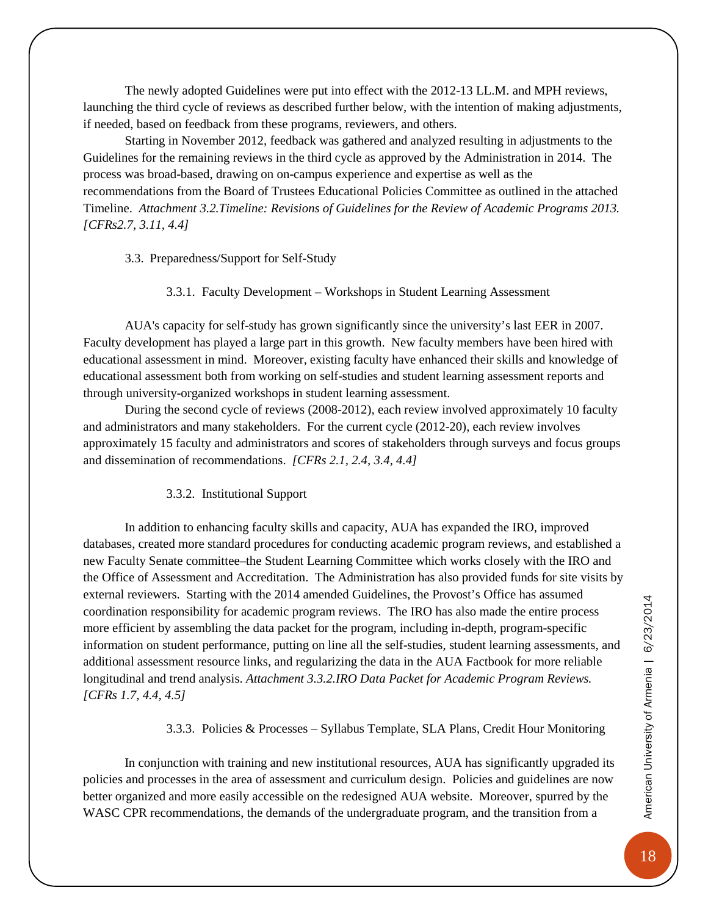The newly adopted Guidelines were put into effect with the 2012-13 LL.M. and MPH reviews, launching the third cycle of reviews as described further below, with the intention of making adjustments, if needed, based on feedback from these programs, reviewers, and others.

Starting in November 2012, feedback was gathered and analyzed resulting in adjustments to the Guidelines for the remaining reviews in the third cycle as approved by the Administration in 2014. The process was broad-based, drawing on on-campus experience and expertise as well as the recommendations from the Board of Trustees Educational Policies Committee as outlined in the attached Timeline. *Attachment 3.2.Timeline: Revisions of Guidelines for the Review of Academic Programs 2013. [CFRs2.7, 3.11, 4.4]*

### 3.3. Preparedness/Support for Self-Study

#### 3.3.1. Faculty Development – Workshops in Student Learning Assessment

AUA's capacity for self-study has grown significantly since the university's last EER in 2007. Faculty development has played a large part in this growth. New faculty members have been hired with educational assessment in mind. Moreover, existing faculty have enhanced their skills and knowledge of educational assessment both from working on self-studies and student learning assessment reports and through university-organized workshops in student learning assessment.

During the second cycle of reviews (2008-2012), each review involved approximately 10 faculty and administrators and many stakeholders. For the current cycle (2012-20), each review involves approximately 15 faculty and administrators and scores of stakeholders through surveys and focus groups and dissemination of recommendations. *[CFRs 2.1, 2.4, 3.4, 4.4]*

#### 3.3.2. Institutional Support

In addition to enhancing faculty skills and capacity, AUA has expanded the IRO, improved databases, created more standard procedures for conducting academic program reviews, and established a new Faculty Senate committee–the Student Learning Committee which works closely with the IRO and the Office of Assessment and Accreditation. The Administration has also provided funds for site visits by external reviewers. Starting with the 2014 amended Guidelines, the Provost's Office has assumed coordination responsibility for academic program reviews. The IRO has also made the entire process more efficient by assembling the data packet for the program, including in-depth, program-specific information on student performance, putting on line all the self-studies, student learning assessments, and additional assessment resource links, and regularizing the data in the AUA Factbook for more reliable longitudinal and trend analysis. *Attachment 3.3.2.IRO Data Packet for Academic Program Reviews. [CFRs 1.7, 4.4, 4.5]*

#### 3.3.3. Policies & Processes – Syllabus Template, SLA Plans, Credit Hour Monitoring

In conjunction with training and new institutional resources, AUA has significantly upgraded its policies and processes in the area of assessment and curriculum design. Policies and guidelines are now better organized and more easily accessible on the redesigned AUA website. Moreover, spurred by the WASC CPR recommendations, the demands of the undergraduate program, and the transition from a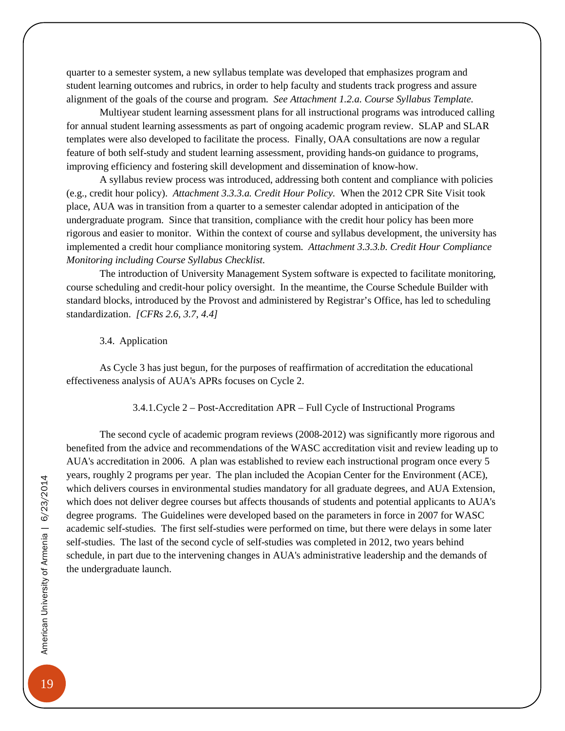quarter to a semester system, a new syllabus template was developed that emphasizes program and student learning outcomes and rubrics, in order to help faculty and students track progress and assure alignment of the goals of the course and program. *See Attachment 1.2.a. Course Syllabus Template.*

Multiyear student learning assessment plans for all instructional programs was introduced calling for annual student learning assessments as part of ongoing academic program review. SLAP and SLAR templates were also developed to facilitate the process. Finally, OAA consultations are now a regular feature of both self-study and student learning assessment, providing hands-on guidance to programs, improving efficiency and fostering skill development and dissemination of know-how.

A syllabus review process was introduced, addressing both content and compliance with policies (e.g., credit hour policy). *Attachment 3.3.3.a. Credit Hour Policy.* When the 2012 CPR Site Visit took place, AUA was in transition from a quarter to a semester calendar adopted in anticipation of the undergraduate program. Since that transition, compliance with the credit hour policy has been more rigorous and easier to monitor. Within the context of course and syllabus development, the university has implemented a credit hour compliance monitoring system. *Attachment 3.3.3.b. Credit Hour Compliance Monitoring including Course Syllabus Checklist.*

The introduction of University Management System software is expected to facilitate monitoring, course scheduling and credit-hour policy oversight. In the meantime, the Course Schedule Builder with standard blocks, introduced by the Provost and administered by Registrar's Office, has led to scheduling standardization. *[CFRs 2.6, 3.7, 4.4]*

### 3.4. Application

As Cycle 3 has just begun, for the purposes of reaffirmation of accreditation the educational effectiveness analysis of AUA's APRs focuses on Cycle 2.

#### 3.4.1. Cycle 2 – Post-Accreditation APR – Full Cycle of Instructional Programs

The second cycle of academic program reviews (2008-2012) was significantly more rigorous and benefited from the advice and recommendations of the WASC accreditation visit and review leading up to AUA's accreditation in 2006. A plan was established to review each instructional program once every 5 years, roughly 2 programs per year. The plan included the Acopian Center for the Environment (ACE), which delivers courses in environmental studies mandatory for all graduate degrees, and AUA Extension, which does not deliver degree courses but affects thousands of students and potential applicants to AUA's degree programs. The Guidelines were developed based on the parameters in force in 2007 for WASC academic self-studies. The first self-studies were performed on time, but there were delays in some later self-studies. The last of the second cycle of self-studies was completed in 2012, two years behind schedule, in part due to the intervening changes in AUA's administrative leadership and the demands of the undergraduate launch.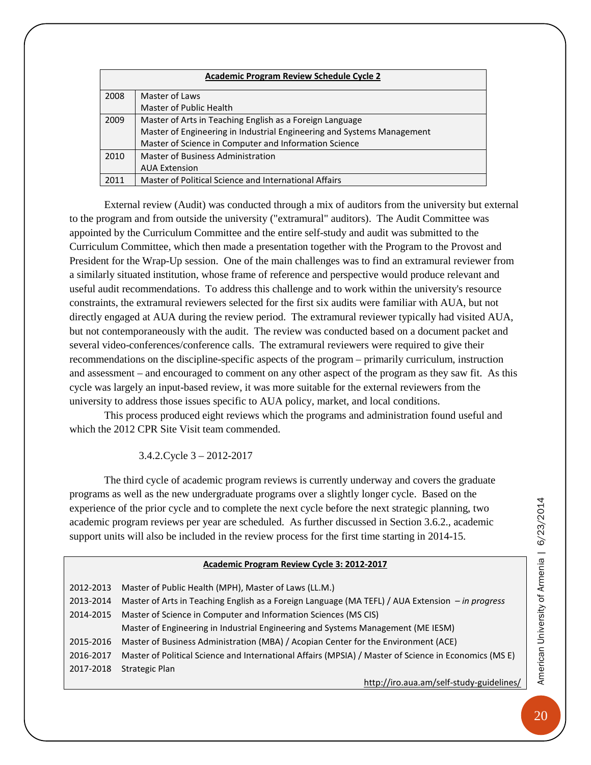| Academic Program Review Schedule Cycle 2 | |
|---|---|
| 2008 | Master of Laws<br>Master of Public Health |
| 2009 | Master of Arts in Teaching English as a Foreign Language<br>Master of Engineering in Industrial Engineering and Systems Management<br>Master of Science in Computer and Information Science |
| 2010 | Master of Business Administration<br>AUA Extension |
| 2011 | Master of Political Science and International Affairs |

External review (Audit) was conducted through a mix of auditors from the university but external to the program and from outside the university ("extramural" auditors). The Audit Committee was appointed by the Curriculum Committee and the entire self-study and audit was submitted to the Curriculum Committee, which then made a presentation together with the Program to the Provost and President for the Wrap-Up session. One of the main challenges was to find an extramural reviewer from a similarly situated institution, whose frame of reference and perspective would produce relevant and useful audit recommendations. To address this challenge and to work within the university's resource constraints, the extramural reviewers selected for the first six audits were familiar with AUA, but not directly engaged at AUA during the review period. The extramural reviewer typically had visited AUA, but not contemporaneously with the audit. The review was conducted based on a document packet and several video-conferences/conference calls. The extramural reviewers were required to give their recommendations on the discipline-specific aspects of the program – primarily curriculum, instruction and assessment – and encouraged to comment on any other aspect of the program as they saw fit. As this cycle was largely an input-based review, it was more suitable for the external reviewers from the university to address those issues specific to AUA policy, market, and local conditions.

This process produced eight reviews which the programs and administration found useful and which the 2012 CPR Site Visit team commended.

### 3.4.2. Cycle 3 – 2012-2017

The third cycle of academic program reviews is currently underway and covers the graduate programs as well as the new undergraduate programs over a slightly longer cycle. Based on the experience of the prior cycle and to complete the next cycle before the next strategic planning, two academic program reviews per year are scheduled. As further discussed in Section 3.6.2., academic support units will also be included in the review process for the first time starting in 2014-15.

| Academic Program Review Cycle 3: 2012-2017 | |
|---|---|
| 2012-2013 | Master of Public Health (MPH), Master of Laws (LL.M.) |
| 2013-2014 | Master of Arts in Teaching English as a Foreign Language (MA TEFL) / AUA Extension – *in progress* |
| 2014-2015 | Master of Science in Computer and Information Sciences (MS CIS)<br>Master of Engineering in Industrial Engineering and Systems Management (ME IESM) |
| 2015-2016 | Master of Business Administration (MBA) / Acopian Center for the Environment (ACE) |
| 2016-2017 | Master of Political Science and International Affairs (MPSIA) / Master of Science in Economics (MS E) |
| 2017-2018 | Strategic Plan |

http://iro.aua.am/self-study-guidelines/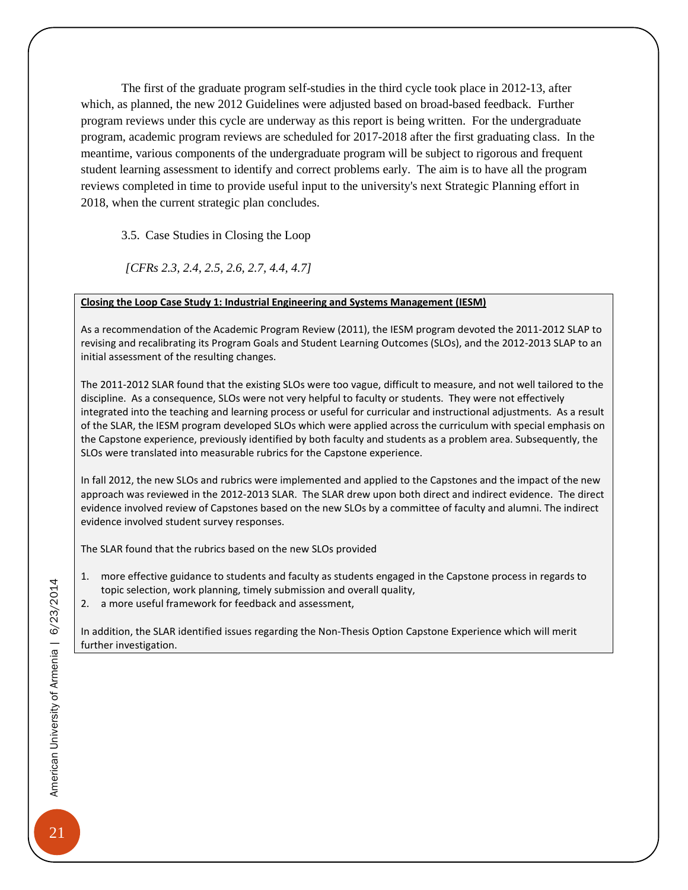The first of the graduate program self-studies in the third cycle took place in 2012-13, after which, as planned, the new 2012 Guidelines were adjusted based on broad-based feedback. Further program reviews under this cycle are underway as this report is being written. For the undergraduate program, academic program reviews are scheduled for 2017-2018 after the first graduating class. In the meantime, various components of the undergraduate program will be subject to rigorous and frequent student learning assessment to identify and correct problems early. The aim is to have all the program reviews completed in time to provide useful input to the university's next Strategic Planning effort in 2018, when the current strategic plan concludes.

### 3.5. Case Studies in Closing the Loop

*[CFRs 2.3, 2.4, 2.5, 2.6, 2.7, 4.4, 4.7]*

**Closing the Loop Case Study 1: Industrial Engineering and Systems Management (IESM)**

As a recommendation of the Academic Program Review (2011), the IESM program devoted the 2011-2012 SLAP to revising and recalibrating its Program Goals and Student Learning Outcomes (SLOs), and the 2012-2013 SLAP to an initial assessment of the resulting changes.

The 2011-2012 SLAR found that the existing SLOs were too vague, difficult to measure, and not well tailored to the discipline. As a consequence, SLOs were not very helpful to faculty or students. They were not effectively integrated into the teaching and learning process or useful for curricular and instructional adjustments. As a result of the SLAR, the IESM program developed SLOs which were applied across the curriculum with special emphasis on the Capstone experience, previously identified by both faculty and students as a problem area. Subsequently, the SLOs were translated into measurable rubrics for the Capstone experience.

In fall 2012, the new SLOs and rubrics were implemented and applied to the Capstones and the impact of the new approach was reviewed in the 2012-2013 SLAR. The SLAR drew upon both direct and indirect evidence. The direct evidence involved review of Capstones based on the new SLOs by a committee of faculty and alumni. The indirect evidence involved student survey responses.

The SLAR found that the rubrics based on the new SLOs provided

1. more effective guidance to students and faculty as students engaged in the Capstone process in regards to topic selection, work planning, timely submission and overall quality,
2. a more useful framework for feedback and assessment,

In addition, the SLAR identified issues regarding the Non-Thesis Option Capstone Experience which will merit further investigation.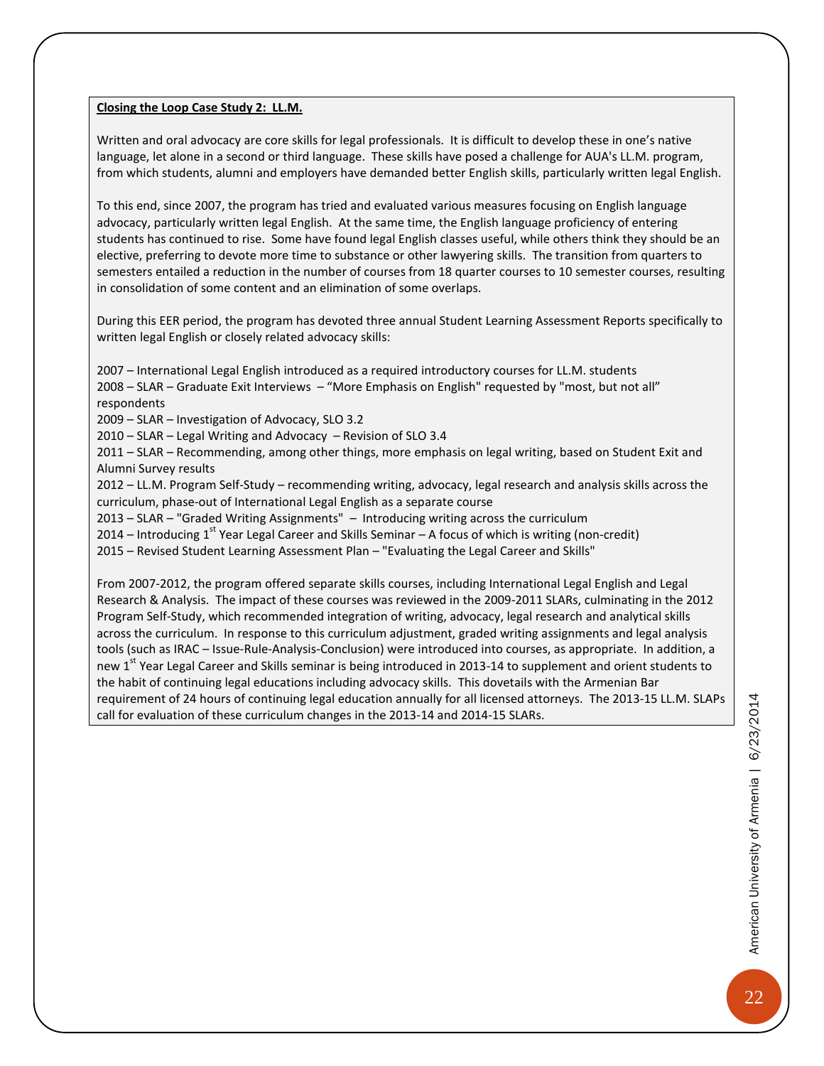**Closing the Loop Case Study 2: LL.M.**

Written and oral advocacy are core skills for legal professionals. It is difficult to develop these in one's native language, let alone in a second or third language. These skills have posed a challenge for AUA's LL.M. program, from which students, alumni and employers have demanded better English skills, particularly written legal English.

To this end, since 2007, the program has tried and evaluated various measures focusing on English language advocacy, particularly written legal English. At the same time, the English language proficiency of entering students has continued to rise. Some have found legal English classes useful, while others think they should be an elective, preferring to devote more time to substance or other lawyering skills. The transition from quarters to semesters entailed a reduction in the number of courses from 18 quarter courses to 10 semester courses, resulting in consolidation of some content and an elimination of some overlaps.

During this EER period, the program has devoted three annual Student Learning Assessment Reports specifically to written legal English or closely related advocacy skills:

2007 – International Legal English introduced as a required introductory courses for LL.M. students
2008 – SLAR – Graduate Exit Interviews – "More Emphasis on English" requested by "most, but not all" respondents
2009 – SLAR – Investigation of Advocacy, SLO 3.2
2010 – SLAR – Legal Writing and Advocacy – Revision of SLO 3.4
2011 – SLAR – Recommending, among other things, more emphasis on legal writing, based on Student Exit and Alumni Survey results
2012 – LL.M. Program Self-Study – recommending writing, advocacy, legal research and analysis skills across the curriculum, phase-out of International Legal English as a separate course
2013 – SLAR – "Graded Writing Assignments" – Introducing writing across the curriculum
2014 – Introducing 1st Year Legal Career and Skills Seminar – A focus of which is writing (non-credit)
2015 – Revised Student Learning Assessment Plan – "Evaluating the Legal Career and Skills"

From 2007-2012, the program offered separate skills courses, including International Legal English and Legal Research & Analysis. The impact of these courses was reviewed in the 2009-2011 SLARs, culminating in the 2012 Program Self-Study, which recommended integration of writing, advocacy, legal research and analytical skills across the curriculum. In response to this curriculum adjustment, graded writing assignments and legal analysis tools (such as IRAC – Issue-Rule-Analysis-Conclusion) were introduced into courses, as appropriate. In addition, a new 1st Year Legal Career and Skills seminar is being introduced in 2013-14 to supplement and orient students to the habit of continuing legal educations including advocacy skills. This dovetails with the Armenian Bar requirement of 24 hours of continuing legal education annually for all licensed attorneys. The 2013-15 LL.M. SLAPs call for evaluation of these curriculum changes in the 2013-14 and 2014-15 SLARs.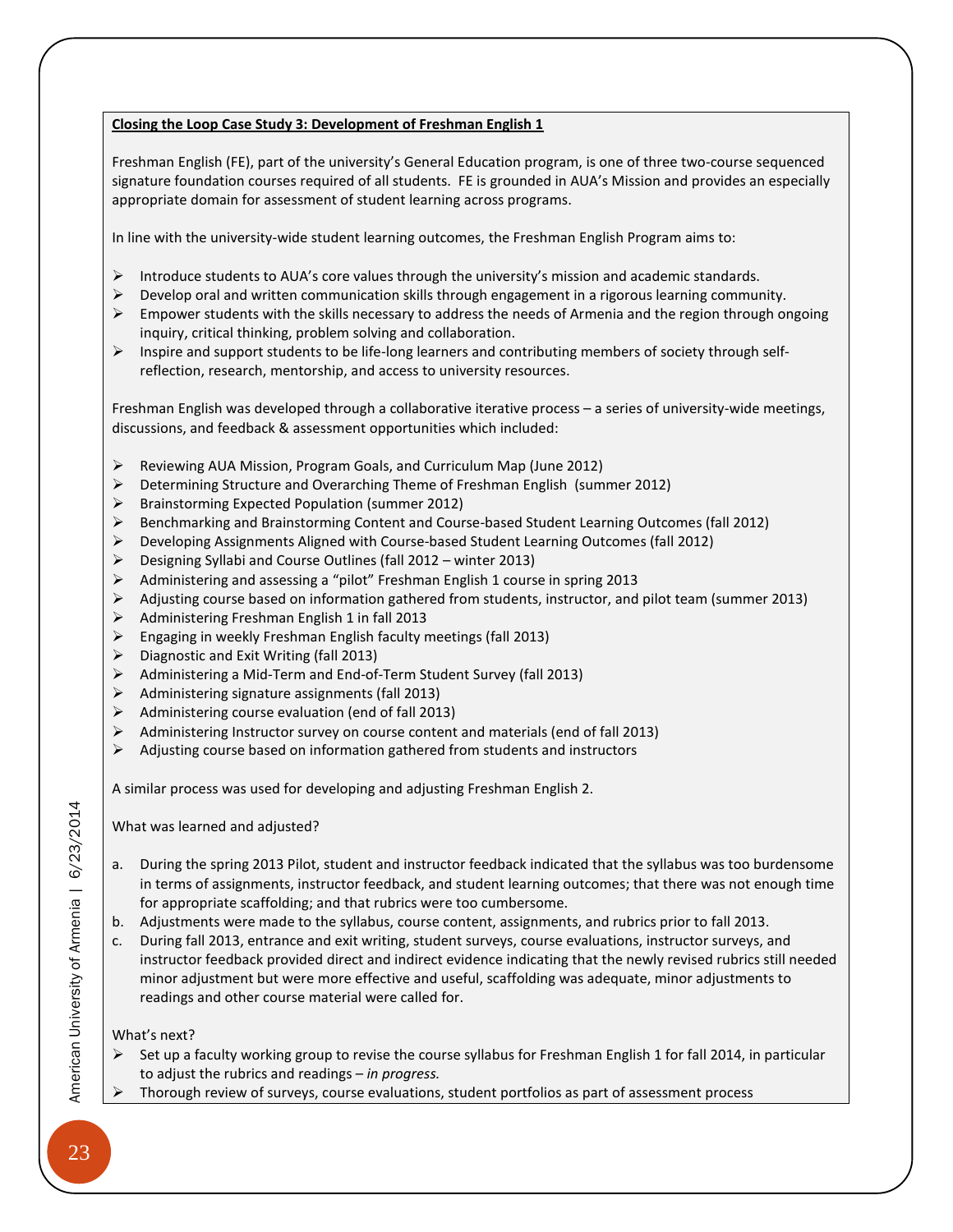**Closing the Loop Case Study 3: Development of Freshman English 1**

Freshman English (FE), part of the university's General Education program, is one of three two-course sequenced signature foundation courses required of all students. FE is grounded in AUA's Mission and provides an especially appropriate domain for assessment of student learning across programs.

In line with the university-wide student learning outcomes, the Freshman English Program aims to:

- Introduce students to AUA's core values through the university's mission and academic standards.
- Develop oral and written communication skills through engagement in a rigorous learning community.
- Empower students with the skills necessary to address the needs of Armenia and the region through ongoing inquiry, critical thinking, problem solving and collaboration.
- Inspire and support students to be life-long learners and contributing members of society through self-reflection, research, mentorship, and access to university resources.

Freshman English was developed through a collaborative iterative process – a series of university-wide meetings, discussions, and feedback & assessment opportunities which included:

- Reviewing AUA Mission, Program Goals, and Curriculum Map (June 2012)
- Determining Structure and Overarching Theme of Freshman English (summer 2012)
- Brainstorming Expected Population (summer 2012)
- Benchmarking and Brainstorming Content and Course-based Student Learning Outcomes (fall 2012)
- Developing Assignments Aligned with Course-based Student Learning Outcomes (fall 2012)
- Designing Syllabi and Course Outlines (fall 2012 – winter 2013)
- Administering and assessing a "pilot" Freshman English 1 course in spring 2013
- Adjusting course based on information gathered from students, instructor, and pilot team (summer 2013)
- Administering Freshman English 1 in fall 2013
- Engaging in weekly Freshman English faculty meetings (fall 2013)
- Diagnostic and Exit Writing (fall 2013)
- Administering a Mid-Term and End-of-Term Student Survey (fall 2013)
- Administering signature assignments (fall 2013)
- Administering course evaluation (end of fall 2013)
- Administering Instructor survey on course content and materials (end of fall 2013)
- Adjusting course based on information gathered from students and instructors

A similar process was used for developing and adjusting Freshman English 2.

What was learned and adjusted?

a. During the spring 2013 Pilot, student and instructor feedback indicated that the syllabus was too burdensome in terms of assignments, instructor feedback, and student learning outcomes; that there was not enough time for appropriate scaffolding; and that rubrics were too cumbersome.
b. Adjustments were made to the syllabus, course content, assignments, and rubrics prior to fall 2013.
c. During fall 2013, entrance and exit writing, student surveys, course evaluations, instructor surveys, and instructor feedback provided direct and indirect evidence indicating that the newly revised rubrics still needed minor adjustment but were more effective and useful, scaffolding was adequate, minor adjustments to readings and other course material were called for.

What's next?

- Set up a faculty working group to revise the course syllabus for Freshman English 1 for fall 2014, in particular to adjust the rubrics and readings – *in progress.*
- Thorough review of surveys, course evaluations, student portfolios as part of assessment process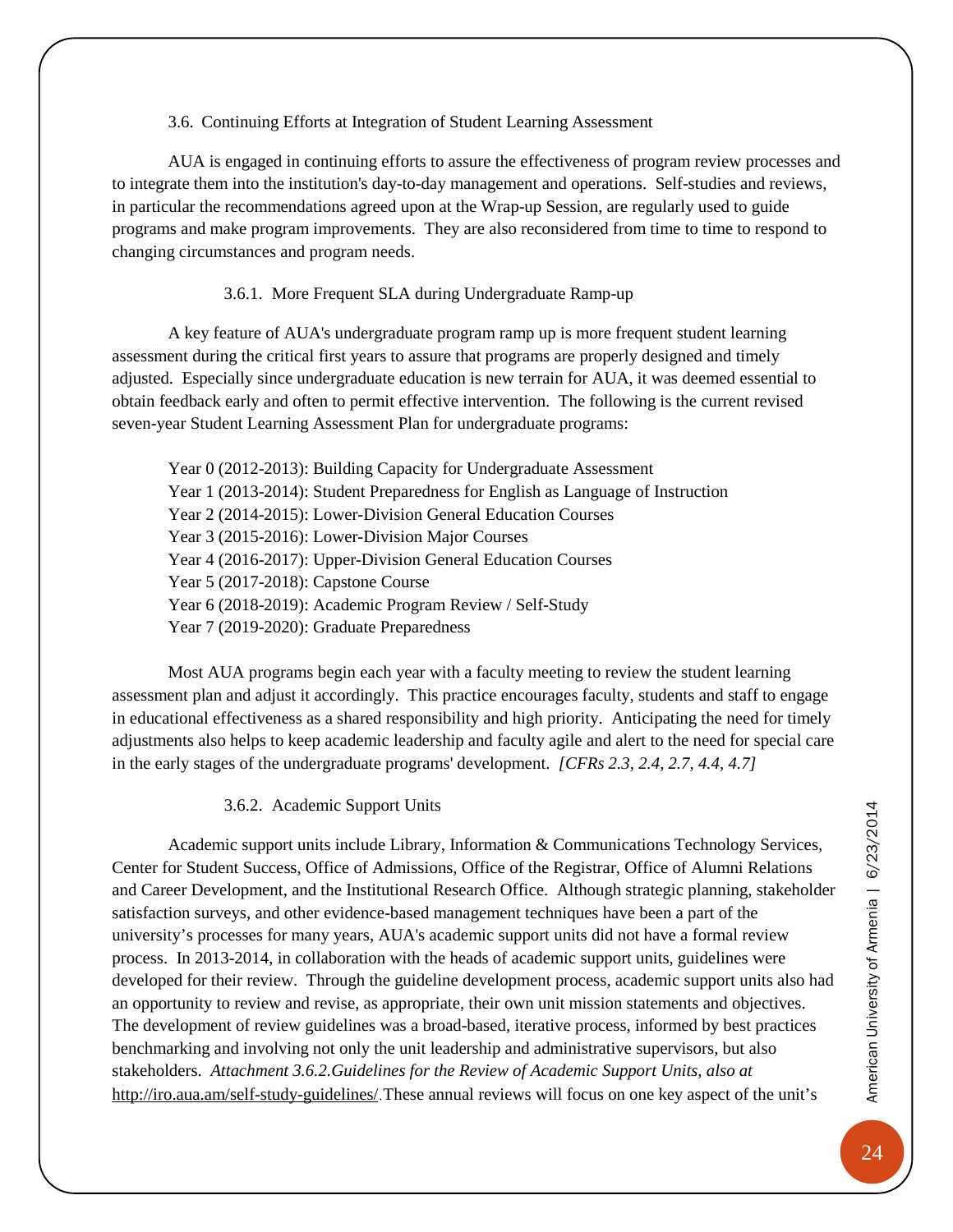### 3.6. Continuing Efforts at Integration of Student Learning Assessment

AUA is engaged in continuing efforts to assure the effectiveness of program review processes and to integrate them into the institution's day-to-day management and operations. Self-studies and reviews, in particular the recommendations agreed upon at the Wrap-up Session, are regularly used to guide programs and make program improvements. They are also reconsidered from time to time to respond to changing circumstances and program needs.

#### 3.6.1. More Frequent SLA during Undergraduate Ramp-up

A key feature of AUA's undergraduate program ramp up is more frequent student learning assessment during the critical first years to assure that programs are properly designed and timely adjusted. Especially since undergraduate education is new terrain for AUA, it was deemed essential to obtain feedback early and often to permit effective intervention. The following is the current revised seven-year Student Learning Assessment Plan for undergraduate programs:

Year 0 (2012-2013): Building Capacity for Undergraduate Assessment
Year 1 (2013-2014): Student Preparedness for English as Language of Instruction
Year 2 (2014-2015): Lower-Division General Education Courses
Year 3 (2015-2016): Lower-Division Major Courses
Year 4 (2016-2017): Upper-Division General Education Courses
Year 5 (2017-2018): Capstone Course
Year 6 (2018-2019): Academic Program Review / Self-Study
Year 7 (2019-2020): Graduate Preparedness

Most AUA programs begin each year with a faculty meeting to review the student learning assessment plan and adjust it accordingly. This practice encourages faculty, students and staff to engage in educational effectiveness as a shared responsibility and high priority. Anticipating the need for timely adjustments also helps to keep academic leadership and faculty agile and alert to the need for special care in the early stages of the undergraduate programs' development. *[CFRs 2.3, 2.4, 2.7, 4.4, 4.7]*

#### 3.6.2. Academic Support Units

Academic support units include Library, Information & Communications Technology Services, Center for Student Success, Office of Admissions, Office of the Registrar, Office of Alumni Relations and Career Development, and the Institutional Research Office. Although strategic planning, stakeholder satisfaction surveys, and other evidence-based management techniques have been a part of the university's processes for many years, AUA's academic support units did not have a formal review process. In 2013-2014, in collaboration with the heads of academic support units, guidelines were developed for their review. Through the guideline development process, academic support units also had an opportunity to review and revise, as appropriate, their own unit mission statements and objectives. The development of review guidelines was a broad-based, iterative process, informed by best practices benchmarking and involving not only the unit leadership and administrative supervisors, but also stakeholders. *Attachment 3.6.2.Guidelines for the Review of Academic Support Units, also at* http://iro.aua.am/self-study-guidelines/.These annual reviews will focus on one key aspect of the unit's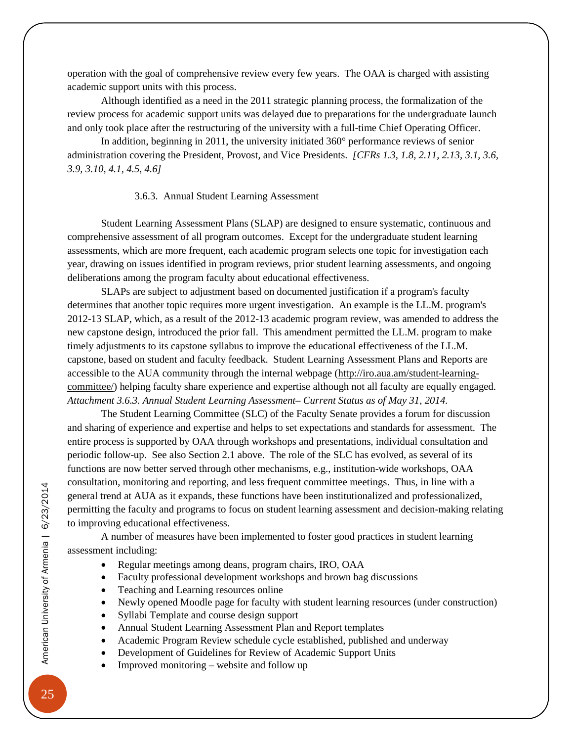operation with the goal of comprehensive review every few years. The OAA is charged with assisting academic support units with this process.

Although identified as a need in the 2011 strategic planning process, the formalization of the review process for academic support units was delayed due to preparations for the undergraduate launch and only took place after the restructuring of the university with a full-time Chief Operating Officer.

In addition, beginning in 2011, the university initiated 360° performance reviews of senior administration covering the President, Provost, and Vice Presidents. *[CFRs 1.3, 1.8, 2.11, 2.13, 3.1, 3.6, 3.9, 3.10, 4.1, 4.5, 4.6]*

### 3.6.3. Annual Student Learning Assessment

Student Learning Assessment Plans (SLAP) are designed to ensure systematic, continuous and comprehensive assessment of all program outcomes. Except for the undergraduate student learning assessments, which are more frequent, each academic program selects one topic for investigation each year, drawing on issues identified in program reviews, prior student learning assessments, and ongoing deliberations among the program faculty about educational effectiveness.

SLAPs are subject to adjustment based on documented justification if a program's faculty determines that another topic requires more urgent investigation. An example is the LL.M. program's 2012-13 SLAP, which, as a result of the 2012-13 academic program review, was amended to address the new capstone design, introduced the prior fall. This amendment permitted the LL.M. program to make timely adjustments to its capstone syllabus to improve the educational effectiveness of the LL.M. capstone, based on student and faculty feedback. Student Learning Assessment Plans and Reports are accessible to the AUA community through the internal webpage (http://iro.aua.am/student-learning-committee/) helping faculty share experience and expertise although not all faculty are equally engaged. *Attachment 3.6.3. Annual Student Learning Assessment– Current Status as of May 31, 2014.*

The Student Learning Committee (SLC) of the Faculty Senate provides a forum for discussion and sharing of experience and expertise and helps to set expectations and standards for assessment. The entire process is supported by OAA through workshops and presentations, individual consultation and periodic follow-up. See also Section 2.1 above. The role of the SLC has evolved, as several of its functions are now better served through other mechanisms, e.g., institution-wide workshops, OAA consultation, monitoring and reporting, and less frequent committee meetings. Thus, in line with a general trend at AUA as it expands, these functions have been institutionalized and professionalized, permitting the faculty and programs to focus on student learning assessment and decision-making relating to improving educational effectiveness.

A number of measures have been implemented to foster good practices in student learning assessment including:

- Regular meetings among deans, program chairs, IRO, OAA
- Faculty professional development workshops and brown bag discussions
- Teaching and Learning resources online
- Newly opened Moodle page for faculty with student learning resources (under construction)
- Syllabi Template and course design support
- Annual Student Learning Assessment Plan and Report templates
- Academic Program Review schedule cycle established, published and underway
- Development of Guidelines for Review of Academic Support Units
- Improved monitoring – website and follow up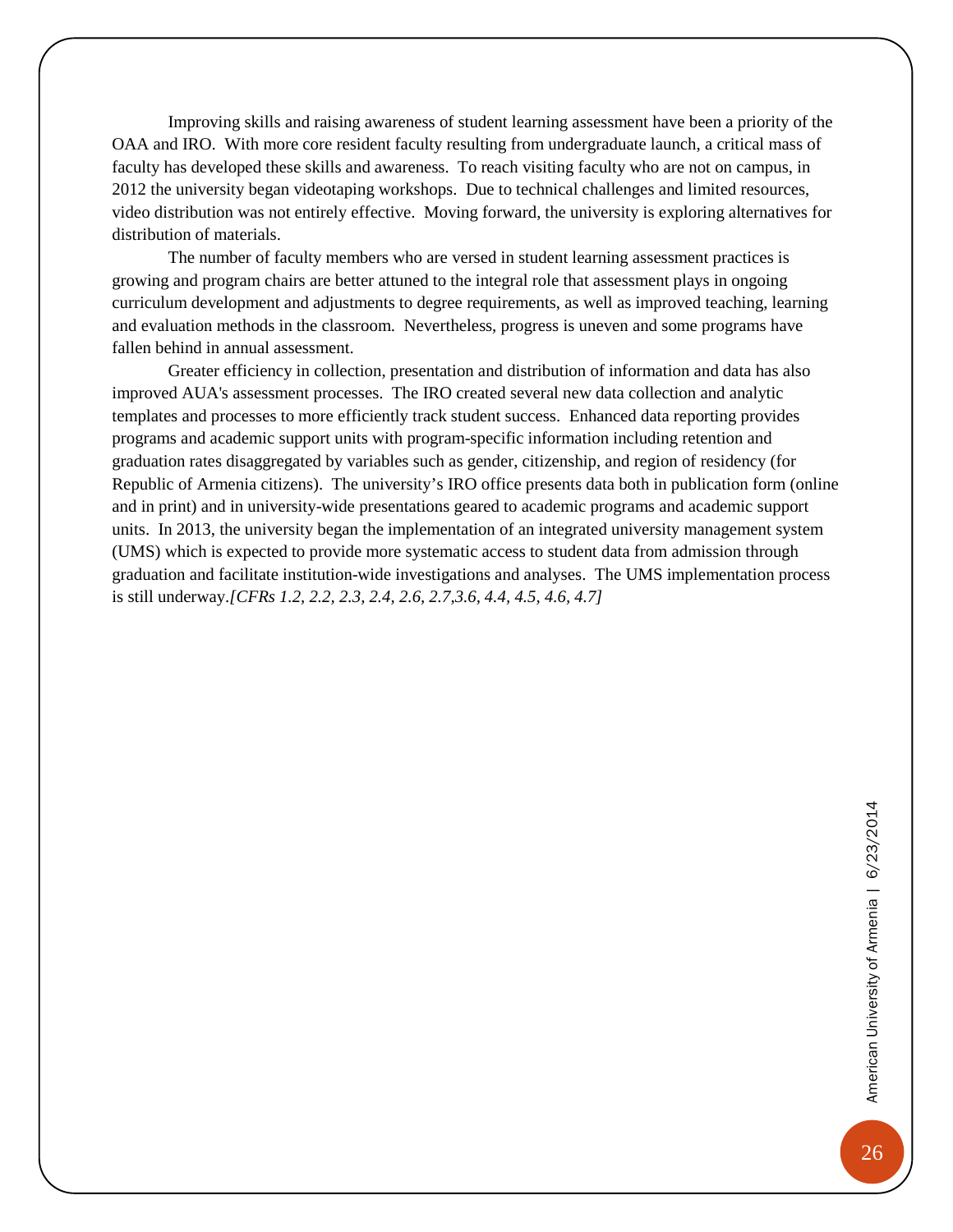Improving skills and raising awareness of student learning assessment have been a priority of the OAA and IRO. With more core resident faculty resulting from undergraduate launch, a critical mass of faculty has developed these skills and awareness. To reach visiting faculty who are not on campus, in 2012 the university began videotaping workshops. Due to technical challenges and limited resources, video distribution was not entirely effective. Moving forward, the university is exploring alternatives for distribution of materials.

The number of faculty members who are versed in student learning assessment practices is growing and program chairs are better attuned to the integral role that assessment plays in ongoing curriculum development and adjustments to degree requirements, as well as improved teaching, learning and evaluation methods in the classroom. Nevertheless, progress is uneven and some programs have fallen behind in annual assessment.

Greater efficiency in collection, presentation and distribution of information and data has also improved AUA's assessment processes. The IRO created several new data collection and analytic templates and processes to more efficiently track student success. Enhanced data reporting provides programs and academic support units with program-specific information including retention and graduation rates disaggregated by variables such as gender, citizenship, and region of residency (for Republic of Armenia citizens). The university's IRO office presents data both in publication form (online and in print) and in university-wide presentations geared to academic programs and academic support units. In 2013, the university began the implementation of an integrated university management system (UMS) which is expected to provide more systematic access to student data from admission through graduation and facilitate institution-wide investigations and analyses. The UMS implementation process is still underway.*[CFRs 1.2, 2.2, 2.3, 2.4, 2.6, 2.7,3.6, 4.4, 4.5, 4.6, 4.7]*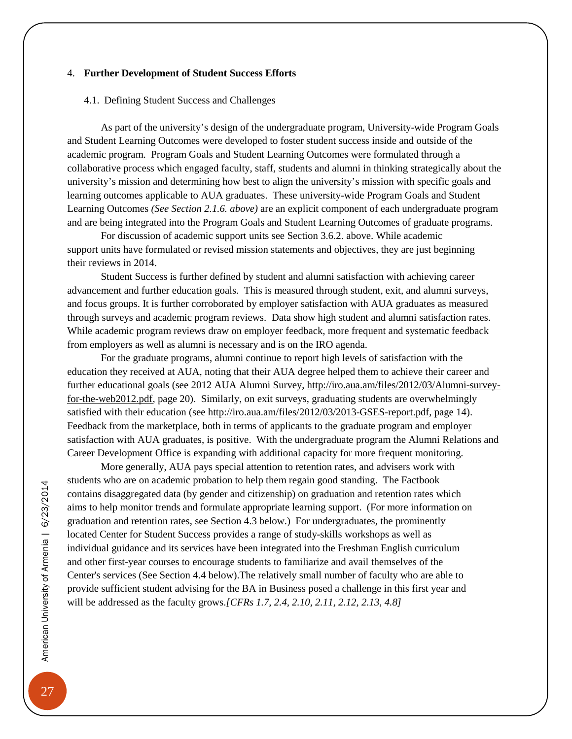## 4. **Further Development of Student Success Efforts**

### 4.1. Defining Student Success and Challenges

As part of the university's design of the undergraduate program, University-wide Program Goals and Student Learning Outcomes were developed to foster student success inside and outside of the academic program. Program Goals and Student Learning Outcomes were formulated through a collaborative process which engaged faculty, staff, students and alumni in thinking strategically about the university's mission and determining how best to align the university's mission with specific goals and learning outcomes applicable to AUA graduates. These university-wide Program Goals and Student Learning Outcomes *(See Section 2.1.6. above)* are an explicit component of each undergraduate program and are being integrated into the Program Goals and Student Learning Outcomes of graduate programs.

For discussion of academic support units see Section 3.6.2. above. While academic support units have formulated or revised mission statements and objectives, they are just beginning their reviews in 2014.

Student Success is further defined by student and alumni satisfaction with achieving career advancement and further education goals. This is measured through student, exit, and alumni surveys, and focus groups. It is further corroborated by employer satisfaction with AUA graduates as measured through surveys and academic program reviews. Data show high student and alumni satisfaction rates. While academic program reviews draw on employer feedback, more frequent and systematic feedback from employers as well as alumni is necessary and is on the IRO agenda.

For the graduate programs, alumni continue to report high levels of satisfaction with the education they received at AUA, noting that their AUA degree helped them to achieve their career and further educational goals (see 2012 AUA Alumni Survey, http://iro.aua.am/files/2012/03/Alumni-survey-for-the-web2012.pdf, page 20). Similarly, on exit surveys, graduating students are overwhelmingly satisfied with their education (see http://iro.aua.am/files/2012/03/2013-GSES-report.pdf, page 14). Feedback from the marketplace, both in terms of applicants to the graduate program and employer satisfaction with AUA graduates, is positive. With the undergraduate program the Alumni Relations and Career Development Office is expanding with additional capacity for more frequent monitoring.

More generally, AUA pays special attention to retention rates, and advisers work with students who are on academic probation to help them regain good standing. The Factbook contains disaggregated data (by gender and citizenship) on graduation and retention rates which aims to help monitor trends and formulate appropriate learning support. (For more information on graduation and retention rates, see Section 4.3 below.) For undergraduates, the prominently located Center for Student Success provides a range of study-skills workshops as well as individual guidance and its services have been integrated into the Freshman English curriculum and other first-year courses to encourage students to familiarize and avail themselves of the Center's services (See Section 4.4 below).The relatively small number of faculty who are able to provide sufficient student advising for the BA in Business posed a challenge in this first year and will be addressed as the faculty grows.*[CFRs 1.7, 2.4, 2.10, 2.11, 2.12, 2.13, 4.8]*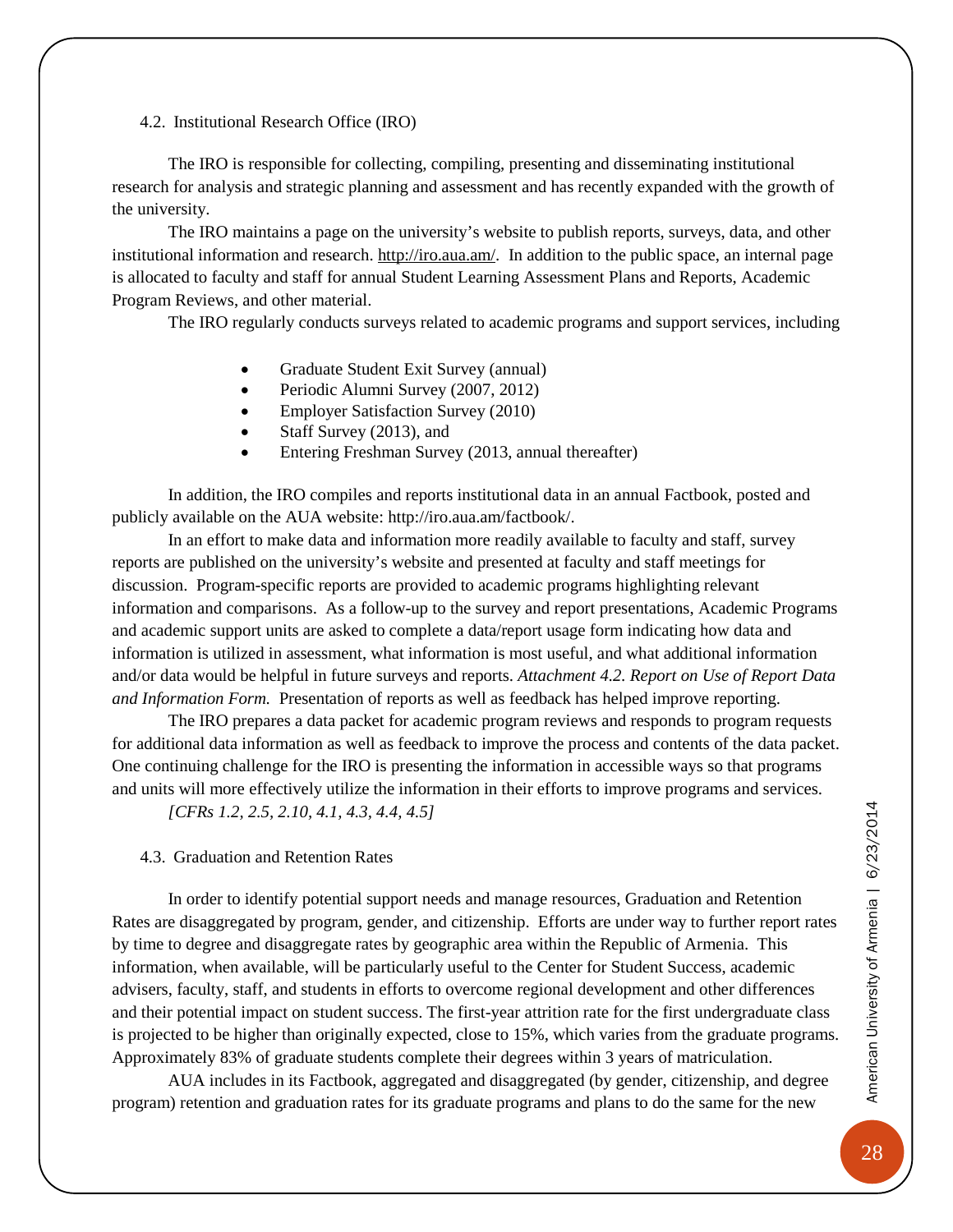## 4.2. Institutional Research Office (IRO)

The IRO is responsible for collecting, compiling, presenting and disseminating institutional research for analysis and strategic planning and assessment and has recently expanded with the growth of the university.

The IRO maintains a page on the university's website to publish reports, surveys, data, and other institutional information and research. http://iro.aua.am/. In addition to the public space, an internal page is allocated to faculty and staff for annual Student Learning Assessment Plans and Reports, Academic Program Reviews, and other material.

The IRO regularly conducts surveys related to academic programs and support services, including

- Graduate Student Exit Survey (annual)
- Periodic Alumni Survey (2007, 2012)
- Employer Satisfaction Survey (2010)
- Staff Survey (2013), and
- Entering Freshman Survey (2013, annual thereafter)

In addition, the IRO compiles and reports institutional data in an annual Factbook, posted and publicly available on the AUA website: http://iro.aua.am/factbook/.

In an effort to make data and information more readily available to faculty and staff, survey reports are published on the university's website and presented at faculty and staff meetings for discussion. Program-specific reports are provided to academic programs highlighting relevant information and comparisons. As a follow-up to the survey and report presentations, Academic Programs and academic support units are asked to complete a data/report usage form indicating how data and information is utilized in assessment, what information is most useful, and what additional information and/or data would be helpful in future surveys and reports. *Attachment 4.2. Report on Use of Report Data and Information Form.* Presentation of reports as well as feedback has helped improve reporting.

The IRO prepares a data packet for academic program reviews and responds to program requests for additional data information as well as feedback to improve the process and contents of the data packet. One continuing challenge for the IRO is presenting the information in accessible ways so that programs and units will more effectively utilize the information in their efforts to improve programs and services.

*[CFRs 1.2, 2.5, 2.10, 4.1, 4.3, 4.4, 4.5]*

## 4.3. Graduation and Retention Rates

In order to identify potential support needs and manage resources, Graduation and Retention Rates are disaggregated by program, gender, and citizenship. Efforts are under way to further report rates by time to degree and disaggregate rates by geographic area within the Republic of Armenia. This information, when available, will be particularly useful to the Center for Student Success, academic advisers, faculty, staff, and students in efforts to overcome regional development and other differences and their potential impact on student success. The first-year attrition rate for the first undergraduate class is projected to be higher than originally expected, close to 15%, which varies from the graduate programs. Approximately 83% of graduate students complete their degrees within 3 years of matriculation.

AUA includes in its Factbook, aggregated and disaggregated (by gender, citizenship, and degree program) retention and graduation rates for its graduate programs and plans to do the same for the new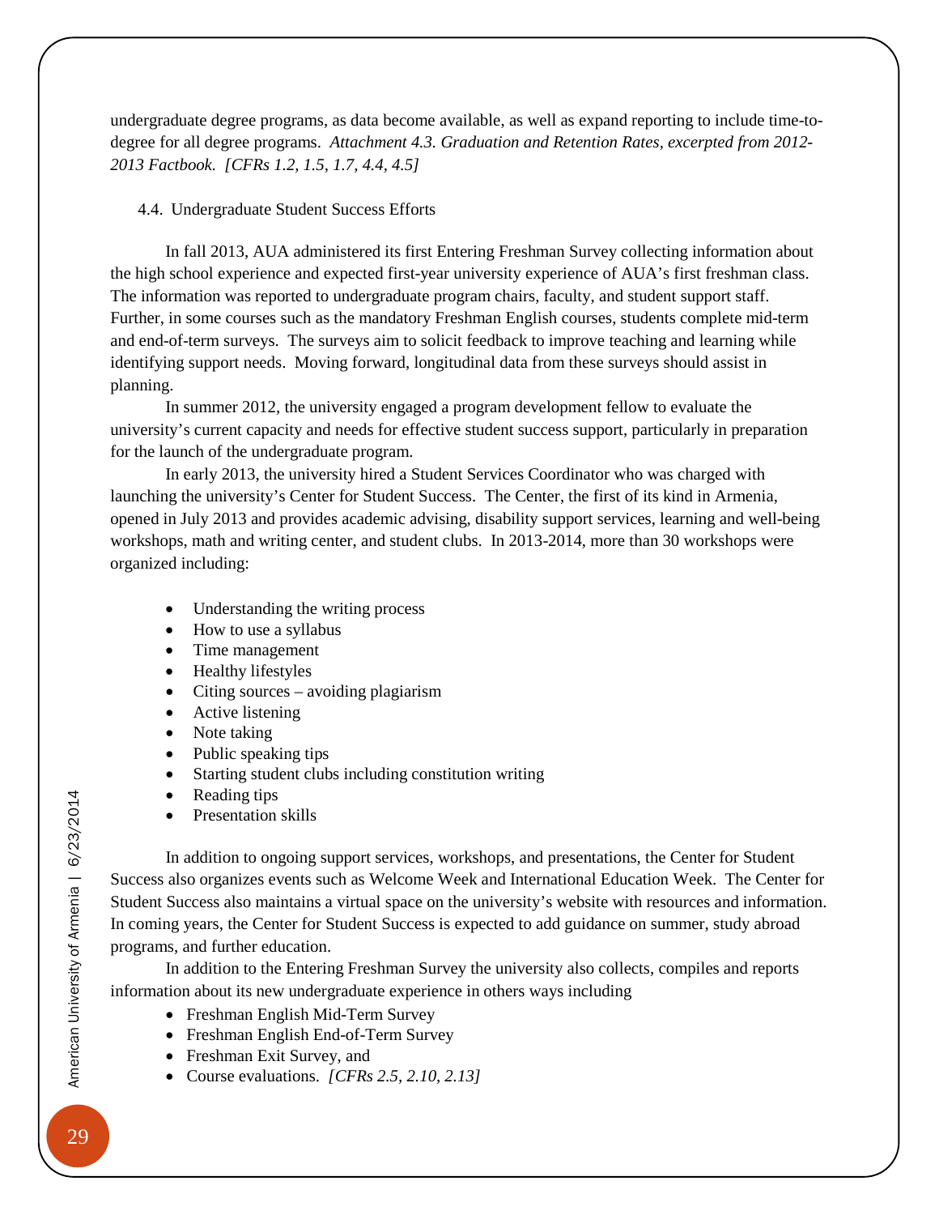undergraduate degree programs, as data become available, as well as expand reporting to include time-to-degree for all degree programs. *Attachment 4.3. Graduation and Retention Rates, excerpted from 2012-2013 Factbook. [CFRs 1.2, 1.5, 1.7, 4.4, 4.5]*

### 4.4. Undergraduate Student Success Efforts

In fall 2013, AUA administered its first Entering Freshman Survey collecting information about the high school experience and expected first-year university experience of AUA's first freshman class. The information was reported to undergraduate program chairs, faculty, and student support staff. Further, in some courses such as the mandatory Freshman English courses, students complete mid-term and end-of-term surveys. The surveys aim to solicit feedback to improve teaching and learning while identifying support needs. Moving forward, longitudinal data from these surveys should assist in planning.

In summer 2012, the university engaged a program development fellow to evaluate the university's current capacity and needs for effective student success support, particularly in preparation for the launch of the undergraduate program.

In early 2013, the university hired a Student Services Coordinator who was charged with launching the university's Center for Student Success. The Center, the first of its kind in Armenia, opened in July 2013 and provides academic advising, disability support services, learning and well-being workshops, math and writing center, and student clubs. In 2013-2014, more than 30 workshops were organized including:

- Understanding the writing process
- How to use a syllabus
- Time management
- Healthy lifestyles
- Citing sources – avoiding plagiarism
- Active listening
- Note taking
- Public speaking tips
- Starting student clubs including constitution writing
- Reading tips
- Presentation skills

In addition to ongoing support services, workshops, and presentations, the Center for Student Success also organizes events such as Welcome Week and International Education Week. The Center for Student Success also maintains a virtual space on the university's website with resources and information. In coming years, the Center for Student Success is expected to add guidance on summer, study abroad programs, and further education.

In addition to the Entering Freshman Survey the university also collects, compiles and reports information about its new undergraduate experience in others ways including

- Freshman English Mid-Term Survey
- Freshman English End-of-Term Survey
- Freshman Exit Survey, and
- Course evaluations. *[CFRs 2.5, 2.10, 2.13]*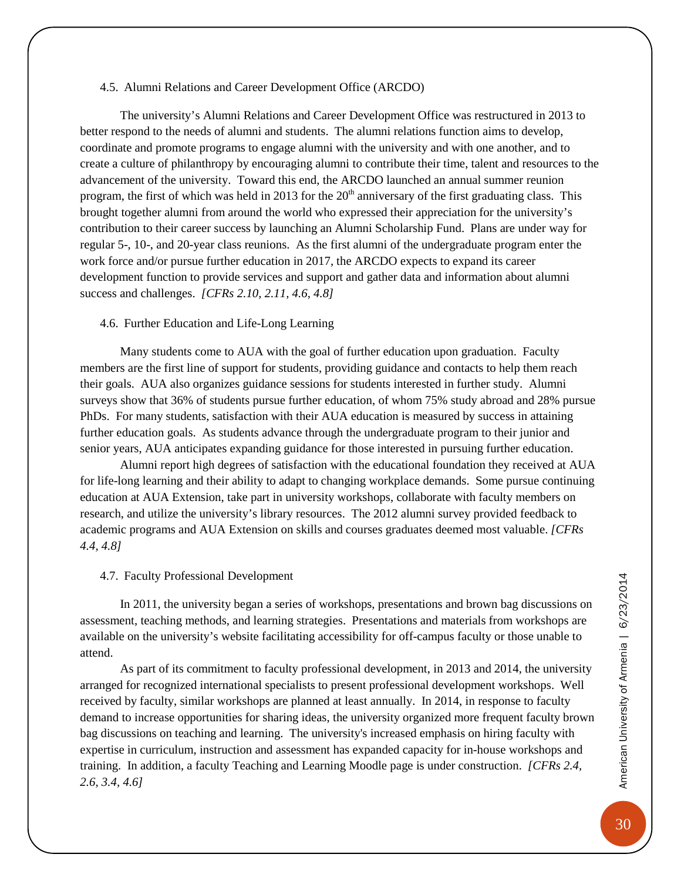### 4.5. Alumni Relations and Career Development Office (ARCDO)

The university's Alumni Relations and Career Development Office was restructured in 2013 to better respond to the needs of alumni and students. The alumni relations function aims to develop, coordinate and promote programs to engage alumni with the university and with one another, and to create a culture of philanthropy by encouraging alumni to contribute their time, talent and resources to the advancement of the university. Toward this end, the ARCDO launched an annual summer reunion program, the first of which was held in 2013 for the 20th anniversary of the first graduating class. This brought together alumni from around the world who expressed their appreciation for the university's contribution to their career success by launching an Alumni Scholarship Fund. Plans are under way for regular 5-, 10-, and 20-year class reunions. As the first alumni of the undergraduate program enter the work force and/or pursue further education in 2017, the ARCDO expects to expand its career development function to provide services and support and gather data and information about alumni success and challenges. *[CFRs 2.10, 2.11, 4.6, 4.8]*

### 4.6. Further Education and Life-Long Learning

Many students come to AUA with the goal of further education upon graduation. Faculty members are the first line of support for students, providing guidance and contacts to help them reach their goals. AUA also organizes guidance sessions for students interested in further study. Alumni surveys show that 36% of students pursue further education, of whom 75% study abroad and 28% pursue PhDs. For many students, satisfaction with their AUA education is measured by success in attaining further education goals. As students advance through the undergraduate program to their junior and senior years, AUA anticipates expanding guidance for those interested in pursuing further education.

Alumni report high degrees of satisfaction with the educational foundation they received at AUA for life-long learning and their ability to adapt to changing workplace demands. Some pursue continuing education at AUA Extension, take part in university workshops, collaborate with faculty members on research, and utilize the university's library resources. The 2012 alumni survey provided feedback to academic programs and AUA Extension on skills and courses graduates deemed most valuable. *[CFRs 4.4, 4.8]*

### 4.7. Faculty Professional Development

In 2011, the university began a series of workshops, presentations and brown bag discussions on assessment, teaching methods, and learning strategies. Presentations and materials from workshops are available on the university's website facilitating accessibility for off-campus faculty or those unable to attend.

As part of its commitment to faculty professional development, in 2013 and 2014, the university arranged for recognized international specialists to present professional development workshops. Well received by faculty, similar workshops are planned at least annually. In 2014, in response to faculty demand to increase opportunities for sharing ideas, the university organized more frequent faculty brown bag discussions on teaching and learning. The university's increased emphasis on hiring faculty with expertise in curriculum, instruction and assessment has expanded capacity for in-house workshops and training. In addition, a faculty Teaching and Learning Moodle page is under construction. *[CFRs 2.4, 2.6, 3.4, 4.6]*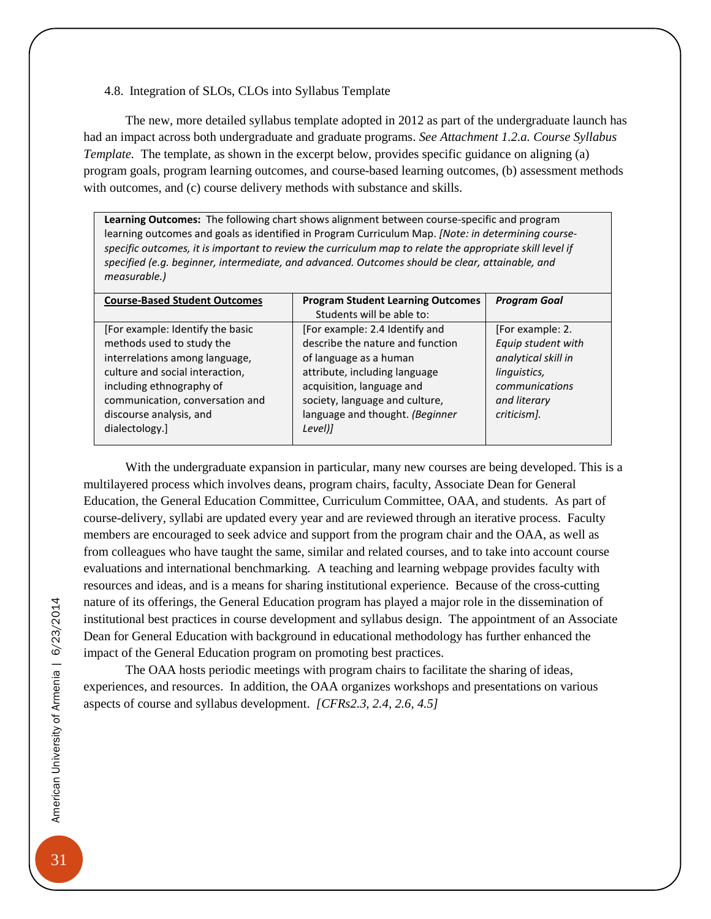### 4.8. Integration of SLOs, CLOs into Syllabus Template

The new, more detailed syllabus template adopted in 2012 as part of the undergraduate launch has had an impact across both undergraduate and graduate programs. *See Attachment 1.2.a. Course Syllabus Template.* The template, as shown in the excerpt below, provides specific guidance on aligning (a) program goals, program learning outcomes, and course-based learning outcomes, (b) assessment methods with outcomes, and (c) course delivery methods with substance and skills.

**Learning Outcomes:** The following chart shows alignment between course-specific and program learning outcomes and goals as identified in Program Curriculum Map. *[Note: in determining course-specific outcomes, it is important to review the curriculum map to relate the appropriate skill level if specified (e.g. beginner, intermediate, and advanced. Outcomes should be clear, attainable, and measurable.)*

| **Course-Based Student Outcomes** | **Program Student Learning Outcomes** Students will be able to: | ***Program Goal*** |
|---|---|---|
| [For example: Identify the basic methods used to study the interrelations among language, culture and social interaction, including ethnography of communication, conversation and discourse analysis, and dialectology.] | [For example: 2.4 Identify and describe the nature and function of language as a human attribute, including language acquisition, language and society, language and culture, language and thought. *(Beginner Level)]* | [For example: 2. *Equip student with analytical skill in linguistics, communications and literary criticism].* |

With the undergraduate expansion in particular, many new courses are being developed. This is a multilayered process which involves deans, program chairs, faculty, Associate Dean for General Education, the General Education Committee, Curriculum Committee, OAA, and students. As part of course-delivery, syllabi are updated every year and are reviewed through an iterative process. Faculty members are encouraged to seek advice and support from the program chair and the OAA, as well as from colleagues who have taught the same, similar and related courses, and to take into account course evaluations and international benchmarking. A teaching and learning webpage provides faculty with resources and ideas, and is a means for sharing institutional experience. Because of the cross-cutting nature of its offerings, the General Education program has played a major role in the dissemination of institutional best practices in course development and syllabus design. The appointment of an Associate Dean for General Education with background in educational methodology has further enhanced the impact of the General Education program on promoting best practices.

The OAA hosts periodic meetings with program chairs to facilitate the sharing of ideas, experiences, and resources. In addition, the OAA organizes workshops and presentations on various aspects of course and syllabus development. *[CFRs2.3, 2.4, 2.6, 4.5]*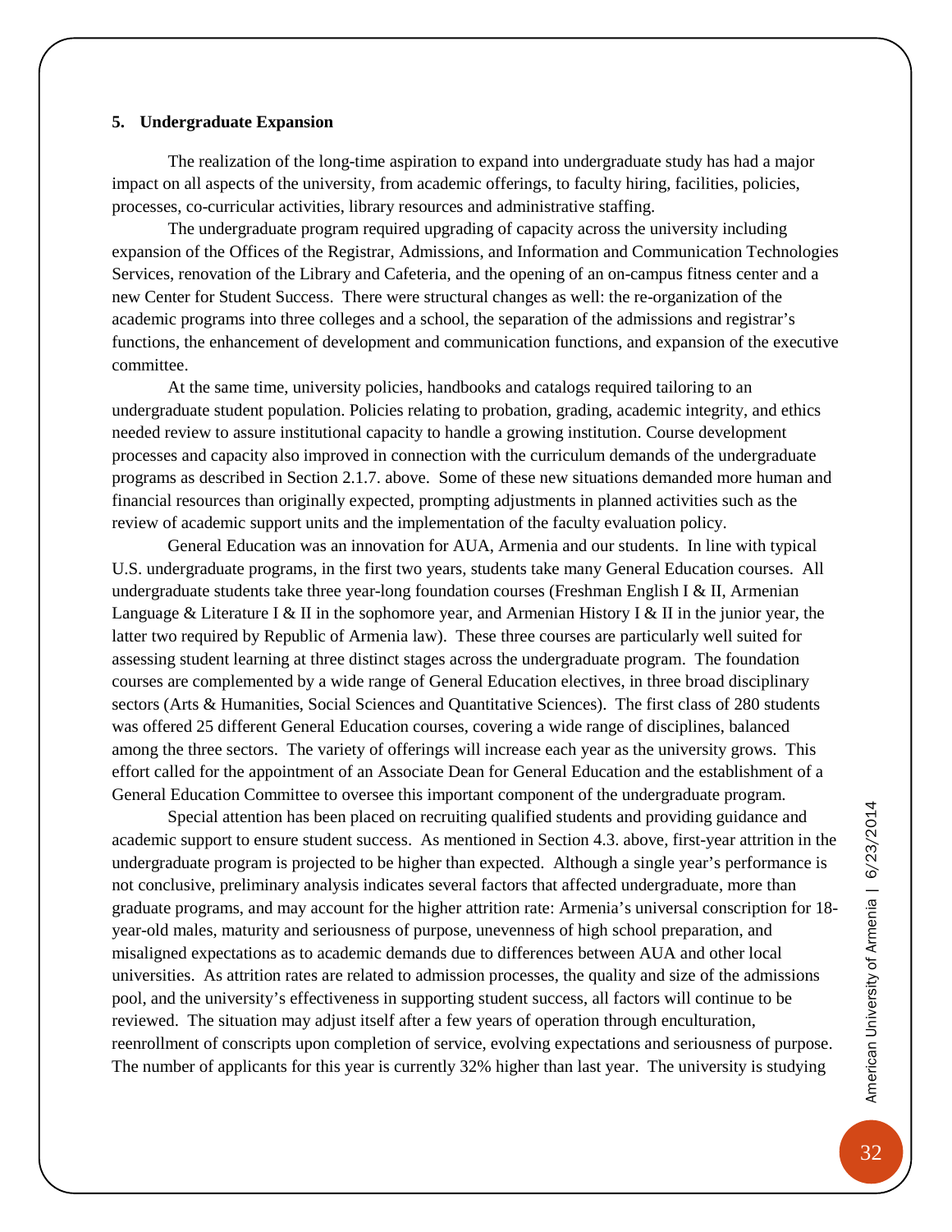### 5. Undergraduate Expansion

The realization of the long-time aspiration to expand into undergraduate study has had a major impact on all aspects of the university, from academic offerings, to faculty hiring, facilities, policies, processes, co-curricular activities, library resources and administrative staffing.

The undergraduate program required upgrading of capacity across the university including expansion of the Offices of the Registrar, Admissions, and Information and Communication Technologies Services, renovation of the Library and Cafeteria, and the opening of an on-campus fitness center and a new Center for Student Success. There were structural changes as well: the re-organization of the academic programs into three colleges and a school, the separation of the admissions and registrar's functions, the enhancement of development and communication functions, and expansion of the executive committee.

At the same time, university policies, handbooks and catalogs required tailoring to an undergraduate student population. Policies relating to probation, grading, academic integrity, and ethics needed review to assure institutional capacity to handle a growing institution. Course development processes and capacity also improved in connection with the curriculum demands of the undergraduate programs as described in Section 2.1.7. above. Some of these new situations demanded more human and financial resources than originally expected, prompting adjustments in planned activities such as the review of academic support units and the implementation of the faculty evaluation policy.

General Education was an innovation for AUA, Armenia and our students. In line with typical U.S. undergraduate programs, in the first two years, students take many General Education courses. All undergraduate students take three year-long foundation courses (Freshman English I & II, Armenian Language & Literature I & II in the sophomore year, and Armenian History I & II in the junior year, the latter two required by Republic of Armenia law). These three courses are particularly well suited for assessing student learning at three distinct stages across the undergraduate program. The foundation courses are complemented by a wide range of General Education electives, in three broad disciplinary sectors (Arts & Humanities, Social Sciences and Quantitative Sciences). The first class of 280 students was offered 25 different General Education courses, covering a wide range of disciplines, balanced among the three sectors. The variety of offerings will increase each year as the university grows. This effort called for the appointment of an Associate Dean for General Education and the establishment of a General Education Committee to oversee this important component of the undergraduate program.

Special attention has been placed on recruiting qualified students and providing guidance and academic support to ensure student success. As mentioned in Section 4.3. above, first-year attrition in the undergraduate program is projected to be higher than expected. Although a single year's performance is not conclusive, preliminary analysis indicates several factors that affected undergraduate, more than graduate programs, and may account for the higher attrition rate: Armenia's universal conscription for 18-year-old males, maturity and seriousness of purpose, unevenness of high school preparation, and misaligned expectations as to academic demands due to differences between AUA and other local universities. As attrition rates are related to admission processes, the quality and size of the admissions pool, and the university's effectiveness in supporting student success, all factors will continue to be reviewed. The situation may adjust itself after a few years of operation through enculturation, reenrollment of conscripts upon completion of service, evolving expectations and seriousness of purpose. The number of applicants for this year is currently 32% higher than last year. The university is studying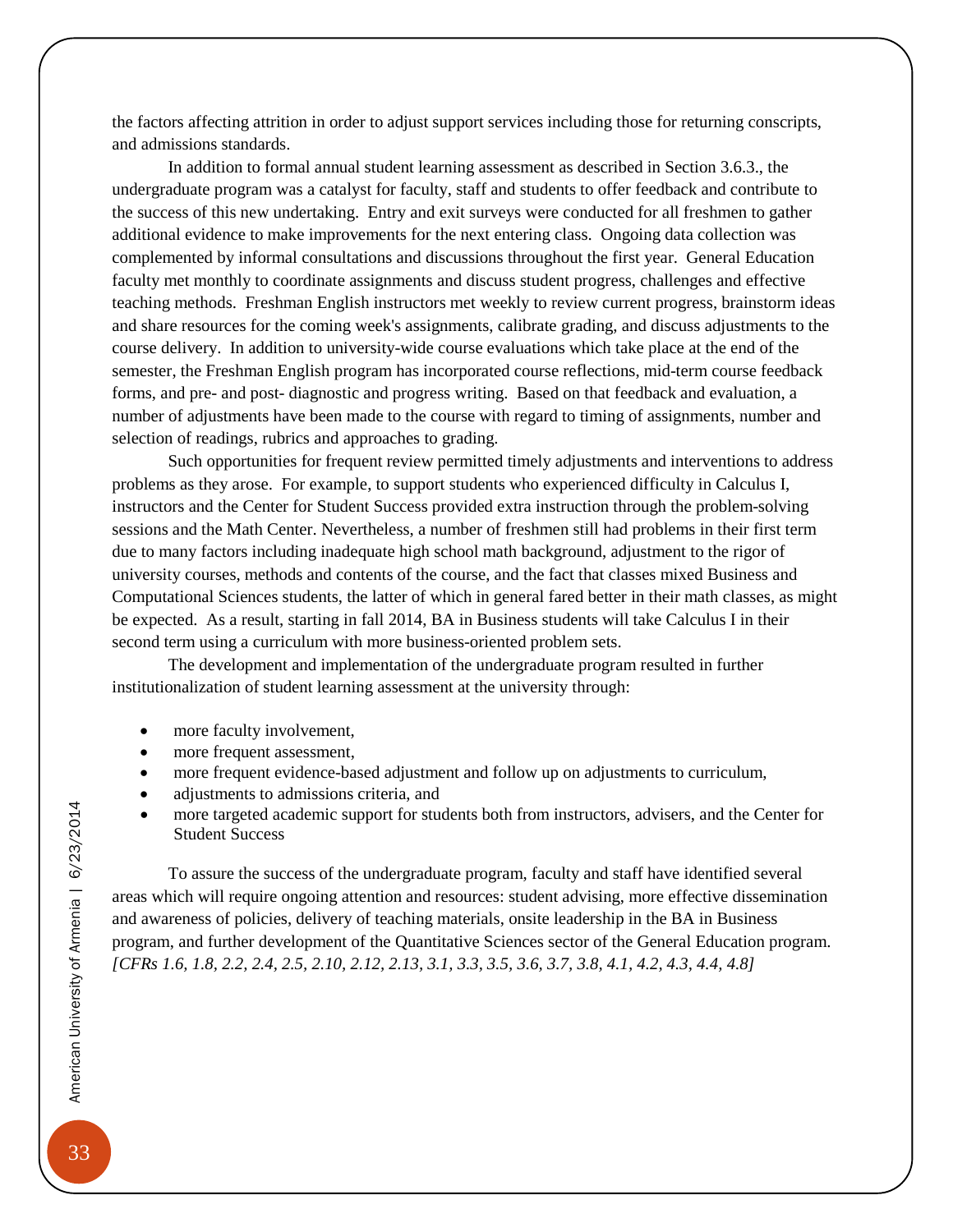the factors affecting attrition in order to adjust support services including those for returning conscripts, and admissions standards.

In addition to formal annual student learning assessment as described in Section 3.6.3., the undergraduate program was a catalyst for faculty, staff and students to offer feedback and contribute to the success of this new undertaking. Entry and exit surveys were conducted for all freshmen to gather additional evidence to make improvements for the next entering class. Ongoing data collection was complemented by informal consultations and discussions throughout the first year. General Education faculty met monthly to coordinate assignments and discuss student progress, challenges and effective teaching methods. Freshman English instructors met weekly to review current progress, brainstorm ideas and share resources for the coming week's assignments, calibrate grading, and discuss adjustments to the course delivery. In addition to university-wide course evaluations which take place at the end of the semester, the Freshman English program has incorporated course reflections, mid-term course feedback forms, and pre- and post- diagnostic and progress writing. Based on that feedback and evaluation, a number of adjustments have been made to the course with regard to timing of assignments, number and selection of readings, rubrics and approaches to grading.

Such opportunities for frequent review permitted timely adjustments and interventions to address problems as they arose. For example, to support students who experienced difficulty in Calculus I, instructors and the Center for Student Success provided extra instruction through the problem-solving sessions and the Math Center. Nevertheless, a number of freshmen still had problems in their first term due to many factors including inadequate high school math background, adjustment to the rigor of university courses, methods and contents of the course, and the fact that classes mixed Business and Computational Sciences students, the latter of which in general fared better in their math classes, as might be expected. As a result, starting in fall 2014, BA in Business students will take Calculus I in their second term using a curriculum with more business-oriented problem sets.

The development and implementation of the undergraduate program resulted in further institutionalization of student learning assessment at the university through:

- more faculty involvement,
- more frequent assessment,
- more frequent evidence-based adjustment and follow up on adjustments to curriculum,
- adjustments to admissions criteria, and
- more targeted academic support for students both from instructors, advisers, and the Center for Student Success

To assure the success of the undergraduate program, faculty and staff have identified several areas which will require ongoing attention and resources: student advising, more effective dissemination and awareness of policies, delivery of teaching materials, onsite leadership in the BA in Business program, and further development of the Quantitative Sciences sector of the General Education program. *[CFRs 1.6, 1.8, 2.2, 2.4, 2.5, 2.10, 2.12, 2.13, 3.1, 3.3, 3.5, 3.6, 3.7, 3.8, 4.1, 4.2, 4.3, 4.4, 4.8]*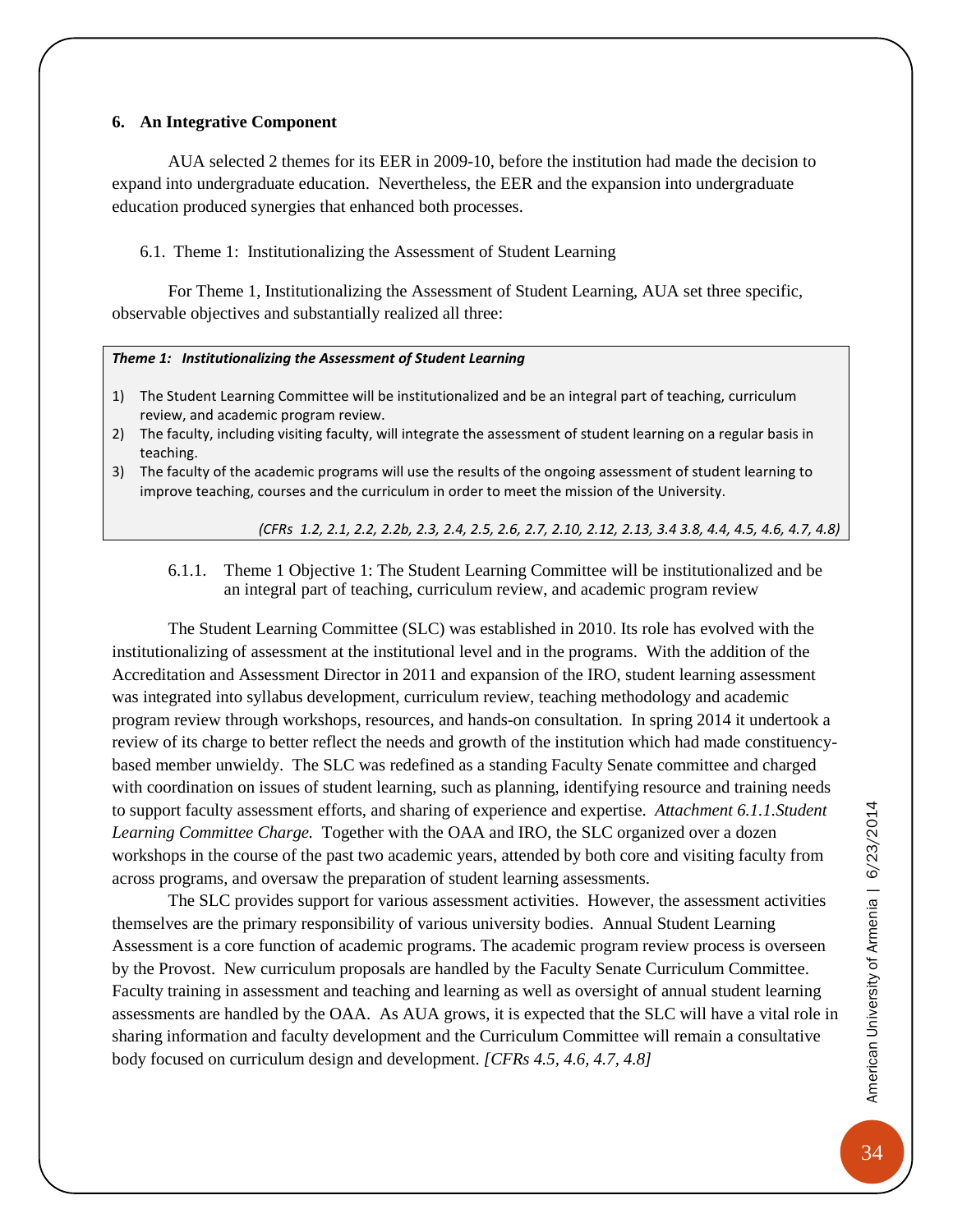## 6. An Integrative Component

AUA selected 2 themes for its EER in 2009-10, before the institution had made the decision to expand into undergraduate education. Nevertheless, the EER and the expansion into undergraduate education produced synergies that enhanced both processes.

### 6.1. Theme 1: Institutionalizing the Assessment of Student Learning

For Theme 1, Institutionalizing the Assessment of Student Learning, AUA set three specific, observable objectives and substantially realized all three:

> ***Theme 1: Institutionalizing the Assessment of Student Learning***
>
> 1) The Student Learning Committee will be institutionalized and be an integral part of teaching, curriculum review, and academic program review.
> 2) The faculty, including visiting faculty, will integrate the assessment of student learning on a regular basis in teaching.
> 3) The faculty of the academic programs will use the results of the ongoing assessment of student learning to improve teaching, courses and the curriculum in order to meet the mission of the University.
>
> *(CFRs 1.2, 2.1, 2.2, 2.2b, 2.3, 2.4, 2.5, 2.6, 2.7, 2.10, 2.12, 2.13, 3.4 3.8, 4.4, 4.5, 4.6, 4.7, 4.8)*

#### 6.1.1. Theme 1 Objective 1: The Student Learning Committee will be institutionalized and be an integral part of teaching, curriculum review, and academic program review

The Student Learning Committee (SLC) was established in 2010. Its role has evolved with the institutionalizing of assessment at the institutional level and in the programs. With the addition of the Accreditation and Assessment Director in 2011 and expansion of the IRO, student learning assessment was integrated into syllabus development, curriculum review, teaching methodology and academic program review through workshops, resources, and hands-on consultation. In spring 2014 it undertook a review of its charge to better reflect the needs and growth of the institution which had made constituency-based member unwieldy. The SLC was redefined as a standing Faculty Senate committee and charged with coordination on issues of student learning, such as planning, identifying resource and training needs to support faculty assessment efforts, and sharing of experience and expertise. *Attachment 6.1.1.Student Learning Committee Charge.* Together with the OAA and IRO, the SLC organized over a dozen workshops in the course of the past two academic years, attended by both core and visiting faculty from across programs, and oversaw the preparation of student learning assessments.

The SLC provides support for various assessment activities. However, the assessment activities themselves are the primary responsibility of various university bodies. Annual Student Learning Assessment is a core function of academic programs. The academic program review process is overseen by the Provost. New curriculum proposals are handled by the Faculty Senate Curriculum Committee. Faculty training in assessment and teaching and learning as well as oversight of annual student learning assessments are handled by the OAA. As AUA grows, it is expected that the SLC will have a vital role in sharing information and faculty development and the Curriculum Committee will remain a consultative body focused on curriculum design and development. *[CFRs 4.5, 4.6, 4.7, 4.8]*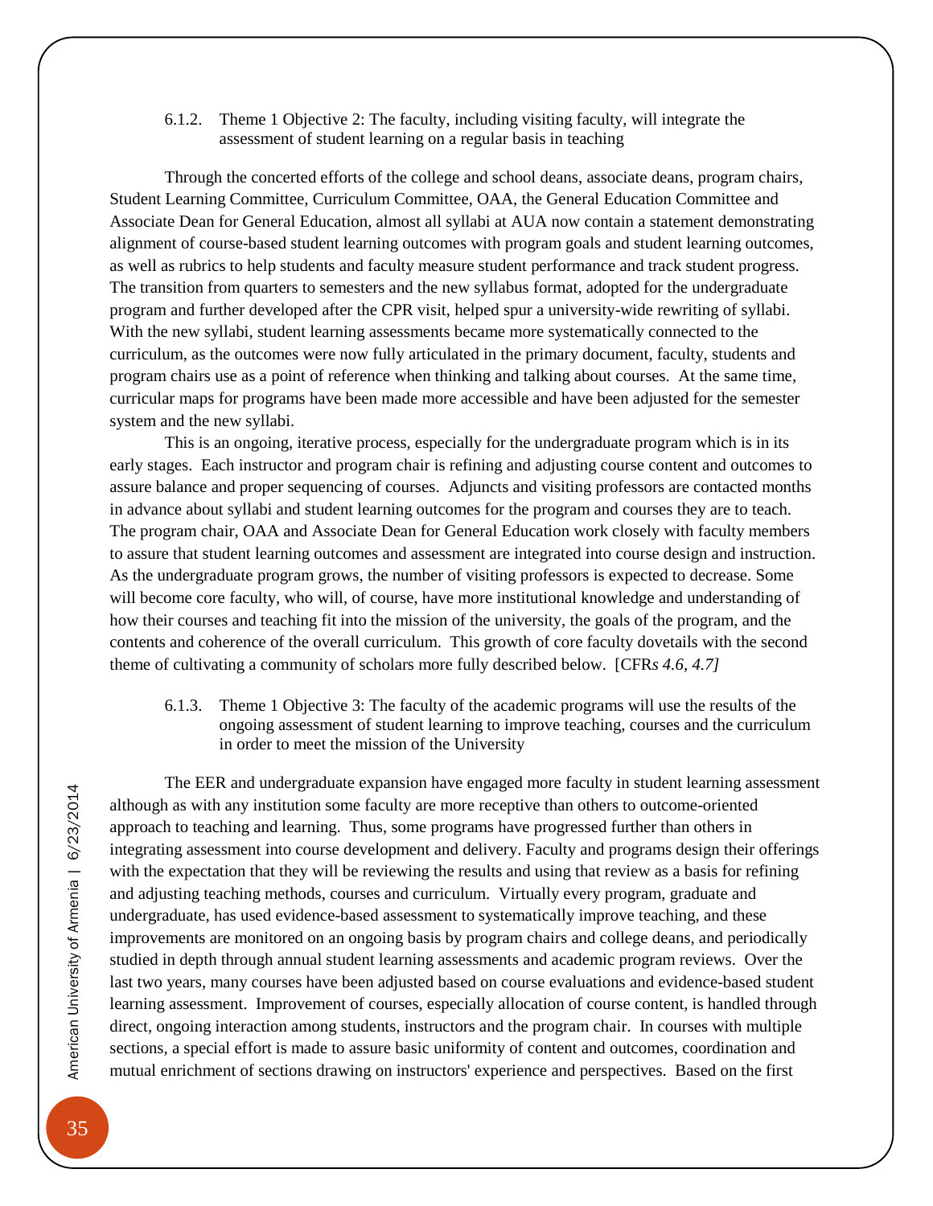#### 6.1.2. Theme 1 Objective 2: The faculty, including visiting faculty, will integrate the assessment of student learning on a regular basis in teaching

Through the concerted efforts of the college and school deans, associate deans, program chairs, Student Learning Committee, Curriculum Committee, OAA, the General Education Committee and Associate Dean for General Education, almost all syllabi at AUA now contain a statement demonstrating alignment of course-based student learning outcomes with program goals and student learning outcomes, as well as rubrics to help students and faculty measure student performance and track student progress. The transition from quarters to semesters and the new syllabus format, adopted for the undergraduate program and further developed after the CPR visit, helped spur a university-wide rewriting of syllabi. With the new syllabi, student learning assessments became more systematically connected to the curriculum, as the outcomes were now fully articulated in the primary document, faculty, students and program chairs use as a point of reference when thinking and talking about courses. At the same time, curricular maps for programs have been made more accessible and have been adjusted for the semester system and the new syllabi.

This is an ongoing, iterative process, especially for the undergraduate program which is in its early stages. Each instructor and program chair is refining and adjusting course content and outcomes to assure balance and proper sequencing of courses. Adjuncts and visiting professors are contacted months in advance about syllabi and student learning outcomes for the program and courses they are to teach. The program chair, OAA and Associate Dean for General Education work closely with faculty members to assure that student learning outcomes and assessment are integrated into course design and instruction. As the undergraduate program grows, the number of visiting professors is expected to decrease. Some will become core faculty, who will, of course, have more institutional knowledge and understanding of how their courses and teaching fit into the mission of the university, the goals of the program, and the contents and coherence of the overall curriculum. This growth of core faculty dovetails with the second theme of cultivating a community of scholars more fully described below. [CFR*s 4.6, 4.7]*

#### 6.1.3. Theme 1 Objective 3: The faculty of the academic programs will use the results of the ongoing assessment of student learning to improve teaching, courses and the curriculum in order to meet the mission of the University

The EER and undergraduate expansion have engaged more faculty in student learning assessment although as with any institution some faculty are more receptive than others to outcome-oriented approach to teaching and learning. Thus, some programs have progressed further than others in integrating assessment into course development and delivery. Faculty and programs design their offerings with the expectation that they will be reviewing the results and using that review as a basis for refining and adjusting teaching methods, courses and curriculum. Virtually every program, graduate and undergraduate, has used evidence-based assessment to systematically improve teaching, and these improvements are monitored on an ongoing basis by program chairs and college deans, and periodically studied in depth through annual student learning assessments and academic program reviews. Over the last two years, many courses have been adjusted based on course evaluations and evidence-based student learning assessment. Improvement of courses, especially allocation of course content, is handled through direct, ongoing interaction among students, instructors and the program chair. In courses with multiple sections, a special effort is made to assure basic uniformity of content and outcomes, coordination and mutual enrichment of sections drawing on instructors' experience and perspectives. Based on the first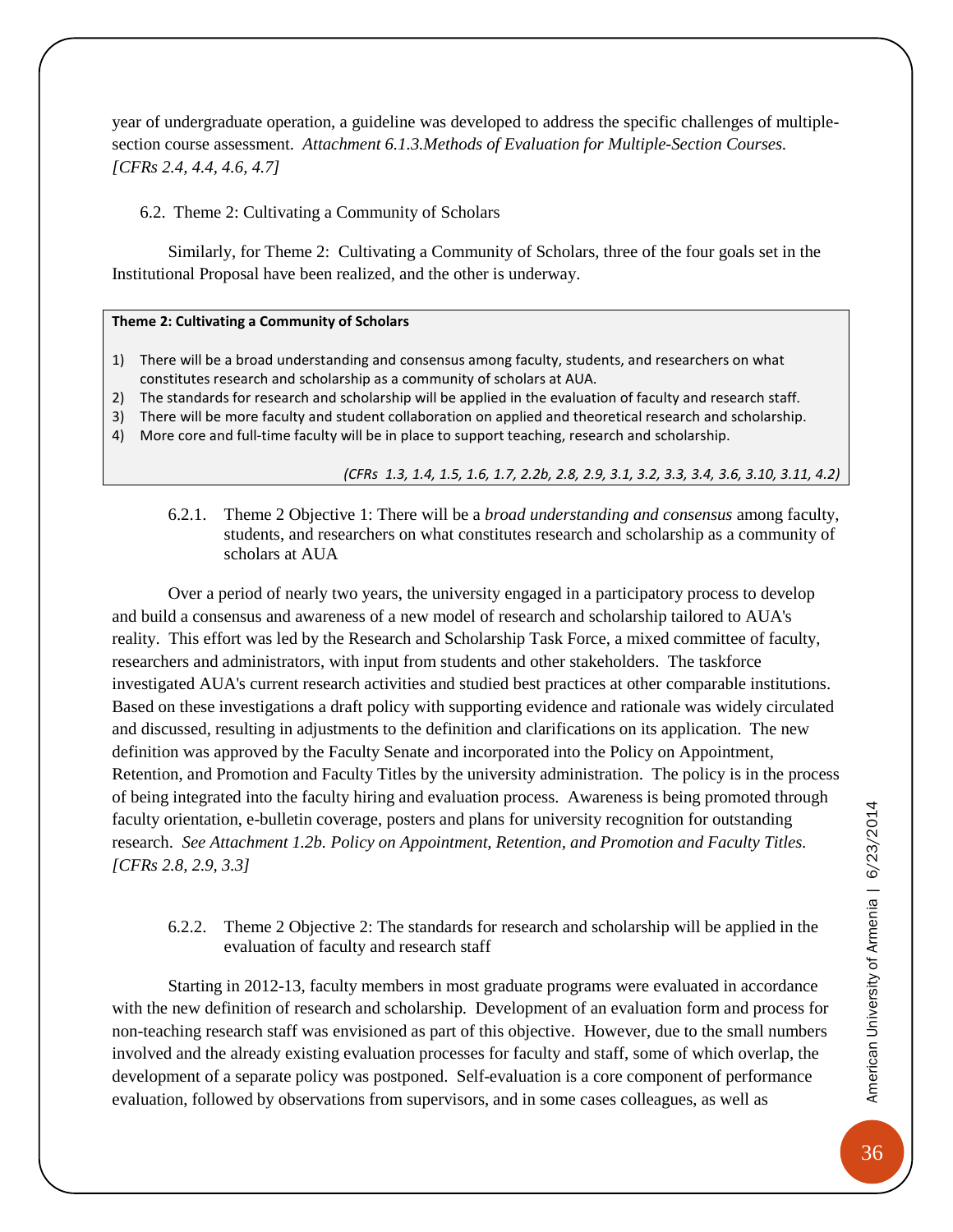year of undergraduate operation, a guideline was developed to address the specific challenges of multiple-section course assessment. *Attachment 6.1.3.Methods of Evaluation for Multiple-Section Courses. [CFRs 2.4, 4.4, 4.6, 4.7]*

### 6.2. Theme 2: Cultivating a Community of Scholars

Similarly, for Theme 2: Cultivating a Community of Scholars, three of the four goals set in the Institutional Proposal have been realized, and the other is underway.

**Theme 2: Cultivating a Community of Scholars**

1) There will be a broad understanding and consensus among faculty, students, and researchers on what constitutes research and scholarship as a community of scholars at AUA.
2) The standards for research and scholarship will be applied in the evaluation of faculty and research staff.
3) There will be more faculty and student collaboration on applied and theoretical research and scholarship.
4) More core and full-time faculty will be in place to support teaching, research and scholarship.

*(CFRs 1.3, 1.4, 1.5, 1.6, 1.7, 2.2b, 2.8, 2.9, 3.1, 3.2, 3.3, 3.4, 3.6, 3.10, 3.11, 4.2)*

#### 6.2.1. Theme 2 Objective 1: There will be a *broad understanding and consensus* among faculty, students, and researchers on what constitutes research and scholarship as a community of scholars at AUA

Over a period of nearly two years, the university engaged in a participatory process to develop and build a consensus and awareness of a new model of research and scholarship tailored to AUA's reality. This effort was led by the Research and Scholarship Task Force, a mixed committee of faculty, researchers and administrators, with input from students and other stakeholders. The taskforce investigated AUA's current research activities and studied best practices at other comparable institutions. Based on these investigations a draft policy with supporting evidence and rationale was widely circulated and discussed, resulting in adjustments to the definition and clarifications on its application. The new definition was approved by the Faculty Senate and incorporated into the Policy on Appointment, Retention, and Promotion and Faculty Titles by the university administration. The policy is in the process of being integrated into the faculty hiring and evaluation process. Awareness is being promoted through faculty orientation, e-bulletin coverage, posters and plans for university recognition for outstanding research. *See Attachment 1.2b. Policy on Appointment, Retention, and Promotion and Faculty Titles. [CFRs 2.8, 2.9, 3.3]*

#### 6.2.2. Theme 2 Objective 2: The standards for research and scholarship will be applied in the evaluation of faculty and research staff

Starting in 2012-13, faculty members in most graduate programs were evaluated in accordance with the new definition of research and scholarship. Development of an evaluation form and process for non-teaching research staff was envisioned as part of this objective. However, due to the small numbers involved and the already existing evaluation processes for faculty and staff, some of which overlap, the development of a separate policy was postponed. Self-evaluation is a core component of performance evaluation, followed by observations from supervisors, and in some cases colleagues, as well as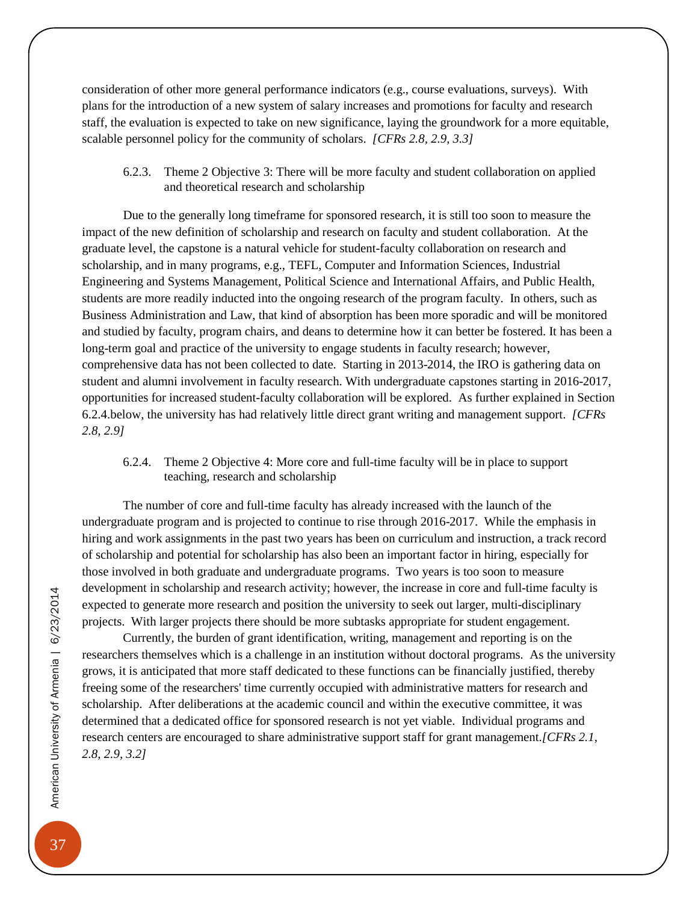consideration of other more general performance indicators (e.g., course evaluations, surveys). With plans for the introduction of a new system of salary increases and promotions for faculty and research staff, the evaluation is expected to take on new significance, laying the groundwork for a more equitable, scalable personnel policy for the community of scholars. *[CFRs 2.8, 2.9, 3.3]*

### 6.2.3. Theme 2 Objective 3: There will be more faculty and student collaboration on applied and theoretical research and scholarship

Due to the generally long timeframe for sponsored research, it is still too soon to measure the impact of the new definition of scholarship and research on faculty and student collaboration. At the graduate level, the capstone is a natural vehicle for student-faculty collaboration on research and scholarship, and in many programs, e.g., TEFL, Computer and Information Sciences, Industrial Engineering and Systems Management, Political Science and International Affairs, and Public Health, students are more readily inducted into the ongoing research of the program faculty. In others, such as Business Administration and Law, that kind of absorption has been more sporadic and will be monitored and studied by faculty, program chairs, and deans to determine how it can better be fostered. It has been a long-term goal and practice of the university to engage students in faculty research; however, comprehensive data has not been collected to date. Starting in 2013-2014, the IRO is gathering data on student and alumni involvement in faculty research. With undergraduate capstones starting in 2016-2017, opportunities for increased student-faculty collaboration will be explored. As further explained in Section 6.2.4.below, the university has had relatively little direct grant writing and management support. *[CFRs 2.8, 2.9]*

### 6.2.4. Theme 2 Objective 4: More core and full-time faculty will be in place to support teaching, research and scholarship

The number of core and full-time faculty has already increased with the launch of the undergraduate program and is projected to continue to rise through 2016-2017. While the emphasis in hiring and work assignments in the past two years has been on curriculum and instruction, a track record of scholarship and potential for scholarship has also been an important factor in hiring, especially for those involved in both graduate and undergraduate programs. Two years is too soon to measure development in scholarship and research activity; however, the increase in core and full-time faculty is expected to generate more research and position the university to seek out larger, multi-disciplinary projects. With larger projects there should be more subtasks appropriate for student engagement.

Currently, the burden of grant identification, writing, management and reporting is on the researchers themselves which is a challenge in an institution without doctoral programs. As the university grows, it is anticipated that more staff dedicated to these functions can be financially justified, thereby freeing some of the researchers' time currently occupied with administrative matters for research and scholarship. After deliberations at the academic council and within the executive committee, it was determined that a dedicated office for sponsored research is not yet viable. Individual programs and research centers are encouraged to share administrative support staff for grant management.*[CFRs 2.1, 2.8, 2.9, 3.2]*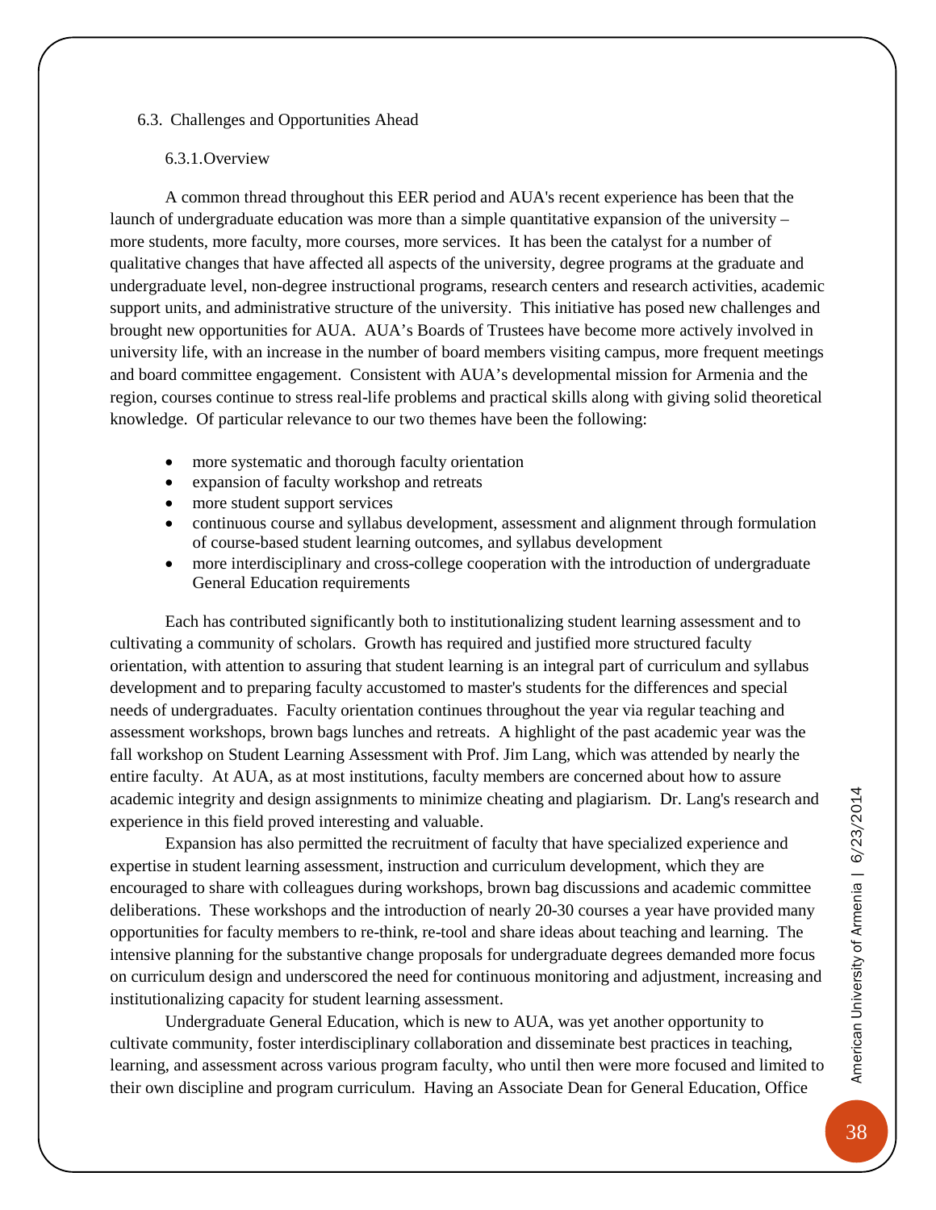## 6.3. Challenges and Opportunities Ahead

### 6.3.1. Overview

A common thread throughout this EER period and AUA's recent experience has been that the launch of undergraduate education was more than a simple quantitative expansion of the university – more students, more faculty, more courses, more services. It has been the catalyst for a number of qualitative changes that have affected all aspects of the university, degree programs at the graduate and undergraduate level, non-degree instructional programs, research centers and research activities, academic support units, and administrative structure of the university. This initiative has posed new challenges and brought new opportunities for AUA. AUA's Boards of Trustees have become more actively involved in university life, with an increase in the number of board members visiting campus, more frequent meetings and board committee engagement. Consistent with AUA's developmental mission for Armenia and the region, courses continue to stress real-life problems and practical skills along with giving solid theoretical knowledge. Of particular relevance to our two themes have been the following:

- more systematic and thorough faculty orientation
- expansion of faculty workshop and retreats
- more student support services
- continuous course and syllabus development, assessment and alignment through formulation of course-based student learning outcomes, and syllabus development
- more interdisciplinary and cross-college cooperation with the introduction of undergraduate General Education requirements

Each has contributed significantly both to institutionalizing student learning assessment and to cultivating a community of scholars. Growth has required and justified more structured faculty orientation, with attention to assuring that student learning is an integral part of curriculum and syllabus development and to preparing faculty accustomed to master's students for the differences and special needs of undergraduates. Faculty orientation continues throughout the year via regular teaching and assessment workshops, brown bags lunches and retreats. A highlight of the past academic year was the fall workshop on Student Learning Assessment with Prof. Jim Lang, which was attended by nearly the entire faculty. At AUA, as at most institutions, faculty members are concerned about how to assure academic integrity and design assignments to minimize cheating and plagiarism. Dr. Lang's research and experience in this field proved interesting and valuable.

Expansion has also permitted the recruitment of faculty that have specialized experience and expertise in student learning assessment, instruction and curriculum development, which they are encouraged to share with colleagues during workshops, brown bag discussions and academic committee deliberations. These workshops and the introduction of nearly 20-30 courses a year have provided many opportunities for faculty members to re-think, re-tool and share ideas about teaching and learning. The intensive planning for the substantive change proposals for undergraduate degrees demanded more focus on curriculum design and underscored the need for continuous monitoring and adjustment, increasing and institutionalizing capacity for student learning assessment.

Undergraduate General Education, which is new to AUA, was yet another opportunity to cultivate community, foster interdisciplinary collaboration and disseminate best practices in teaching, learning, and assessment across various program faculty, who until then were more focused and limited to their own discipline and program curriculum. Having an Associate Dean for General Education, Office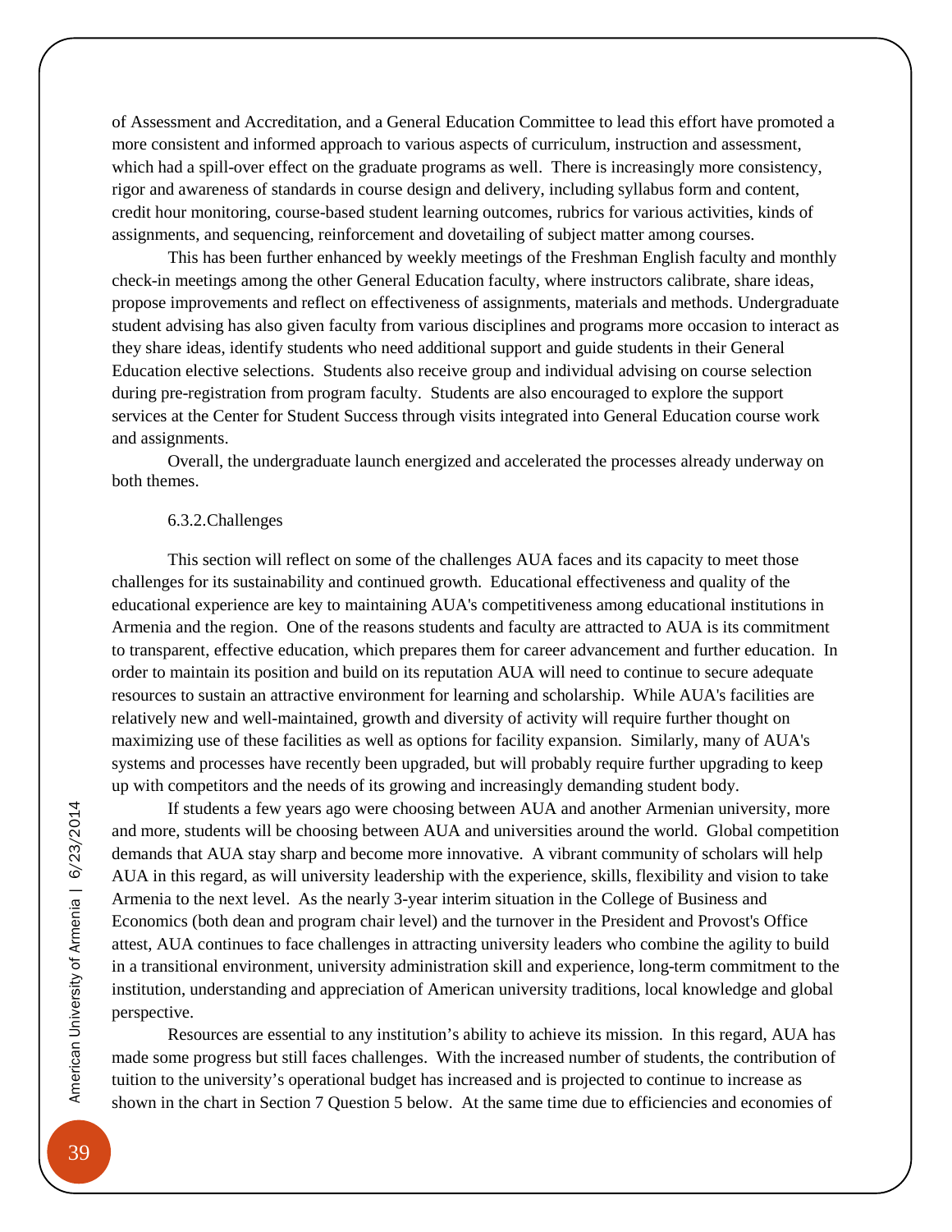of Assessment and Accreditation, and a General Education Committee to lead this effort have promoted a more consistent and informed approach to various aspects of curriculum, instruction and assessment, which had a spill-over effect on the graduate programs as well. There is increasingly more consistency, rigor and awareness of standards in course design and delivery, including syllabus form and content, credit hour monitoring, course-based student learning outcomes, rubrics for various activities, kinds of assignments, and sequencing, reinforcement and dovetailing of subject matter among courses.

This has been further enhanced by weekly meetings of the Freshman English faculty and monthly check-in meetings among the other General Education faculty, where instructors calibrate, share ideas, propose improvements and reflect on effectiveness of assignments, materials and methods. Undergraduate student advising has also given faculty from various disciplines and programs more occasion to interact as they share ideas, identify students who need additional support and guide students in their General Education elective selections. Students also receive group and individual advising on course selection during pre-registration from program faculty. Students are also encouraged to explore the support services at the Center for Student Success through visits integrated into General Education course work and assignments.

Overall, the undergraduate launch energized and accelerated the processes already underway on both themes.

### 6.3.2.Challenges

This section will reflect on some of the challenges AUA faces and its capacity to meet those challenges for its sustainability and continued growth. Educational effectiveness and quality of the educational experience are key to maintaining AUA's competitiveness among educational institutions in Armenia and the region. One of the reasons students and faculty are attracted to AUA is its commitment to transparent, effective education, which prepares them for career advancement and further education. In order to maintain its position and build on its reputation AUA will need to continue to secure adequate resources to sustain an attractive environment for learning and scholarship. While AUA's facilities are relatively new and well-maintained, growth and diversity of activity will require further thought on maximizing use of these facilities as well as options for facility expansion. Similarly, many of AUA's systems and processes have recently been upgraded, but will probably require further upgrading to keep up with competitors and the needs of its growing and increasingly demanding student body.

If students a few years ago were choosing between AUA and another Armenian university, more and more, students will be choosing between AUA and universities around the world. Global competition demands that AUA stay sharp and become more innovative. A vibrant community of scholars will help AUA in this regard, as will university leadership with the experience, skills, flexibility and vision to take Armenia to the next level. As the nearly 3-year interim situation in the College of Business and Economics (both dean and program chair level) and the turnover in the President and Provost's Office attest, AUA continues to face challenges in attracting university leaders who combine the agility to build in a transitional environment, university administration skill and experience, long-term commitment to the institution, understanding and appreciation of American university traditions, local knowledge and global perspective.

Resources are essential to any institution's ability to achieve its mission. In this regard, AUA has made some progress but still faces challenges. With the increased number of students, the contribution of tuition to the university's operational budget has increased and is projected to continue to increase as shown in the chart in Section 7 Question 5 below. At the same time due to efficiencies and economies of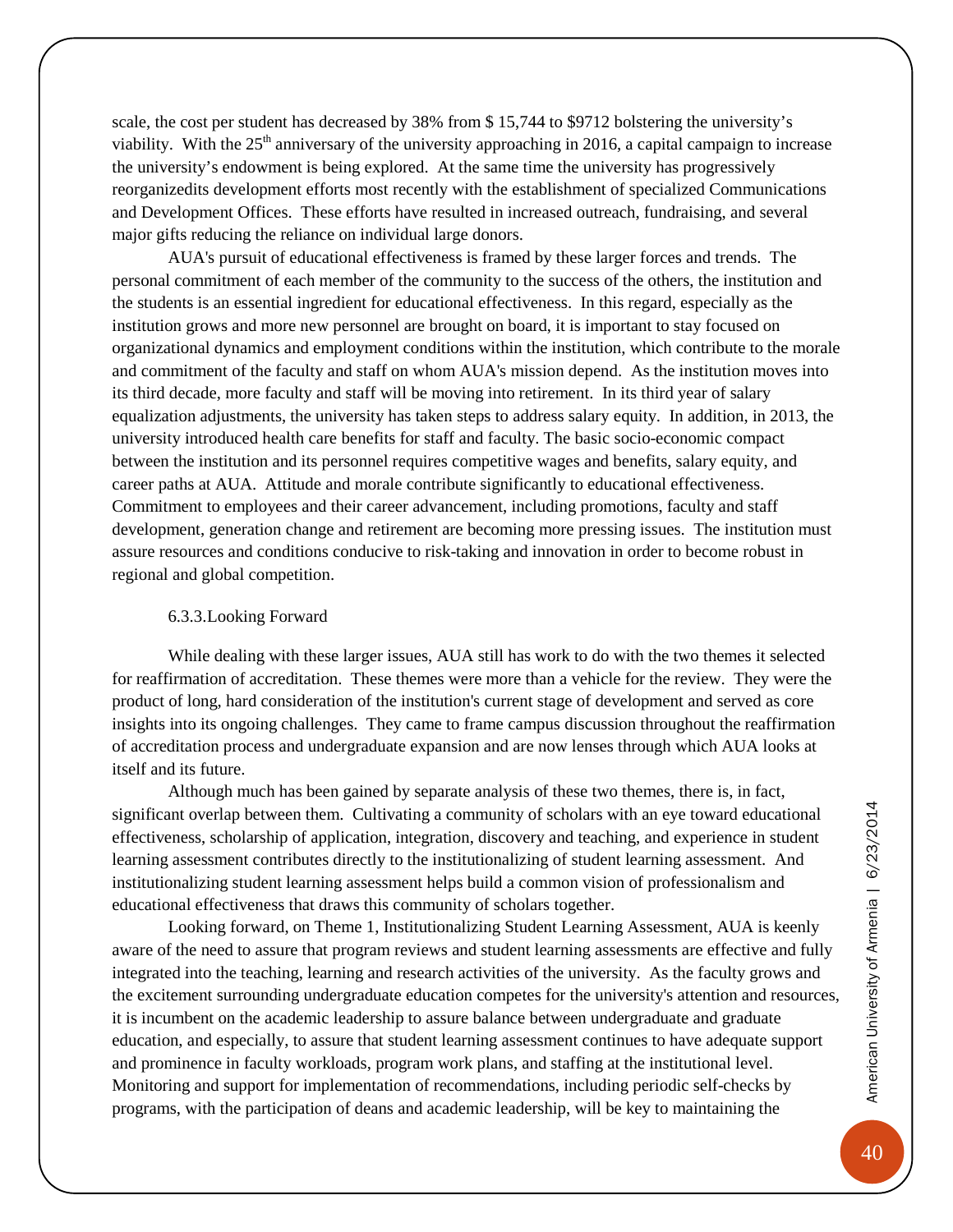scale, the cost per student has decreased by 38% from $ 15,744 to $9712 bolstering the university's viability. With the 25th anniversary of the university approaching in 2016, a capital campaign to increase the university's endowment is being explored. At the same time the university has progressively reorganizedits development efforts most recently with the establishment of specialized Communications and Development Offices. These efforts have resulted in increased outreach, fundraising, and several major gifts reducing the reliance on individual large donors.

AUA's pursuit of educational effectiveness is framed by these larger forces and trends. The personal commitment of each member of the community to the success of the others, the institution and the students is an essential ingredient for educational effectiveness. In this regard, especially as the institution grows and more new personnel are brought on board, it is important to stay focused on organizational dynamics and employment conditions within the institution, which contribute to the morale and commitment of the faculty and staff on whom AUA's mission depend. As the institution moves into its third decade, more faculty and staff will be moving into retirement. In its third year of salary equalization adjustments, the university has taken steps to address salary equity. In addition, in 2013, the university introduced health care benefits for staff and faculty. The basic socio-economic compact between the institution and its personnel requires competitive wages and benefits, salary equity, and career paths at AUA. Attitude and morale contribute significantly to educational effectiveness. Commitment to employees and their career advancement, including promotions, faculty and staff development, generation change and retirement are becoming more pressing issues. The institution must assure resources and conditions conducive to risk-taking and innovation in order to become robust in regional and global competition.

### 6.3.3.Looking Forward

While dealing with these larger issues, AUA still has work to do with the two themes it selected for reaffirmation of accreditation. These themes were more than a vehicle for the review. They were the product of long, hard consideration of the institution's current stage of development and served as core insights into its ongoing challenges. They came to frame campus discussion throughout the reaffirmation of accreditation process and undergraduate expansion and are now lenses through which AUA looks at itself and its future.

Although much has been gained by separate analysis of these two themes, there is, in fact, significant overlap between them. Cultivating a community of scholars with an eye toward educational effectiveness, scholarship of application, integration, discovery and teaching, and experience in student learning assessment contributes directly to the institutionalizing of student learning assessment. And institutionalizing student learning assessment helps build a common vision of professionalism and educational effectiveness that draws this community of scholars together.

Looking forward, on Theme 1, Institutionalizing Student Learning Assessment, AUA is keenly aware of the need to assure that program reviews and student learning assessments are effective and fully integrated into the teaching, learning and research activities of the university. As the faculty grows and the excitement surrounding undergraduate education competes for the university's attention and resources, it is incumbent on the academic leadership to assure balance between undergraduate and graduate education, and especially, to assure that student learning assessment continues to have adequate support and prominence in faculty workloads, program work plans, and staffing at the institutional level. Monitoring and support for implementation of recommendations, including periodic self-checks by programs, with the participation of deans and academic leadership, will be key to maintaining the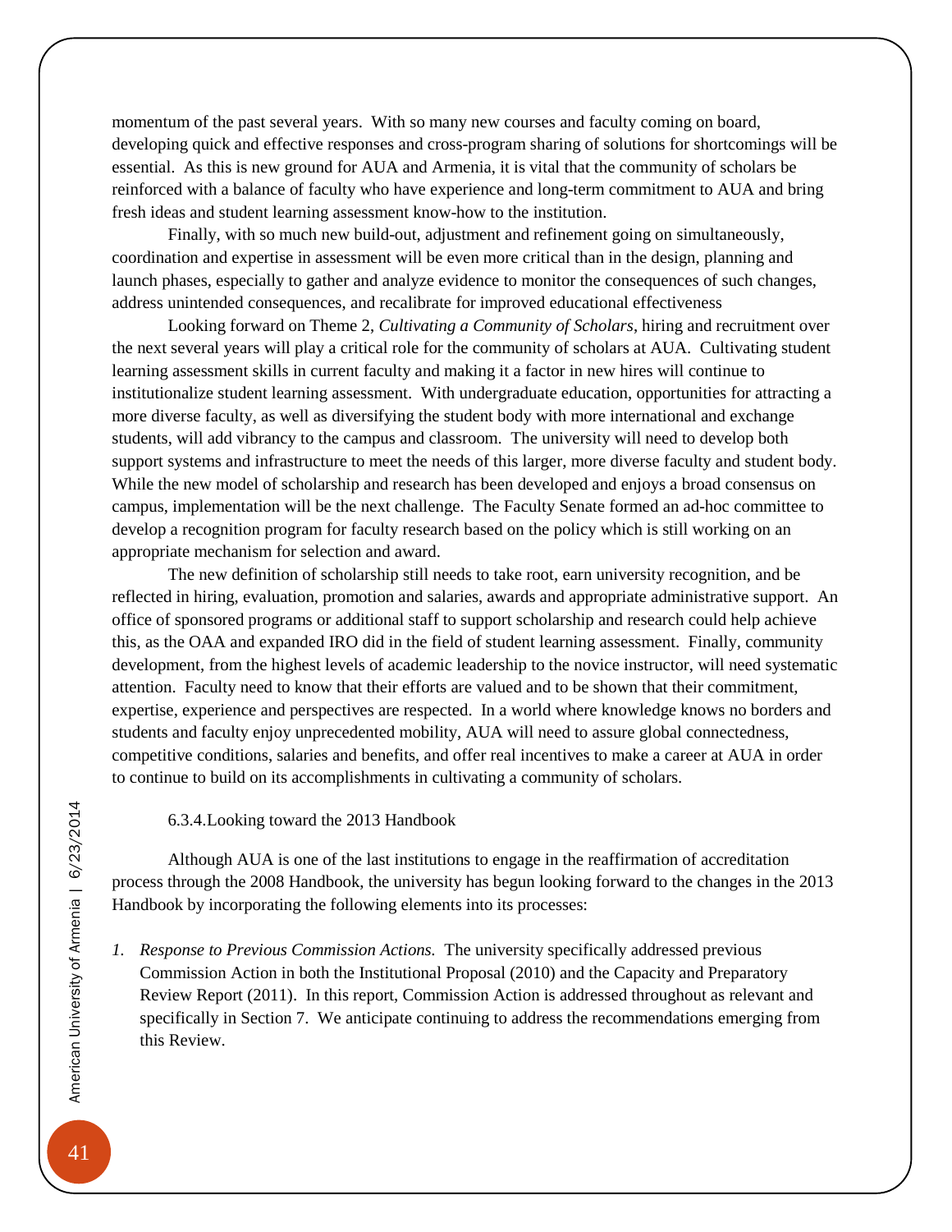momentum of the past several years. With so many new courses and faculty coming on board, developing quick and effective responses and cross-program sharing of solutions for shortcomings will be essential. As this is new ground for AUA and Armenia, it is vital that the community of scholars be reinforced with a balance of faculty who have experience and long-term commitment to AUA and bring fresh ideas and student learning assessment know-how to the institution.

Finally, with so much new build-out, adjustment and refinement going on simultaneously, coordination and expertise in assessment will be even more critical than in the design, planning and launch phases, especially to gather and analyze evidence to monitor the consequences of such changes, address unintended consequences, and recalibrate for improved educational effectiveness

Looking forward on Theme 2, *Cultivating a Community of Scholars*, hiring and recruitment over the next several years will play a critical role for the community of scholars at AUA. Cultivating student learning assessment skills in current faculty and making it a factor in new hires will continue to institutionalize student learning assessment. With undergraduate education, opportunities for attracting a more diverse faculty, as well as diversifying the student body with more international and exchange students, will add vibrancy to the campus and classroom. The university will need to develop both support systems and infrastructure to meet the needs of this larger, more diverse faculty and student body. While the new model of scholarship and research has been developed and enjoys a broad consensus on campus, implementation will be the next challenge. The Faculty Senate formed an ad-hoc committee to develop a recognition program for faculty research based on the policy which is still working on an appropriate mechanism for selection and award.

The new definition of scholarship still needs to take root, earn university recognition, and be reflected in hiring, evaluation, promotion and salaries, awards and appropriate administrative support. An office of sponsored programs or additional staff to support scholarship and research could help achieve this, as the OAA and expanded IRO did in the field of student learning assessment. Finally, community development, from the highest levels of academic leadership to the novice instructor, will need systematic attention. Faculty need to know that their efforts are valued and to be shown that their commitment, expertise, experience and perspectives are respected. In a world where knowledge knows no borders and students and faculty enjoy unprecedented mobility, AUA will need to assure global connectedness, competitive conditions, salaries and benefits, and offer real incentives to make a career at AUA in order to continue to build on its accomplishments in cultivating a community of scholars.

#### 6.3.4. Looking toward the 2013 Handbook

Although AUA is one of the last institutions to engage in the reaffirmation of accreditation process through the 2008 Handbook, the university has begun looking forward to the changes in the 2013 Handbook by incorporating the following elements into its processes:

1. *Response to Previous Commission Actions.* The university specifically addressed previous Commission Action in both the Institutional Proposal (2010) and the Capacity and Preparatory Review Report (2011). In this report, Commission Action is addressed throughout as relevant and specifically in Section 7. We anticipate continuing to address the recommendations emerging from this Review.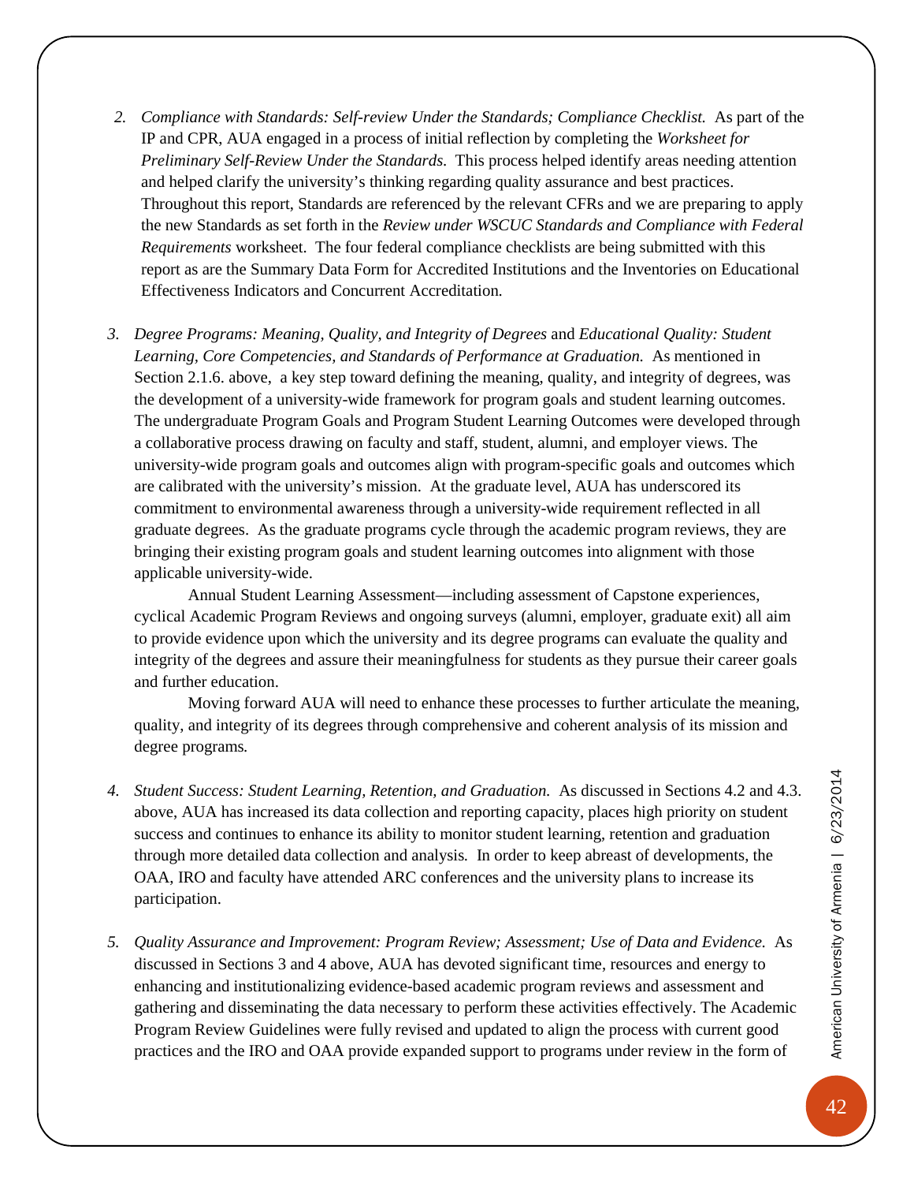2. *Compliance with Standards: Self-review Under the Standards; Compliance Checklist.* As part of the IP and CPR, AUA engaged in a process of initial reflection by completing the *Worksheet for Preliminary Self-Review Under the Standards.* This process helped identify areas needing attention and helped clarify the university's thinking regarding quality assurance and best practices. Throughout this report, Standards are referenced by the relevant CFRs and we are preparing to apply the new Standards as set forth in the *Review under WSCUC Standards and Compliance with Federal Requirements* worksheet. The four federal compliance checklists are being submitted with this report as are the Summary Data Form for Accredited Institutions and the Inventories on Educational Effectiveness Indicators and Concurrent Accreditation.

3. *Degree Programs: Meaning, Quality, and Integrity of Degrees* and *Educational Quality: Student Learning, Core Competencies, and Standards of Performance at Graduation.* As mentioned in Section 2.1.6. above, a key step toward defining the meaning, quality, and integrity of degrees, was the development of a university-wide framework for program goals and student learning outcomes. The undergraduate Program Goals and Program Student Learning Outcomes were developed through a collaborative process drawing on faculty and staff, student, alumni, and employer views. The university-wide program goals and outcomes align with program-specific goals and outcomes which are calibrated with the university's mission. At the graduate level, AUA has underscored its commitment to environmental awareness through a university-wide requirement reflected in all graduate degrees. As the graduate programs cycle through the academic program reviews, they are bringing their existing program goals and student learning outcomes into alignment with those applicable university-wide.

   Annual Student Learning Assessment—including assessment of Capstone experiences, cyclical Academic Program Reviews and ongoing surveys (alumni, employer, graduate exit) all aim to provide evidence upon which the university and its degree programs can evaluate the quality and integrity of the degrees and assure their meaningfulness for students as they pursue their career goals and further education.

   Moving forward AUA will need to enhance these processes to further articulate the meaning, quality, and integrity of its degrees through comprehensive and coherent analysis of its mission and degree programs.

4. *Student Success: Student Learning, Retention, and Graduation.* As discussed in Sections 4.2 and 4.3. above, AUA has increased its data collection and reporting capacity, places high priority on student success and continues to enhance its ability to monitor student learning, retention and graduation through more detailed data collection and analysis. In order to keep abreast of developments, the OAA, IRO and faculty have attended ARC conferences and the university plans to increase its participation.

5. *Quality Assurance and Improvement: Program Review; Assessment; Use of Data and Evidence.* As discussed in Sections 3 and 4 above, AUA has devoted significant time, resources and energy to enhancing and institutionalizing evidence-based academic program reviews and assessment and gathering and disseminating the data necessary to perform these activities effectively. The Academic Program Review Guidelines were fully revised and updated to align the process with current good practices and the IRO and OAA provide expanded support to programs under review in the form of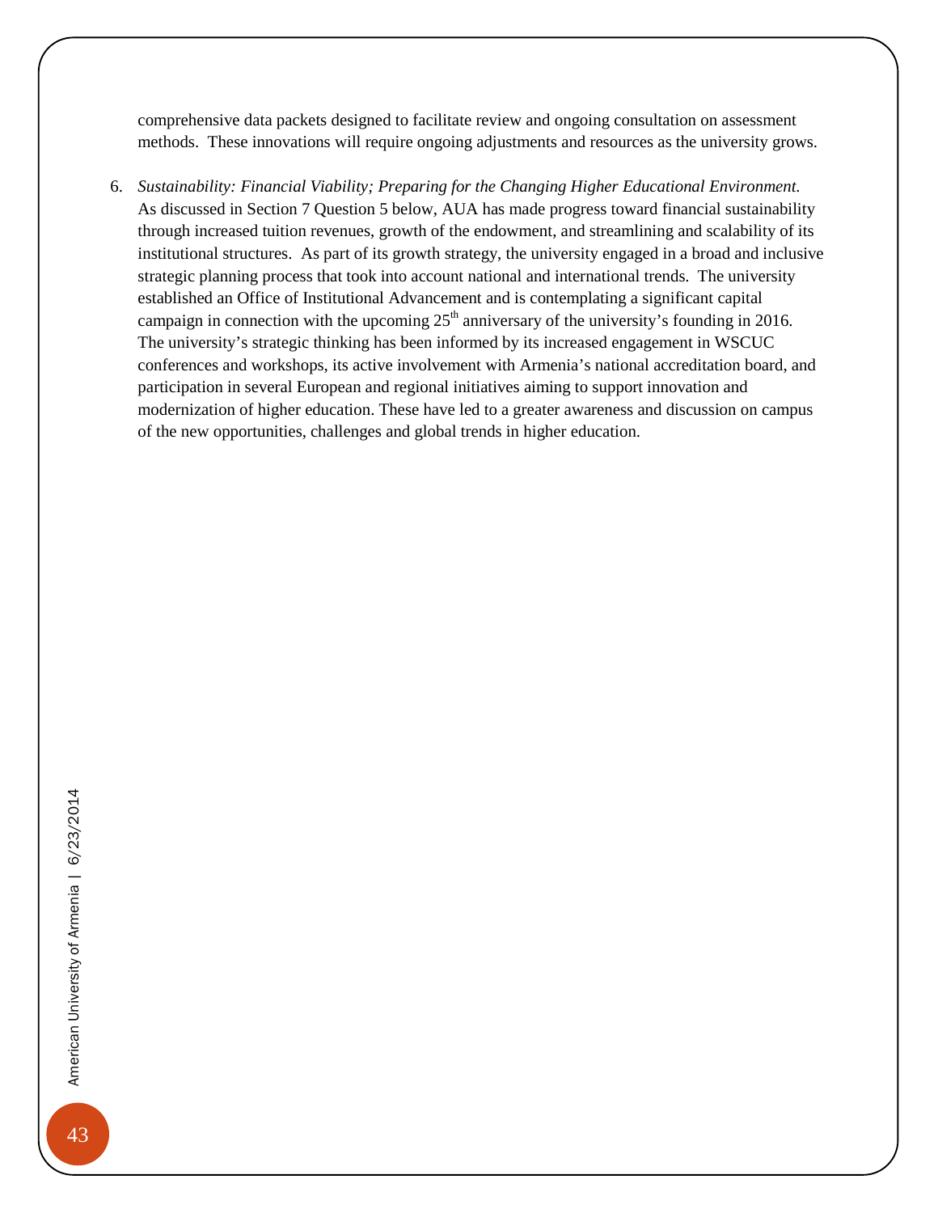comprehensive data packets designed to facilitate review and ongoing consultation on assessment methods. These innovations will require ongoing adjustments and resources as the university grows.

6. *Sustainability: Financial Viability; Preparing for the Changing Higher Educational Environment.* As discussed in Section 7 Question 5 below, AUA has made progress toward financial sustainability through increased tuition revenues, growth of the endowment, and streamlining and scalability of its institutional structures. As part of its growth strategy, the university engaged in a broad and inclusive strategic planning process that took into account national and international trends. The university established an Office of Institutional Advancement and is contemplating a significant capital campaign in connection with the upcoming 25th anniversary of the university's founding in 2016. The university's strategic thinking has been informed by its increased engagement in WSCUC conferences and workshops, its active involvement with Armenia's national accreditation board, and participation in several European and regional initiatives aiming to support innovation and modernization of higher education. These have led to a greater awareness and discussion on campus of the new opportunities, challenges and global trends in higher education.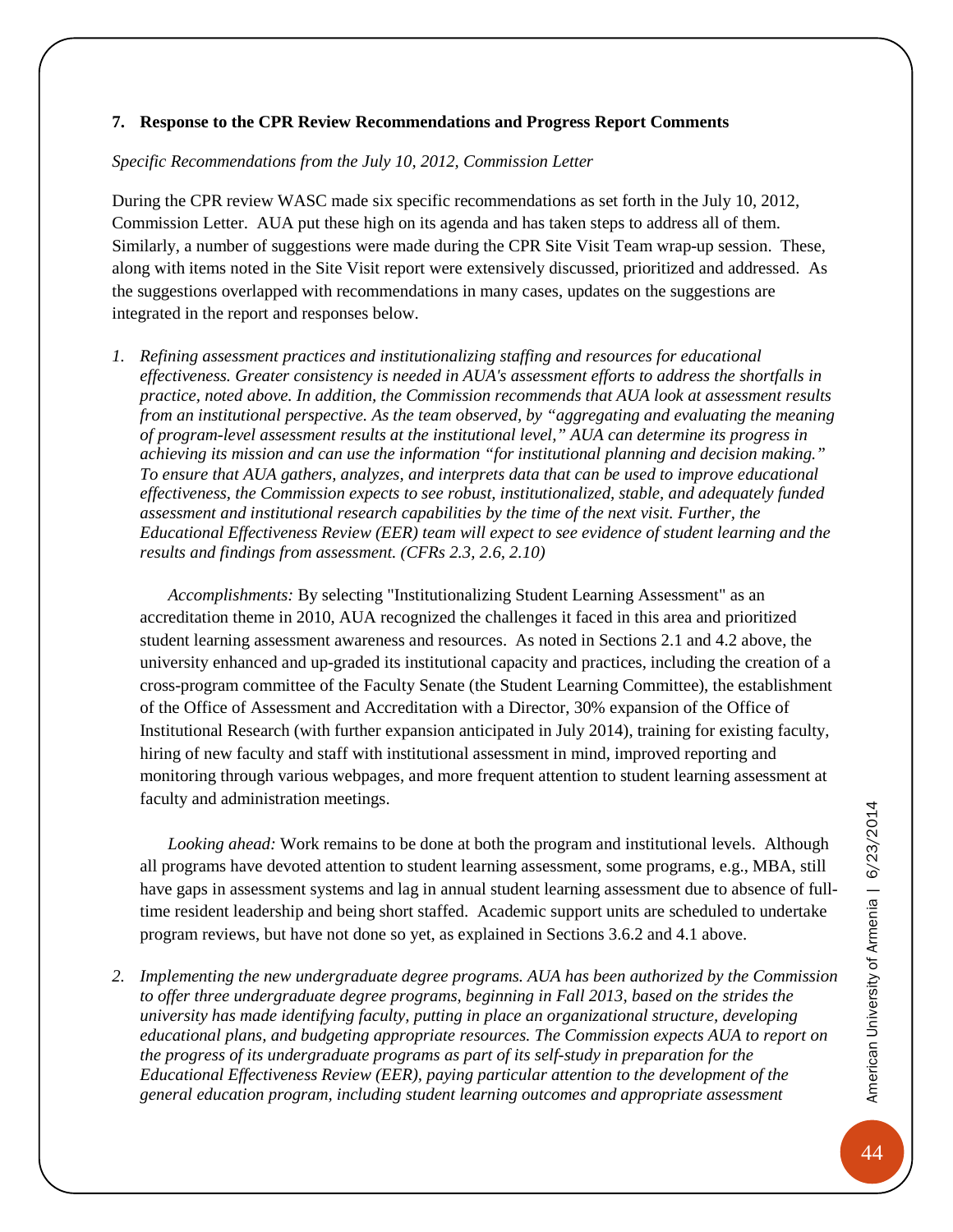### 7. Response to the CPR Review Recommendations and Progress Report Comments

*Specific Recommendations from the July 10, 2012, Commission Letter*

During the CPR review WASC made six specific recommendations as set forth in the July 10, 2012, Commission Letter. AUA put these high on its agenda and has taken steps to address all of them. Similarly, a number of suggestions were made during the CPR Site Visit Team wrap-up session. These, along with items noted in the Site Visit report were extensively discussed, prioritized and addressed. As the suggestions overlapped with recommendations in many cases, updates on the suggestions are integrated in the report and responses below.

1. *Refining assessment practices and institutionalizing staffing and resources for educational effectiveness. Greater consistency is needed in AUA's assessment efforts to address the shortfalls in practice, noted above. In addition, the Commission recommends that AUA look at assessment results from an institutional perspective. As the team observed, by "aggregating and evaluating the meaning of program-level assessment results at the institutional level," AUA can determine its progress in achieving its mission and can use the information "for institutional planning and decision making." To ensure that AUA gathers, analyzes, and interprets data that can be used to improve educational effectiveness, the Commission expects to see robust, institutionalized, stable, and adequately funded assessment and institutional research capabilities by the time of the next visit. Further, the Educational Effectiveness Review (EER) team will expect to see evidence of student learning and the results and findings from assessment. (CFRs 2.3, 2.6, 2.10)*

   *Accomplishments:* By selecting "Institutionalizing Student Learning Assessment" as an accreditation theme in 2010, AUA recognized the challenges it faced in this area and prioritized student learning assessment awareness and resources. As noted in Sections 2.1 and 4.2 above, the university enhanced and up-graded its institutional capacity and practices, including the creation of a cross-program committee of the Faculty Senate (the Student Learning Committee), the establishment of the Office of Assessment and Accreditation with a Director, 30% expansion of the Office of Institutional Research (with further expansion anticipated in July 2014), training for existing faculty, hiring of new faculty and staff with institutional assessment in mind, improved reporting and monitoring through various webpages, and more frequent attention to student learning assessment at faculty and administration meetings.

   *Looking ahead:* Work remains to be done at both the program and institutional levels. Although all programs have devoted attention to student learning assessment, some programs, e.g., MBA, still have gaps in assessment systems and lag in annual student learning assessment due to absence of full-time resident leadership and being short staffed. Academic support units are scheduled to undertake program reviews, but have not done so yet, as explained in Sections 3.6.2 and 4.1 above.

2. *Implementing the new undergraduate degree programs. AUA has been authorized by the Commission to offer three undergraduate degree programs, beginning in Fall 2013, based on the strides the university has made identifying faculty, putting in place an organizational structure, developing educational plans, and budgeting appropriate resources. The Commission expects AUA to report on the progress of its undergraduate programs as part of its self-study in preparation for the Educational Effectiveness Review (EER), paying particular attention to the development of the general education program, including student learning outcomes and appropriate assessment*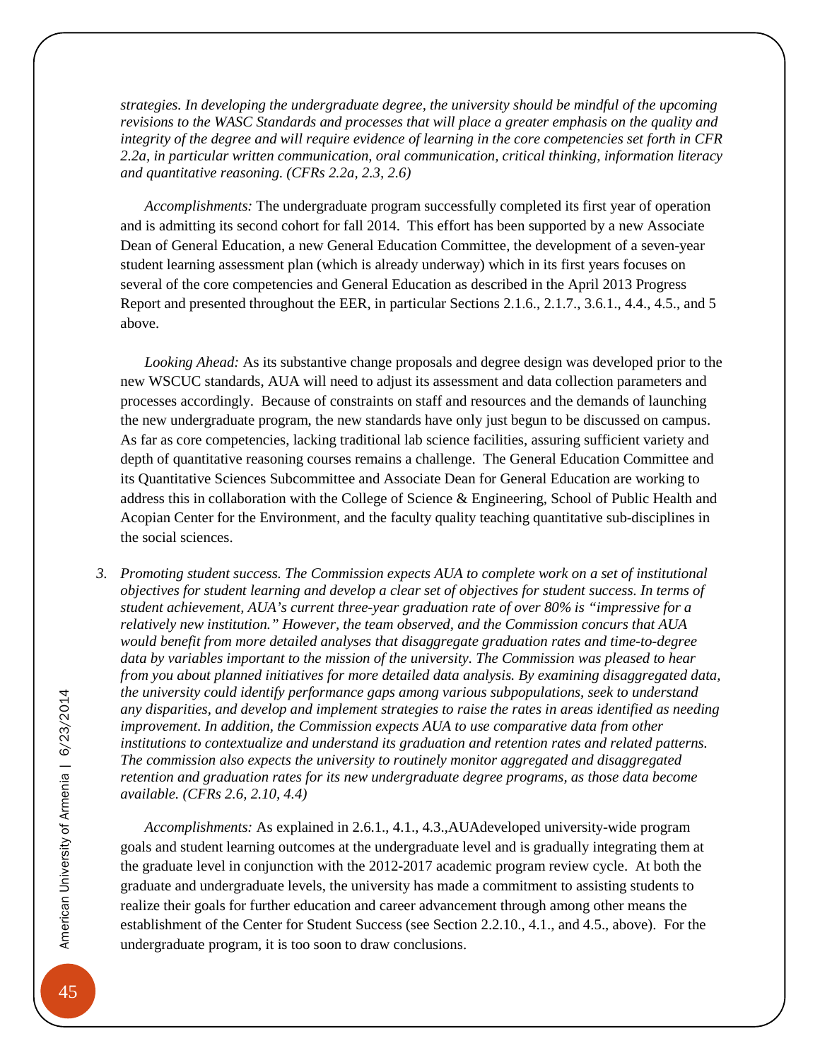*strategies. In developing the undergraduate degree, the university should be mindful of the upcoming revisions to the WASC Standards and processes that will place a greater emphasis on the quality and integrity of the degree and will require evidence of learning in the core competencies set forth in CFR 2.2a, in particular written communication, oral communication, critical thinking, information literacy and quantitative reasoning. (CFRs 2.2a, 2.3, 2.6)*

*Accomplishments:* The undergraduate program successfully completed its first year of operation and is admitting its second cohort for fall 2014. This effort has been supported by a new Associate Dean of General Education, a new General Education Committee, the development of a seven-year student learning assessment plan (which is already underway) which in its first years focuses on several of the core competencies and General Education as described in the April 2013 Progress Report and presented throughout the EER, in particular Sections 2.1.6., 2.1.7., 3.6.1., 4.4., 4.5., and 5 above.

*Looking Ahead:* As its substantive change proposals and degree design was developed prior to the new WSCUC standards, AUA will need to adjust its assessment and data collection parameters and processes accordingly. Because of constraints on staff and resources and the demands of launching the new undergraduate program, the new standards have only just begun to be discussed on campus. As far as core competencies, lacking traditional lab science facilities, assuring sufficient variety and depth of quantitative reasoning courses remains a challenge. The General Education Committee and its Quantitative Sciences Subcommittee and Associate Dean for General Education are working to address this in collaboration with the College of Science & Engineering, School of Public Health and Acopian Center for the Environment, and the faculty quality teaching quantitative sub-disciplines in the social sciences.

3. *Promoting student success. The Commission expects AUA to complete work on a set of institutional objectives for student learning and develop a clear set of objectives for student success. In terms of student achievement, AUA's current three-year graduation rate of over 80% is "impressive for a relatively new institution." However, the team observed, and the Commission concurs that AUA would benefit from more detailed analyses that disaggregate graduation rates and time-to-degree data by variables important to the mission of the university. The Commission was pleased to hear from you about planned initiatives for more detailed data analysis. By examining disaggregated data, the university could identify performance gaps among various subpopulations, seek to understand any disparities, and develop and implement strategies to raise the rates in areas identified as needing improvement. In addition, the Commission expects AUA to use comparative data from other institutions to contextualize and understand its graduation and retention rates and related patterns. The commission also expects the university to routinely monitor aggregated and disaggregated retention and graduation rates for its new undergraduate degree programs, as those data become available. (CFRs 2.6, 2.10, 4.4)*

   *Accomplishments:* As explained in 2.6.1., 4.1., 4.3.,AUAdeveloped university-wide program goals and student learning outcomes at the undergraduate level and is gradually integrating them at the graduate level in conjunction with the 2012-2017 academic program review cycle. At both the graduate and undergraduate levels, the university has made a commitment to assisting students to realize their goals for further education and career advancement through among other means the establishment of the Center for Student Success (see Section 2.2.10., 4.1., and 4.5., above). For the undergraduate program, it is too soon to draw conclusions.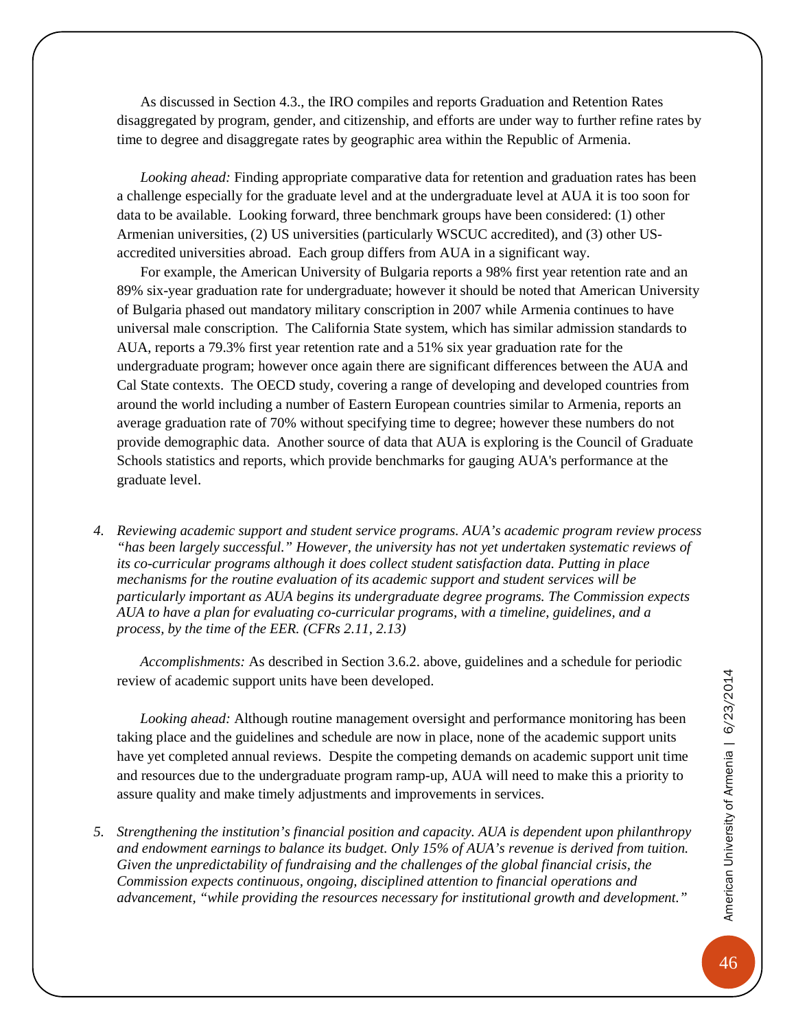As discussed in Section 4.3., the IRO compiles and reports Graduation and Retention Rates disaggregated by program, gender, and citizenship, and efforts are under way to further refine rates by time to degree and disaggregate rates by geographic area within the Republic of Armenia.

*Looking ahead:* Finding appropriate comparative data for retention and graduation rates has been a challenge especially for the graduate level and at the undergraduate level at AUA it is too soon for data to be available. Looking forward, three benchmark groups have been considered: (1) other Armenian universities, (2) US universities (particularly WSCUC accredited), and (3) other US-accredited universities abroad. Each group differs from AUA in a significant way.

For example, the American University of Bulgaria reports a 98% first year retention rate and an 89% six-year graduation rate for undergraduate; however it should be noted that American University of Bulgaria phased out mandatory military conscription in 2007 while Armenia continues to have universal male conscription. The California State system, which has similar admission standards to AUA, reports a 79.3% first year retention rate and a 51% six year graduation rate for the undergraduate program; however once again there are significant differences between the AUA and Cal State contexts. The OECD study, covering a range of developing and developed countries from around the world including a number of Eastern European countries similar to Armenia, reports an average graduation rate of 70% without specifying time to degree; however these numbers do not provide demographic data. Another source of data that AUA is exploring is the Council of Graduate Schools statistics and reports, which provide benchmarks for gauging AUA's performance at the graduate level.

4. *Reviewing academic support and student service programs. AUA's academic program review process "has been largely successful." However, the university has not yet undertaken systematic reviews of its co-curricular programs although it does collect student satisfaction data. Putting in place mechanisms for the routine evaluation of its academic support and student services will be particularly important as AUA begins its undergraduate degree programs. The Commission expects AUA to have a plan for evaluating co-curricular programs, with a timeline, guidelines, and a process, by the time of the EER. (CFRs 2.11, 2.13)*

*Accomplishments:* As described in Section 3.6.2. above, guidelines and a schedule for periodic review of academic support units have been developed.

*Looking ahead:* Although routine management oversight and performance monitoring has been taking place and the guidelines and schedule are now in place, none of the academic support units have yet completed annual reviews. Despite the competing demands on academic support unit time and resources due to the undergraduate program ramp-up, AUA will need to make this a priority to assure quality and make timely adjustments and improvements in services.

5. *Strengthening the institution's financial position and capacity. AUA is dependent upon philanthropy and endowment earnings to balance its budget. Only 15% of AUA's revenue is derived from tuition. Given the unpredictability of fundraising and the challenges of the global financial crisis, the Commission expects continuous, ongoing, disciplined attention to financial operations and advancement, "while providing the resources necessary for institutional growth and development."*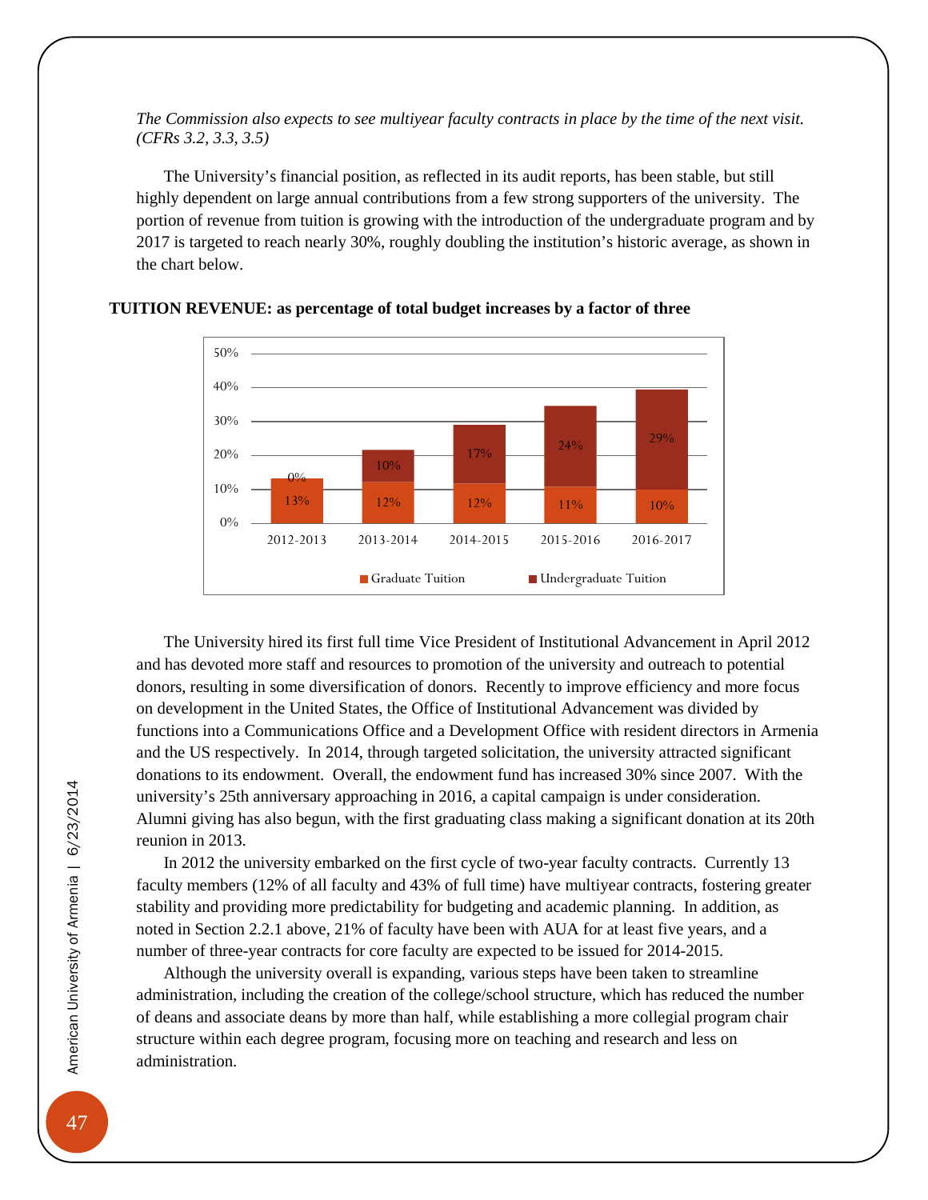*The Commission also expects to see multiyear faculty contracts in place by the time of the next visit. (CFRs 3.2, 3.3, 3.5)*

The University's financial position, as reflected in its audit reports, has been stable, but still highly dependent on large annual contributions from a few strong supporters of the university. The portion of revenue from tuition is growing with the introduction of the undergraduate program and by 2017 is targeted to reach nearly 30%, roughly doubling the institution's historic average, as shown in the chart below.

**TUITION REVENUE: as percentage of total budget increases by a factor of three**

| | 2012-2013 | 2013-2014 | 2014-2015 | 2015-2016 | 2016-2017 |
|---|---|---|---|---|---|
| Graduate Tuition | 13% | 12% | 12% | 11% | 10% |
| Undergraduate Tuition | 0% | 10% | 17% | 24% | 29% |

The University hired its first full time Vice President of Institutional Advancement in April 2012 and has devoted more staff and resources to promotion of the university and outreach to potential donors, resulting in some diversification of donors. Recently to improve efficiency and more focus on development in the United States, the Office of Institutional Advancement was divided by functions into a Communications Office and a Development Office with resident directors in Armenia and the US respectively. In 2014, through targeted solicitation, the university attracted significant donations to its endowment. Overall, the endowment fund has increased 30% since 2007. With the university's 25th anniversary approaching in 2016, a capital campaign is under consideration. Alumni giving has also begun, with the first graduating class making a significant donation at its 20th reunion in 2013.

In 2012 the university embarked on the first cycle of two-year faculty contracts. Currently 13 faculty members (12% of all faculty and 43% of full time) have multiyear contracts, fostering greater stability and providing more predictability for budgeting and academic planning. In addition, as noted in Section 2.2.1 above, 21% of faculty have been with AUA for at least five years, and a number of three-year contracts for core faculty are expected to be issued for 2014-2015.

Although the university overall is expanding, various steps have been taken to streamline administration, including the creation of the college/school structure, which has reduced the number of deans and associate deans by more than half, while establishing a more collegial program chair structure within each degree program, focusing more on teaching and research and less on administration.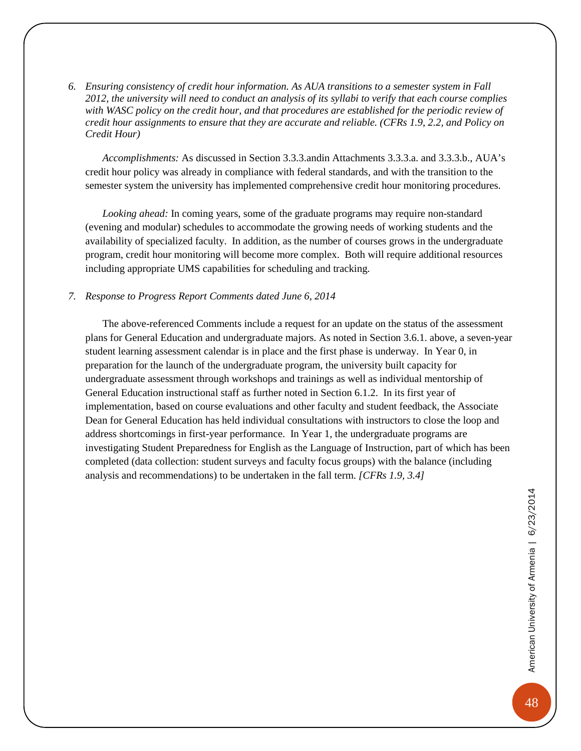6. *Ensuring consistency of credit hour information. As AUA transitions to a semester system in Fall 2012, the university will need to conduct an analysis of its syllabi to verify that each course complies with WASC policy on the credit hour, and that procedures are established for the periodic review of credit hour assignments to ensure that they are accurate and reliable. (CFRs 1.9, 2.2, and Policy on Credit Hour)*

   *Accomplishments:* As discussed in Section 3.3.3.andin Attachments 3.3.3.a. and 3.3.3.b., AUA's credit hour policy was already in compliance with federal standards, and with the transition to the semester system the university has implemented comprehensive credit hour monitoring procedures.

   *Looking ahead:* In coming years, some of the graduate programs may require non-standard (evening and modular) schedules to accommodate the growing needs of working students and the availability of specialized faculty. In addition, as the number of courses grows in the undergraduate program, credit hour monitoring will become more complex. Both will require additional resources including appropriate UMS capabilities for scheduling and tracking.

7. *Response to Progress Report Comments dated June 6, 2014*

   The above-referenced Comments include a request for an update on the status of the assessment plans for General Education and undergraduate majors. As noted in Section 3.6.1. above, a seven-year student learning assessment calendar is in place and the first phase is underway. In Year 0, in preparation for the launch of the undergraduate program, the university built capacity for undergraduate assessment through workshops and trainings as well as individual mentorship of General Education instructional staff as further noted in Section 6.1.2. In its first year of implementation, based on course evaluations and other faculty and student feedback, the Associate Dean for General Education has held individual consultations with instructors to close the loop and address shortcomings in first-year performance. In Year 1, the undergraduate programs are investigating Student Preparedness for English as the Language of Instruction, part of which has been completed (data collection: student surveys and faculty focus groups) with the balance (including analysis and recommendations) to be undertaken in the fall term. *[CFRs 1.9, 3.4]*